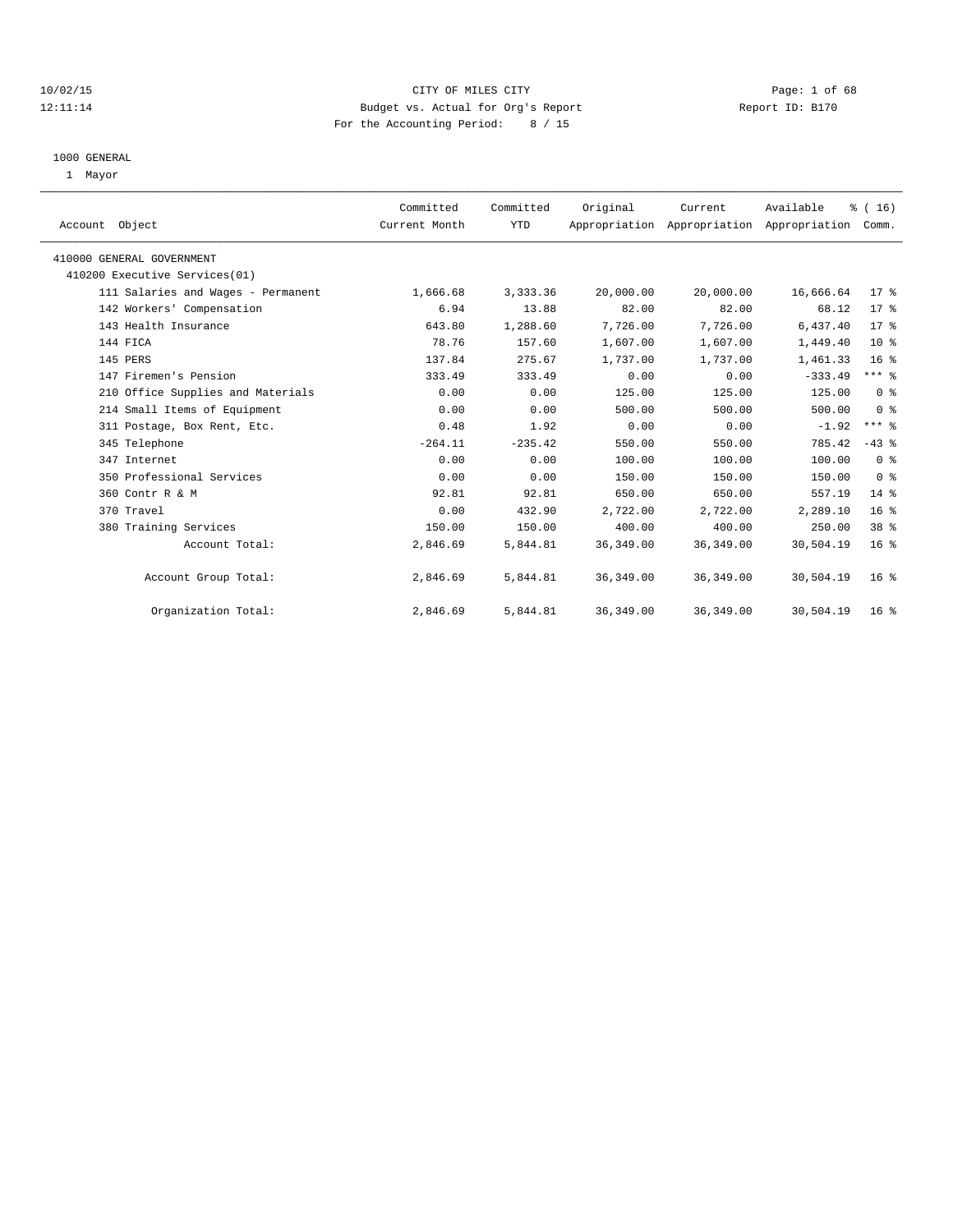# CITY OF MILES CITY

Budget vs. Actual for Org's Report

For the Accounting Period: 8 / 15

10/02/15 12:11:14 — Report ID: B170

## 1000 GENERAL

1 Mayor

| Account Object | Committed Current Month | Committed YTD | Original Appropriation | Current Appropriation | Available Appropriation | % ( 16) Comm. |
|---|---|---|---|---|---|---|
| 410000 GENERAL GOVERNMENT | | | | | | |
| 410200 Executive Services(01) | | | | | | |
| 111 Salaries and Wages - Permanent | 1,666.68 | 3,333.36 | 20,000.00 | 20,000.00 | 16,666.64 | 17 % |
| 142 Workers' Compensation | 6.94 | 13.88 | 82.00 | 82.00 | 68.12 | 17 % |
| 143 Health Insurance | 643.80 | 1,288.60 | 7,726.00 | 7,726.00 | 6,437.40 | 17 % |
| 144 FICA | 78.76 | 157.60 | 1,607.00 | 1,607.00 | 1,449.40 | 10 % |
| 145 PERS | 137.84 | 275.67 | 1,737.00 | 1,737.00 | 1,461.33 | 16 % |
| 147 Firemen's Pension | 333.49 | 333.49 | 0.00 | 0.00 | -333.49 | *** % |
| 210 Office Supplies and Materials | 0.00 | 0.00 | 125.00 | 125.00 | 125.00 | 0 % |
| 214 Small Items of Equipment | 0.00 | 0.00 | 500.00 | 500.00 | 500.00 | 0 % |
| 311 Postage, Box Rent, Etc. | 0.48 | 1.92 | 0.00 | 0.00 | -1.92 | *** % |
| 345 Telephone | -264.11 | -235.42 | 550.00 | 550.00 | 785.42 | -43 % |
| 347 Internet | 0.00 | 0.00 | 100.00 | 100.00 | 100.00 | 0 % |
| 350 Professional Services | 0.00 | 0.00 | 150.00 | 150.00 | 150.00 | 0 % |
| 360 Contr R & M | 92.81 | 92.81 | 650.00 | 650.00 | 557.19 | 14 % |
| 370 Travel | 0.00 | 432.90 | 2,722.00 | 2,722.00 | 2,289.10 | 16 % |
| 380 Training Services | 150.00 | 150.00 | 400.00 | 400.00 | 250.00 | 38 % |
| Account Total: | 2,846.69 | 5,844.81 | 36,349.00 | 36,349.00 | 30,504.19 | 16 % |
| Account Group Total: | 2,846.69 | 5,844.81 | 36,349.00 | 36,349.00 | 30,504.19 | 16 % |
| Organization Total: | 2,846.69 | 5,844.81 | 36,349.00 | 36,349.00 | 30,504.19 | 16 % |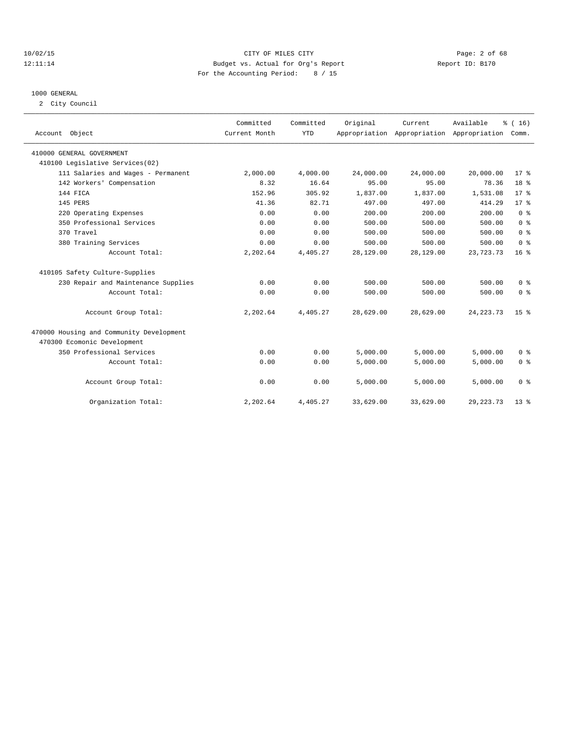CITY OF MILES CITY
Budget vs. Actual for Org's Report
For the Accounting Period: 8 / 15

10/02/15 12:11:14 — Report ID: B170

1000 GENERAL
2 City Council

| Account Object | Committed Current Month | Committed YTD | Original Appropriation | Current Appropriation | Available Appropriation | % ( 16) Comm. |
|---|---|---|---|---|---|---|
| 410000 GENERAL GOVERNMENT | | | | | | |
| 410100 Legislative Services(02) | | | | | | |
| 111 Salaries and Wages - Permanent | 2,000.00 | 4,000.00 | 24,000.00 | 24,000.00 | 20,000.00 | 17 % |
| 142 Workers' Compensation | 8.32 | 16.64 | 95.00 | 95.00 | 78.36 | 18 % |
| 144 FICA | 152.96 | 305.92 | 1,837.00 | 1,837.00 | 1,531.08 | 17 % |
| 145 PERS | 41.36 | 82.71 | 497.00 | 497.00 | 414.29 | 17 % |
| 220 Operating Expenses | 0.00 | 0.00 | 200.00 | 200.00 | 200.00 | 0 % |
| 350 Professional Services | 0.00 | 0.00 | 500.00 | 500.00 | 500.00 | 0 % |
| 370 Travel | 0.00 | 0.00 | 500.00 | 500.00 | 500.00 | 0 % |
| 380 Training Services | 0.00 | 0.00 | 500.00 | 500.00 | 500.00 | 0 % |
| Account Total: | 2,202.64 | 4,405.27 | 28,129.00 | 28,129.00 | 23,723.73 | 16 % |
| 410105 Safety Culture-Supplies | | | | | | |
| 230 Repair and Maintenance Supplies | 0.00 | 0.00 | 500.00 | 500.00 | 500.00 | 0 % |
| Account Total: | 0.00 | 0.00 | 500.00 | 500.00 | 500.00 | 0 % |
| Account Group Total: | 2,202.64 | 4,405.27 | 28,629.00 | 28,629.00 | 24,223.73 | 15 % |
| 470000 Housing and Community Development | | | | | | |
| 470300 Ecomonic Development | | | | | | |
| 350 Professional Services | 0.00 | 0.00 | 5,000.00 | 5,000.00 | 5,000.00 | 0 % |
| Account Total: | 0.00 | 0.00 | 5,000.00 | 5,000.00 | 5,000.00 | 0 % |
| Account Group Total: | 0.00 | 0.00 | 5,000.00 | 5,000.00 | 5,000.00 | 0 % |
| Organization Total: | 2,202.64 | 4,405.27 | 33,629.00 | 33,629.00 | 29,223.73 | 13 % |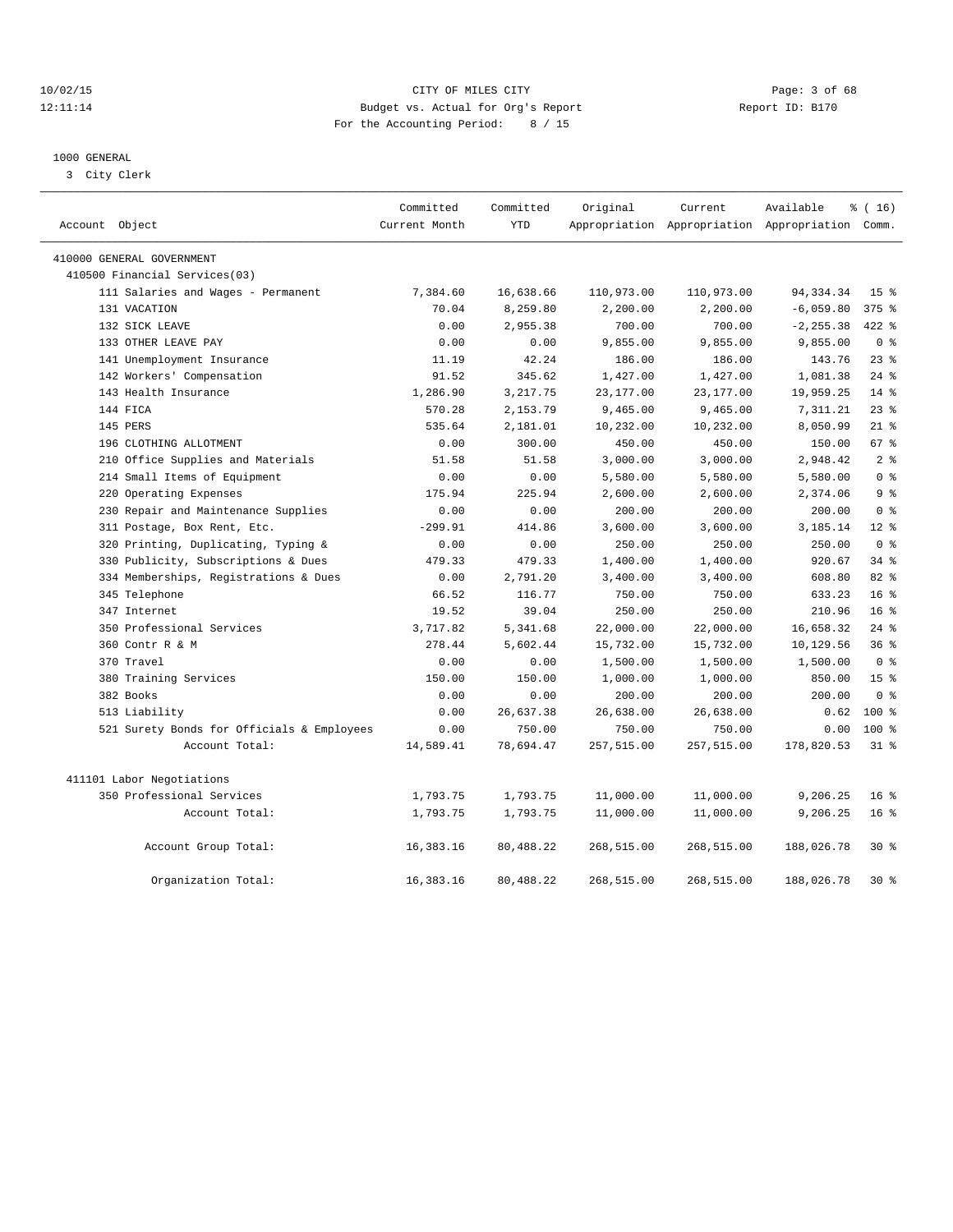CITY OF MILES CITY
Budget vs. Actual for Org's Report
For the Accounting Period: 8 / 15

10/02/15
12:11:14

Report ID: B170

## 1000 GENERAL

3 City Clerk

| Account Object | Committed Current Month | Committed YTD | Original Appropriation | Current Appropriation | Available Appropriation | % ( 16) Comm. |
|---|---|---|---|---|---|---|
| 410000 GENERAL GOVERNMENT | | | | | | |
| 410500 Financial Services(03) | | | | | | |
| 111 Salaries and Wages - Permanent | 7,384.60 | 16,638.66 | 110,973.00 | 110,973.00 | 94,334.34 | 15 % |
| 131 VACATION | 70.04 | 8,259.80 | 2,200.00 | 2,200.00 | -6,059.80 | 375 % |
| 132 SICK LEAVE | 0.00 | 2,955.38 | 700.00 | 700.00 | -2,255.38 | 422 % |
| 133 OTHER LEAVE PAY | 0.00 | 0.00 | 9,855.00 | 9,855.00 | 9,855.00 | 0 % |
| 141 Unemployment Insurance | 11.19 | 42.24 | 186.00 | 186.00 | 143.76 | 23 % |
| 142 Workers' Compensation | 91.52 | 345.62 | 1,427.00 | 1,427.00 | 1,081.38 | 24 % |
| 143 Health Insurance | 1,286.90 | 3,217.75 | 23,177.00 | 23,177.00 | 19,959.25 | 14 % |
| 144 FICA | 570.28 | 2,153.79 | 9,465.00 | 9,465.00 | 7,311.21 | 23 % |
| 145 PERS | 535.64 | 2,181.01 | 10,232.00 | 10,232.00 | 8,050.99 | 21 % |
| 196 CLOTHING ALLOTMENT | 0.00 | 300.00 | 450.00 | 450.00 | 150.00 | 67 % |
| 210 Office Supplies and Materials | 51.58 | 51.58 | 3,000.00 | 3,000.00 | 2,948.42 | 2 % |
| 214 Small Items of Equipment | 0.00 | 0.00 | 5,580.00 | 5,580.00 | 5,580.00 | 0 % |
| 220 Operating Expenses | 175.94 | 225.94 | 2,600.00 | 2,600.00 | 2,374.06 | 9 % |
| 230 Repair and Maintenance Supplies | 0.00 | 0.00 | 200.00 | 200.00 | 200.00 | 0 % |
| 311 Postage, Box Rent, Etc. | -299.91 | 414.86 | 3,600.00 | 3,600.00 | 3,185.14 | 12 % |
| 320 Printing, Duplicating, Typing & | 0.00 | 0.00 | 250.00 | 250.00 | 250.00 | 0 % |
| 330 Publicity, Subscriptions & Dues | 479.33 | 479.33 | 1,400.00 | 1,400.00 | 920.67 | 34 % |
| 334 Memberships, Registrations & Dues | 0.00 | 2,791.20 | 3,400.00 | 3,400.00 | 608.80 | 82 % |
| 345 Telephone | 66.52 | 116.77 | 750.00 | 750.00 | 633.23 | 16 % |
| 347 Internet | 19.52 | 39.04 | 250.00 | 250.00 | 210.96 | 16 % |
| 350 Professional Services | 3,717.82 | 5,341.68 | 22,000.00 | 22,000.00 | 16,658.32 | 24 % |
| 360 Contr R & M | 278.44 | 5,602.44 | 15,732.00 | 15,732.00 | 10,129.56 | 36 % |
| 370 Travel | 0.00 | 0.00 | 1,500.00 | 1,500.00 | 1,500.00 | 0 % |
| 380 Training Services | 150.00 | 150.00 | 1,000.00 | 1,000.00 | 850.00 | 15 % |
| 382 Books | 0.00 | 0.00 | 200.00 | 200.00 | 200.00 | 0 % |
| 513 Liability | 0.00 | 26,637.38 | 26,638.00 | 26,638.00 | 0.62 | 100 % |
| 521 Surety Bonds for Officials & Employees | 0.00 | 750.00 | 750.00 | 750.00 | 0.00 | 100 % |
| Account Total: | 14,589.41 | 78,694.47 | 257,515.00 | 257,515.00 | 178,820.53 | 31 % |
| 411101 Labor Negotiations | | | | | | |
| 350 Professional Services | 1,793.75 | 1,793.75 | 11,000.00 | 11,000.00 | 9,206.25 | 16 % |
| Account Total: | 1,793.75 | 1,793.75 | 11,000.00 | 11,000.00 | 9,206.25 | 16 % |
| Account Group Total: | 16,383.16 | 80,488.22 | 268,515.00 | 268,515.00 | 188,026.78 | 30 % |
| Organization Total: | 16,383.16 | 80,488.22 | 268,515.00 | 268,515.00 | 188,026.78 | 30 % |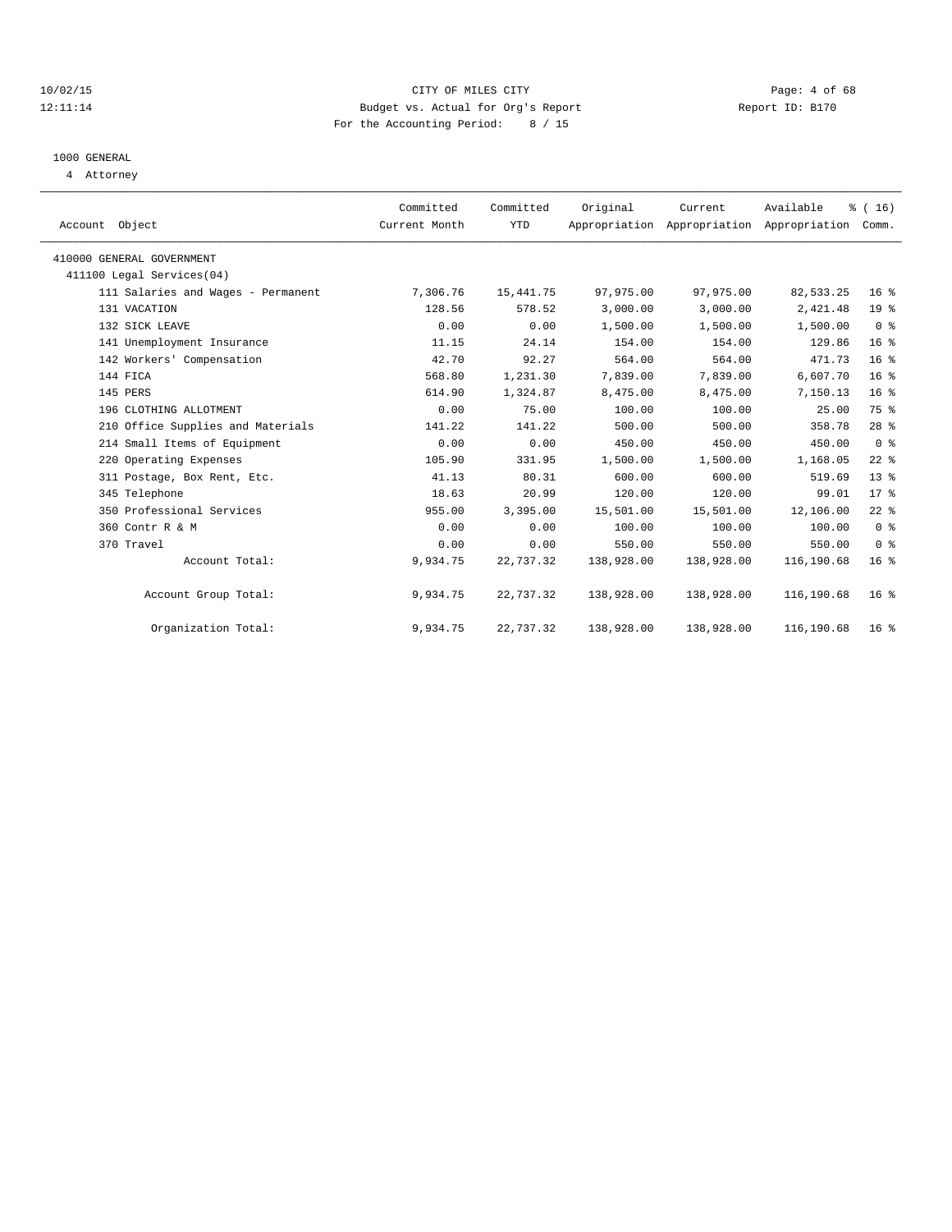CITY OF MILES CITY
Budget vs. Actual for Org's Report
For the Accounting Period: 8 / 15

10/02/15
12:11:14

Report ID: B170

1000 GENERAL
4 Attorney

| Account Object | Committed Current Month | Committed YTD | Original Appropriation | Current Appropriation | Available Appropriation | % ( 16) Comm. |
|---|---|---|---|---|---|---|
| 410000 GENERAL GOVERNMENT | | | | | | |
| 411100 Legal Services(04) | | | | | | |
| 111 Salaries and Wages - Permanent | 7,306.76 | 15,441.75 | 97,975.00 | 97,975.00 | 82,533.25 | 16 % |
| 131 VACATION | 128.56 | 578.52 | 3,000.00 | 3,000.00 | 2,421.48 | 19 % |
| 132 SICK LEAVE | 0.00 | 0.00 | 1,500.00 | 1,500.00 | 1,500.00 | 0 % |
| 141 Unemployment Insurance | 11.15 | 24.14 | 154.00 | 154.00 | 129.86 | 16 % |
| 142 Workers' Compensation | 42.70 | 92.27 | 564.00 | 564.00 | 471.73 | 16 % |
| 144 FICA | 568.80 | 1,231.30 | 7,839.00 | 7,839.00 | 6,607.70 | 16 % |
| 145 PERS | 614.90 | 1,324.87 | 8,475.00 | 8,475.00 | 7,150.13 | 16 % |
| 196 CLOTHING ALLOTMENT | 0.00 | 75.00 | 100.00 | 100.00 | 25.00 | 75 % |
| 210 Office Supplies and Materials | 141.22 | 141.22 | 500.00 | 500.00 | 358.78 | 28 % |
| 214 Small Items of Equipment | 0.00 | 0.00 | 450.00 | 450.00 | 450.00 | 0 % |
| 220 Operating Expenses | 105.90 | 331.95 | 1,500.00 | 1,500.00 | 1,168.05 | 22 % |
| 311 Postage, Box Rent, Etc. | 41.13 | 80.31 | 600.00 | 600.00 | 519.69 | 13 % |
| 345 Telephone | 18.63 | 20.99 | 120.00 | 120.00 | 99.01 | 17 % |
| 350 Professional Services | 955.00 | 3,395.00 | 15,501.00 | 15,501.00 | 12,106.00 | 22 % |
| 360 Contr R & M | 0.00 | 0.00 | 100.00 | 100.00 | 100.00 | 0 % |
| 370 Travel | 0.00 | 0.00 | 550.00 | 550.00 | 550.00 | 0 % |
| Account Total: | 9,934.75 | 22,737.32 | 138,928.00 | 138,928.00 | 116,190.68 | 16 % |
| Account Group Total: | 9,934.75 | 22,737.32 | 138,928.00 | 138,928.00 | 116,190.68 | 16 % |
| Organization Total: | 9,934.75 | 22,737.32 | 138,928.00 | 138,928.00 | 116,190.68 | 16 % |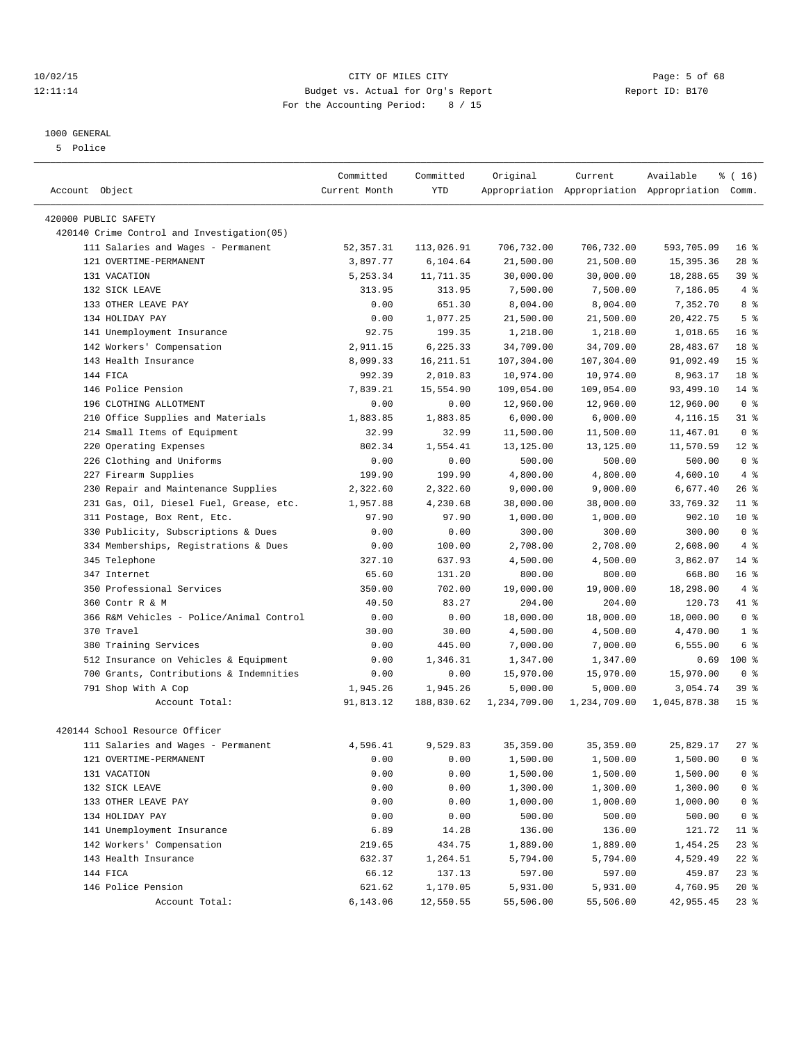10/02/15 CITY OF MILES CITY
12:11:14 Budget vs. Actual for Org's Report Report ID: B170
For the Accounting Period: 8 / 15

1000 GENERAL
5 Police

| Account Object | Committed Current Month | Committed YTD | Original Appropriation | Current Appropriation | Available Appropriation | % ( 16) Comm. |
|---|---|---|---|---|---|---|
| 420000 PUBLIC SAFETY | | | | | | |
| 420140 Crime Control and Investigation(05) | | | | | | |
| 111 Salaries and Wages - Permanent | 52,357.31 | 113,026.91 | 706,732.00 | 706,732.00 | 593,705.09 | 16 % |
| 121 OVERTIME-PERMANENT | 3,897.77 | 6,104.64 | 21,500.00 | 21,500.00 | 15,395.36 | 28 % |
| 131 VACATION | 5,253.34 | 11,711.35 | 30,000.00 | 30,000.00 | 18,288.65 | 39 % |
| 132 SICK LEAVE | 313.95 | 313.95 | 7,500.00 | 7,500.00 | 7,186.05 | 4 % |
| 133 OTHER LEAVE PAY | 0.00 | 651.30 | 8,004.00 | 8,004.00 | 7,352.70 | 8 % |
| 134 HOLIDAY PAY | 0.00 | 1,077.25 | 21,500.00 | 21,500.00 | 20,422.75 | 5 % |
| 141 Unemployment Insurance | 92.75 | 199.35 | 1,218.00 | 1,218.00 | 1,018.65 | 16 % |
| 142 Workers' Compensation | 2,911.15 | 6,225.33 | 34,709.00 | 34,709.00 | 28,483.67 | 18 % |
| 143 Health Insurance | 8,099.33 | 16,211.51 | 107,304.00 | 107,304.00 | 91,092.49 | 15 % |
| 144 FICA | 992.39 | 2,010.83 | 10,974.00 | 10,974.00 | 8,963.17 | 18 % |
| 146 Police Pension | 7,839.21 | 15,554.90 | 109,054.00 | 109,054.00 | 93,499.10 | 14 % |
| 196 CLOTHING ALLOTMENT | 0.00 | 0.00 | 12,960.00 | 12,960.00 | 12,960.00 | 0 % |
| 210 Office Supplies and Materials | 1,883.85 | 1,883.85 | 6,000.00 | 6,000.00 | 4,116.15 | 31 % |
| 214 Small Items of Equipment | 32.99 | 32.99 | 11,500.00 | 11,500.00 | 11,467.01 | 0 % |
| 220 Operating Expenses | 802.34 | 1,554.41 | 13,125.00 | 13,125.00 | 11,570.59 | 12 % |
| 226 Clothing and Uniforms | 0.00 | 0.00 | 500.00 | 500.00 | 500.00 | 0 % |
| 227 Firearm Supplies | 199.90 | 199.90 | 4,800.00 | 4,800.00 | 4,600.10 | 4 % |
| 230 Repair and Maintenance Supplies | 2,322.60 | 2,322.60 | 9,000.00 | 9,000.00 | 6,677.40 | 26 % |
| 231 Gas, Oil, Diesel Fuel, Grease, etc. | 1,957.88 | 4,230.68 | 38,000.00 | 38,000.00 | 33,769.32 | 11 % |
| 311 Postage, Box Rent, Etc. | 97.90 | 97.90 | 1,000.00 | 1,000.00 | 902.10 | 10 % |
| 330 Publicity, Subscriptions & Dues | 0.00 | 0.00 | 300.00 | 300.00 | 300.00 | 0 % |
| 334 Memberships, Registrations & Dues | 0.00 | 100.00 | 2,708.00 | 2,708.00 | 2,608.00 | 4 % |
| 345 Telephone | 327.10 | 637.93 | 4,500.00 | 4,500.00 | 3,862.07 | 14 % |
| 347 Internet | 65.60 | 131.20 | 800.00 | 800.00 | 668.80 | 16 % |
| 350 Professional Services | 350.00 | 702.00 | 19,000.00 | 19,000.00 | 18,298.00 | 4 % |
| 360 Contr R & M | 40.50 | 83.27 | 204.00 | 204.00 | 120.73 | 41 % |
| 366 R&M Vehicles - Police/Animal Control | 0.00 | 0.00 | 18,000.00 | 18,000.00 | 18,000.00 | 0 % |
| 370 Travel | 30.00 | 30.00 | 4,500.00 | 4,500.00 | 4,470.00 | 1 % |
| 380 Training Services | 0.00 | 445.00 | 7,000.00 | 7,000.00 | 6,555.00 | 6 % |
| 512 Insurance on Vehicles & Equipment | 0.00 | 1,346.31 | 1,347.00 | 1,347.00 | 0.69 | 100 % |
| 700 Grants, Contributions & Indemnities | 0.00 | 0.00 | 15,970.00 | 15,970.00 | 15,970.00 | 0 % |
| 791 Shop With A Cop | 1,945.26 | 1,945.26 | 5,000.00 | 5,000.00 | 3,054.74 | 39 % |
| Account Total: | 91,813.12 | 188,830.62 | 1,234,709.00 | 1,234,709.00 | 1,045,878.38 | 15 % |
| 420144 School Resource Officer | | | | | | |
| 111 Salaries and Wages - Permanent | 4,596.41 | 9,529.83 | 35,359.00 | 35,359.00 | 25,829.17 | 27 % |
| 121 OVERTIME-PERMANENT | 0.00 | 0.00 | 1,500.00 | 1,500.00 | 1,500.00 | 0 % |
| 131 VACATION | 0.00 | 0.00 | 1,500.00 | 1,500.00 | 1,500.00 | 0 % |
| 132 SICK LEAVE | 0.00 | 0.00 | 1,300.00 | 1,300.00 | 1,300.00 | 0 % |
| 133 OTHER LEAVE PAY | 0.00 | 0.00 | 1,000.00 | 1,000.00 | 1,000.00 | 0 % |
| 134 HOLIDAY PAY | 0.00 | 0.00 | 500.00 | 500.00 | 500.00 | 0 % |
| 141 Unemployment Insurance | 6.89 | 14.28 | 136.00 | 136.00 | 121.72 | 11 % |
| 142 Workers' Compensation | 219.65 | 434.75 | 1,889.00 | 1,889.00 | 1,454.25 | 23 % |
| 143 Health Insurance | 632.37 | 1,264.51 | 5,794.00 | 5,794.00 | 4,529.49 | 22 % |
| 144 FICA | 66.12 | 137.13 | 597.00 | 597.00 | 459.87 | 23 % |
| 146 Police Pension | 621.62 | 1,170.05 | 5,931.00 | 5,931.00 | 4,760.95 | 20 % |
| Account Total: | 6,143.06 | 12,550.55 | 55,506.00 | 55,506.00 | 42,955.45 | 23 % |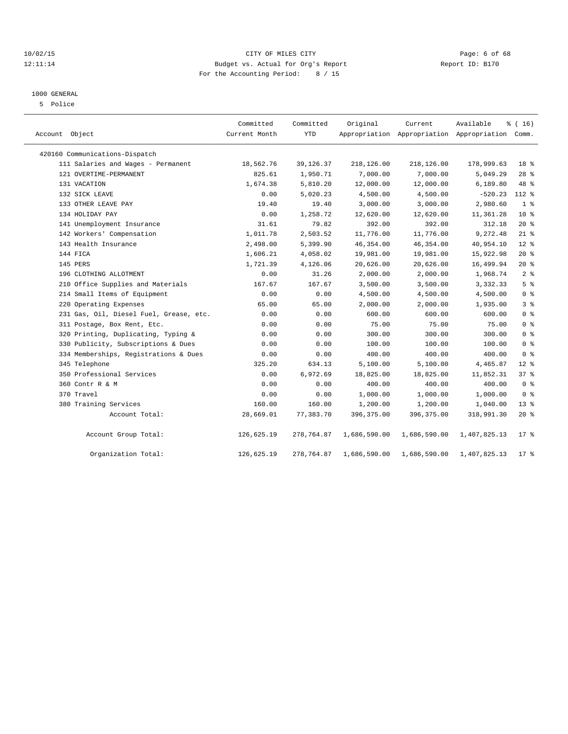CITY OF MILES CITY
Budget vs. Actual for Org's Report
For the Accounting Period: 8 / 15

10/02/15
12:11:14

Report ID: B170

1000 GENERAL
5 Police

| Account Object | Committed Current Month | Committed YTD | Original Appropriation | Current Appropriation | Available Appropriation | % ( 16) Comm. |
|---|---|---|---|---|---|---|
| 420160 Communications-Dispatch | | | | | | |
| 111 Salaries and Wages - Permanent | 18,562.76 | 39,126.37 | 218,126.00 | 218,126.00 | 178,999.63 | 18 % |
| 121 OVERTIME-PERMANENT | 825.61 | 1,950.71 | 7,000.00 | 7,000.00 | 5,049.29 | 28 % |
| 131 VACATION | 1,674.38 | 5,810.20 | 12,000.00 | 12,000.00 | 6,189.80 | 48 % |
| 132 SICK LEAVE | 0.00 | 5,020.23 | 4,500.00 | 4,500.00 | -520.23 | 112 % |
| 133 OTHER LEAVE PAY | 19.40 | 19.40 | 3,000.00 | 3,000.00 | 2,980.60 | 1 % |
| 134 HOLIDAY PAY | 0.00 | 1,258.72 | 12,620.00 | 12,620.00 | 11,361.28 | 10 % |
| 141 Unemployment Insurance | 31.61 | 79.82 | 392.00 | 392.00 | 312.18 | 20 % |
| 142 Workers' Compensation | 1,011.78 | 2,503.52 | 11,776.00 | 11,776.00 | 9,272.48 | 21 % |
| 143 Health Insurance | 2,498.00 | 5,399.90 | 46,354.00 | 46,354.00 | 40,954.10 | 12 % |
| 144 FICA | 1,606.21 | 4,058.02 | 19,981.00 | 19,981.00 | 15,922.98 | 20 % |
| 145 PERS | 1,721.39 | 4,126.06 | 20,626.00 | 20,626.00 | 16,499.94 | 20 % |
| 196 CLOTHING ALLOTMENT | 0.00 | 31.26 | 2,000.00 | 2,000.00 | 1,968.74 | 2 % |
| 210 Office Supplies and Materials | 167.67 | 167.67 | 3,500.00 | 3,500.00 | 3,332.33 | 5 % |
| 214 Small Items of Equipment | 0.00 | 0.00 | 4,500.00 | 4,500.00 | 4,500.00 | 0 % |
| 220 Operating Expenses | 65.00 | 65.00 | 2,000.00 | 2,000.00 | 1,935.00 | 3 % |
| 231 Gas, Oil, Diesel Fuel, Grease, etc. | 0.00 | 0.00 | 600.00 | 600.00 | 600.00 | 0 % |
| 311 Postage, Box Rent, Etc. | 0.00 | 0.00 | 75.00 | 75.00 | 75.00 | 0 % |
| 320 Printing, Duplicating, Typing & | 0.00 | 0.00 | 300.00 | 300.00 | 300.00 | 0 % |
| 330 Publicity, Subscriptions & Dues | 0.00 | 0.00 | 100.00 | 100.00 | 100.00 | 0 % |
| 334 Memberships, Registrations & Dues | 0.00 | 0.00 | 400.00 | 400.00 | 400.00 | 0 % |
| 345 Telephone | 325.20 | 634.13 | 5,100.00 | 5,100.00 | 4,465.87 | 12 % |
| 350 Professional Services | 0.00 | 6,972.69 | 18,825.00 | 18,825.00 | 11,852.31 | 37 % |
| 360 Contr R & M | 0.00 | 0.00 | 400.00 | 400.00 | 400.00 | 0 % |
| 370 Travel | 0.00 | 0.00 | 1,000.00 | 1,000.00 | 1,000.00 | 0 % |
| 380 Training Services | 160.00 | 160.00 | 1,200.00 | 1,200.00 | 1,040.00 | 13 % |
| Account Total: | 28,669.01 | 77,383.70 | 396,375.00 | 396,375.00 | 318,991.30 | 20 % |
| Account Group Total: | 126,625.19 | 278,764.87 | 1,686,590.00 | 1,686,590.00 | 1,407,825.13 | 17 % |
| Organization Total: | 126,625.19 | 278,764.87 | 1,686,590.00 | 1,686,590.00 | 1,407,825.13 | 17 % |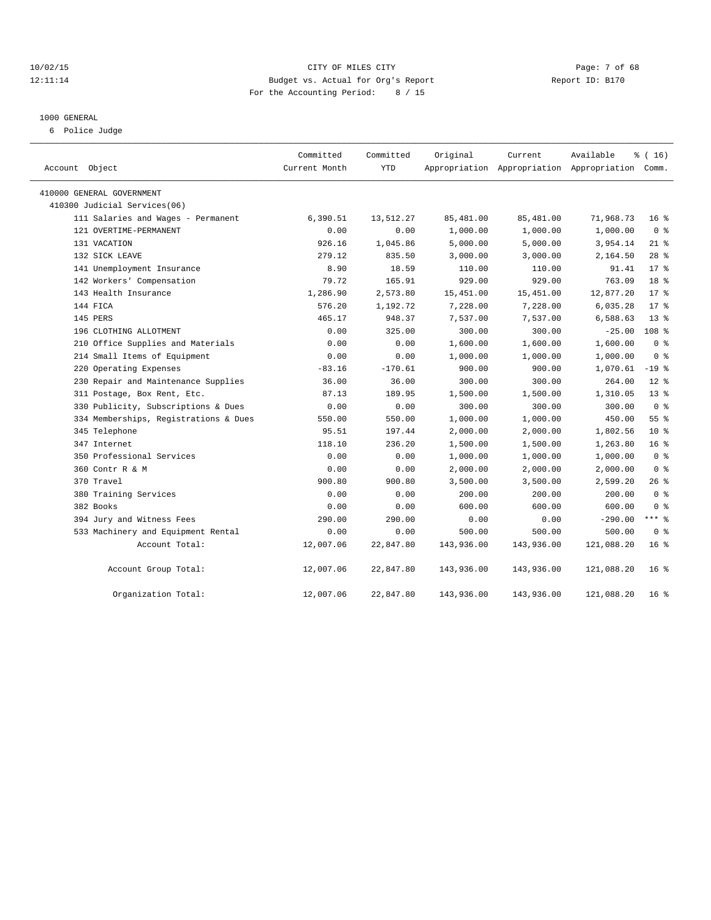CITY OF MILES CITY
Budget vs. Actual for Org's Report
For the Accounting Period: 8 / 15

10/02/15
12:11:14

Report ID: B170

## 1000 GENERAL

6 Police Judge

| Account Object | Committed Current Month | Committed YTD | Original Appropriation | Current Appropriation | Available Appropriation | % ( 16) Comm. |
|---|---|---|---|---|---|---|
| 410000 GENERAL GOVERNMENT | | | | | | |
| 410300 Judicial Services(06) | | | | | | |
| 111 Salaries and Wages - Permanent | 6,390.51 | 13,512.27 | 85,481.00 | 85,481.00 | 71,968.73 | 16 % |
| 121 OVERTIME-PERMANENT | 0.00 | 0.00 | 1,000.00 | 1,000.00 | 1,000.00 | 0 % |
| 131 VACATION | 926.16 | 1,045.86 | 5,000.00 | 5,000.00 | 3,954.14 | 21 % |
| 132 SICK LEAVE | 279.12 | 835.50 | 3,000.00 | 3,000.00 | 2,164.50 | 28 % |
| 141 Unemployment Insurance | 8.90 | 18.59 | 110.00 | 110.00 | 91.41 | 17 % |
| 142 Workers' Compensation | 79.72 | 165.91 | 929.00 | 929.00 | 763.09 | 18 % |
| 143 Health Insurance | 1,286.90 | 2,573.80 | 15,451.00 | 15,451.00 | 12,877.20 | 17 % |
| 144 FICA | 576.20 | 1,192.72 | 7,228.00 | 7,228.00 | 6,035.28 | 17 % |
| 145 PERS | 465.17 | 948.37 | 7,537.00 | 7,537.00 | 6,588.63 | 13 % |
| 196 CLOTHING ALLOTMENT | 0.00 | 325.00 | 300.00 | 300.00 | -25.00 | 108 % |
| 210 Office Supplies and Materials | 0.00 | 0.00 | 1,600.00 | 1,600.00 | 1,600.00 | 0 % |
| 214 Small Items of Equipment | 0.00 | 0.00 | 1,000.00 | 1,000.00 | 1,000.00 | 0 % |
| 220 Operating Expenses | -83.16 | -170.61 | 900.00 | 900.00 | 1,070.61 | -19 % |
| 230 Repair and Maintenance Supplies | 36.00 | 36.00 | 300.00 | 300.00 | 264.00 | 12 % |
| 311 Postage, Box Rent, Etc. | 87.13 | 189.95 | 1,500.00 | 1,500.00 | 1,310.05 | 13 % |
| 330 Publicity, Subscriptions & Dues | 0.00 | 0.00 | 300.00 | 300.00 | 300.00 | 0 % |
| 334 Memberships, Registrations & Dues | 550.00 | 550.00 | 1,000.00 | 1,000.00 | 450.00 | 55 % |
| 345 Telephone | 95.51 | 197.44 | 2,000.00 | 2,000.00 | 1,802.56 | 10 % |
| 347 Internet | 118.10 | 236.20 | 1,500.00 | 1,500.00 | 1,263.80 | 16 % |
| 350 Professional Services | 0.00 | 0.00 | 1,000.00 | 1,000.00 | 1,000.00 | 0 % |
| 360 Contr R & M | 0.00 | 0.00 | 2,000.00 | 2,000.00 | 2,000.00 | 0 % |
| 370 Travel | 900.80 | 900.80 | 3,500.00 | 3,500.00 | 2,599.20 | 26 % |
| 380 Training Services | 0.00 | 0.00 | 200.00 | 200.00 | 200.00 | 0 % |
| 382 Books | 0.00 | 0.00 | 600.00 | 600.00 | 600.00 | 0 % |
| 394 Jury and Witness Fees | 290.00 | 290.00 | 0.00 | 0.00 | -290.00 | *** % |
| 533 Machinery and Equipment Rental | 0.00 | 0.00 | 500.00 | 500.00 | 500.00 | 0 % |
| Account Total: | 12,007.06 | 22,847.80 | 143,936.00 | 143,936.00 | 121,088.20 | 16 % |
| Account Group Total: | 12,007.06 | 22,847.80 | 143,936.00 | 143,936.00 | 121,088.20 | 16 % |
| Organization Total: | 12,007.06 | 22,847.80 | 143,936.00 | 143,936.00 | 121,088.20 | 16 % |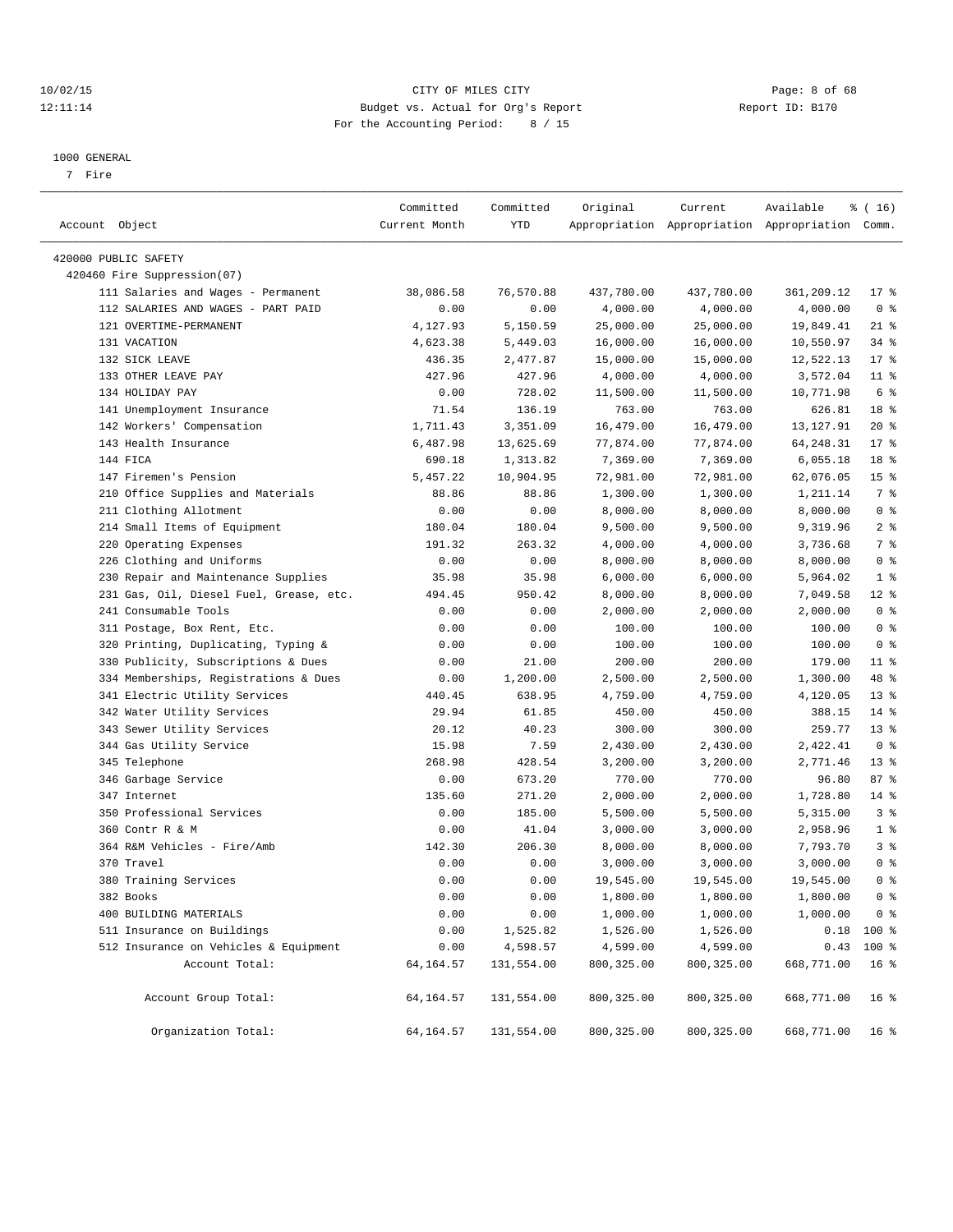CITY OF MILES CITY
Budget vs. Actual for Org's Report
For the Accounting Period: 8 / 15

1000 GENERAL
7 Fire

| Account Object | Committed Current Month | Committed YTD | Original Appropriation | Current Appropriation | Available Appropriation | % ( 16) Comm. |
|---|---|---|---|---|---|---|
| 420000 PUBLIC SAFETY | | | | | | |
| 420460 Fire Suppression(07) | | | | | | |
| 111 Salaries and Wages - Permanent | 38,086.58 | 76,570.88 | 437,780.00 | 437,780.00 | 361,209.12 | 17 % |
| 112 SALARIES AND WAGES - PART PAID | 0.00 | 0.00 | 4,000.00 | 4,000.00 | 4,000.00 | 0 % |
| 121 OVERTIME-PERMANENT | 4,127.93 | 5,150.59 | 25,000.00 | 25,000.00 | 19,849.41 | 21 % |
| 131 VACATION | 4,623.38 | 5,449.03 | 16,000.00 | 16,000.00 | 10,550.97 | 34 % |
| 132 SICK LEAVE | 436.35 | 2,477.87 | 15,000.00 | 15,000.00 | 12,522.13 | 17 % |
| 133 OTHER LEAVE PAY | 427.96 | 427.96 | 4,000.00 | 4,000.00 | 3,572.04 | 11 % |
| 134 HOLIDAY PAY | 0.00 | 728.02 | 11,500.00 | 11,500.00 | 10,771.98 | 6 % |
| 141 Unemployment Insurance | 71.54 | 136.19 | 763.00 | 763.00 | 626.81 | 18 % |
| 142 Workers' Compensation | 1,711.43 | 3,351.09 | 16,479.00 | 16,479.00 | 13,127.91 | 20 % |
| 143 Health Insurance | 6,487.98 | 13,625.69 | 77,874.00 | 77,874.00 | 64,248.31 | 17 % |
| 144 FICA | 690.18 | 1,313.82 | 7,369.00 | 7,369.00 | 6,055.18 | 18 % |
| 147 Firemen's Pension | 5,457.22 | 10,904.95 | 72,981.00 | 72,981.00 | 62,076.05 | 15 % |
| 210 Office Supplies and Materials | 88.86 | 88.86 | 1,300.00 | 1,300.00 | 1,211.14 | 7 % |
| 211 Clothing Allotment | 0.00 | 0.00 | 8,000.00 | 8,000.00 | 8,000.00 | 0 % |
| 214 Small Items of Equipment | 180.04 | 180.04 | 9,500.00 | 9,500.00 | 9,319.96 | 2 % |
| 220 Operating Expenses | 191.32 | 263.32 | 4,000.00 | 4,000.00 | 3,736.68 | 7 % |
| 226 Clothing and Uniforms | 0.00 | 0.00 | 8,000.00 | 8,000.00 | 8,000.00 | 0 % |
| 230 Repair and Maintenance Supplies | 35.98 | 35.98 | 6,000.00 | 6,000.00 | 5,964.02 | 1 % |
| 231 Gas, Oil, Diesel Fuel, Grease, etc. | 494.45 | 950.42 | 8,000.00 | 8,000.00 | 7,049.58 | 12 % |
| 241 Consumable Tools | 0.00 | 0.00 | 2,000.00 | 2,000.00 | 2,000.00 | 0 % |
| 311 Postage, Box Rent, Etc. | 0.00 | 0.00 | 100.00 | 100.00 | 100.00 | 0 % |
| 320 Printing, Duplicating, Typing & | 0.00 | 0.00 | 100.00 | 100.00 | 100.00 | 0 % |
| 330 Publicity, Subscriptions & Dues | 0.00 | 21.00 | 200.00 | 200.00 | 179.00 | 11 % |
| 334 Memberships, Registrations & Dues | 0.00 | 1,200.00 | 2,500.00 | 2,500.00 | 1,300.00 | 48 % |
| 341 Electric Utility Services | 440.45 | 638.95 | 4,759.00 | 4,759.00 | 4,120.05 | 13 % |
| 342 Water Utility Services | 29.94 | 61.85 | 450.00 | 450.00 | 388.15 | 14 % |
| 343 Sewer Utility Services | 20.12 | 40.23 | 300.00 | 300.00 | 259.77 | 13 % |
| 344 Gas Utility Service | 15.98 | 7.59 | 2,430.00 | 2,430.00 | 2,422.41 | 0 % |
| 345 Telephone | 268.98 | 428.54 | 3,200.00 | 3,200.00 | 2,771.46 | 13 % |
| 346 Garbage Service | 0.00 | 673.20 | 770.00 | 770.00 | 96.80 | 87 % |
| 347 Internet | 135.60 | 271.20 | 2,000.00 | 2,000.00 | 1,728.80 | 14 % |
| 350 Professional Services | 0.00 | 185.00 | 5,500.00 | 5,500.00 | 5,315.00 | 3 % |
| 360 Contr R & M | 0.00 | 41.04 | 3,000.00 | 3,000.00 | 2,958.96 | 1 % |
| 364 R&M Vehicles - Fire/Amb | 142.30 | 206.30 | 8,000.00 | 8,000.00 | 7,793.70 | 3 % |
| 370 Travel | 0.00 | 0.00 | 3,000.00 | 3,000.00 | 3,000.00 | 0 % |
| 380 Training Services | 0.00 | 0.00 | 19,545.00 | 19,545.00 | 19,545.00 | 0 % |
| 382 Books | 0.00 | 0.00 | 1,800.00 | 1,800.00 | 1,800.00 | 0 % |
| 400 BUILDING MATERIALS | 0.00 | 0.00 | 1,000.00 | 1,000.00 | 1,000.00 | 0 % |
| 511 Insurance on Buildings | 0.00 | 1,525.82 | 1,526.00 | 1,526.00 | 0.18 | 100 % |
| 512 Insurance on Vehicles & Equipment | 0.00 | 4,598.57 | 4,599.00 | 4,599.00 | 0.43 | 100 % |
| Account Total: | 64,164.57 | 131,554.00 | 800,325.00 | 800,325.00 | 668,771.00 | 16 % |
| Account Group Total: | 64,164.57 | 131,554.00 | 800,325.00 | 800,325.00 | 668,771.00 | 16 % |
| Organization Total: | 64,164.57 | 131,554.00 | 800,325.00 | 800,325.00 | 668,771.00 | 16 % |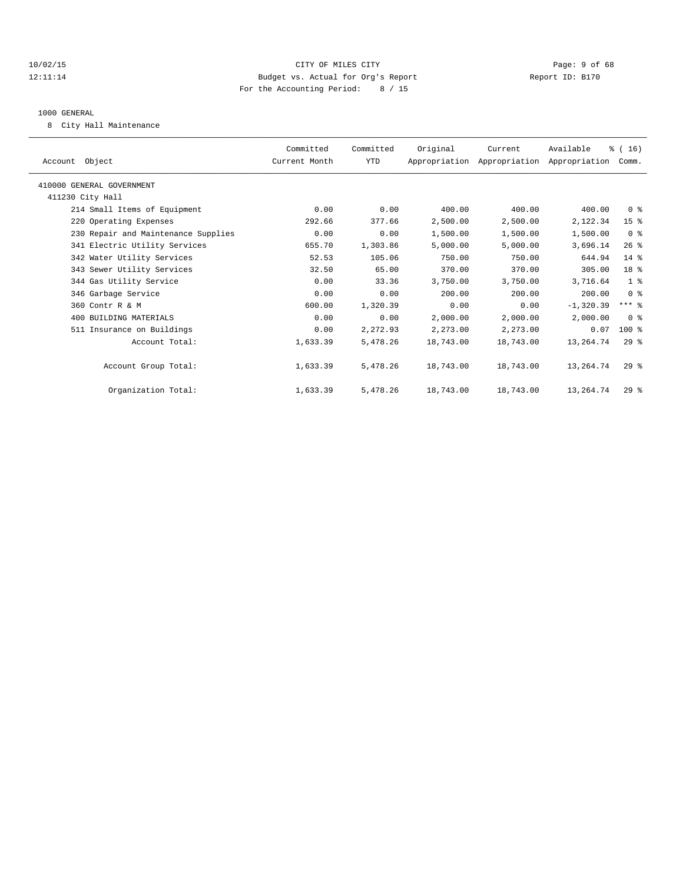CITY OF MILES CITY
Budget vs. Actual for Org's Report
For the Accounting Period: 8 / 15

10/02/15
12:11:14

Report ID: B170

1000 GENERAL

8 City Hall Maintenance

| Account Object | Committed Current Month | Committed YTD | Original Appropriation | Current Appropriation | Available Appropriation | % ( 16) Comm. |
|---|---|---|---|---|---|---|
| 410000 GENERAL GOVERNMENT | | | | | | |
| 411230 City Hall | | | | | | |
| 214 Small Items of Equipment | 0.00 | 0.00 | 400.00 | 400.00 | 400.00 | 0 % |
| 220 Operating Expenses | 292.66 | 377.66 | 2,500.00 | 2,500.00 | 2,122.34 | 15 % |
| 230 Repair and Maintenance Supplies | 0.00 | 0.00 | 1,500.00 | 1,500.00 | 1,500.00 | 0 % |
| 341 Electric Utility Services | 655.70 | 1,303.86 | 5,000.00 | 5,000.00 | 3,696.14 | 26 % |
| 342 Water Utility Services | 52.53 | 105.06 | 750.00 | 750.00 | 644.94 | 14 % |
| 343 Sewer Utility Services | 32.50 | 65.00 | 370.00 | 370.00 | 305.00 | 18 % |
| 344 Gas Utility Service | 0.00 | 33.36 | 3,750.00 | 3,750.00 | 3,716.64 | 1 % |
| 346 Garbage Service | 0.00 | 0.00 | 200.00 | 200.00 | 200.00 | 0 % |
| 360 Contr R & M | 600.00 | 1,320.39 | 0.00 | 0.00 | -1,320.39 | *** % |
| 400 BUILDING MATERIALS | 0.00 | 0.00 | 2,000.00 | 2,000.00 | 2,000.00 | 0 % |
| 511 Insurance on Buildings | 0.00 | 2,272.93 | 2,273.00 | 2,273.00 | 0.07 | 100 % |
| Account Total: | 1,633.39 | 5,478.26 | 18,743.00 | 18,743.00 | 13,264.74 | 29 % |
| Account Group Total: | 1,633.39 | 5,478.26 | 18,743.00 | 18,743.00 | 13,264.74 | 29 % |
| Organization Total: | 1,633.39 | 5,478.26 | 18,743.00 | 18,743.00 | 13,264.74 | 29 % |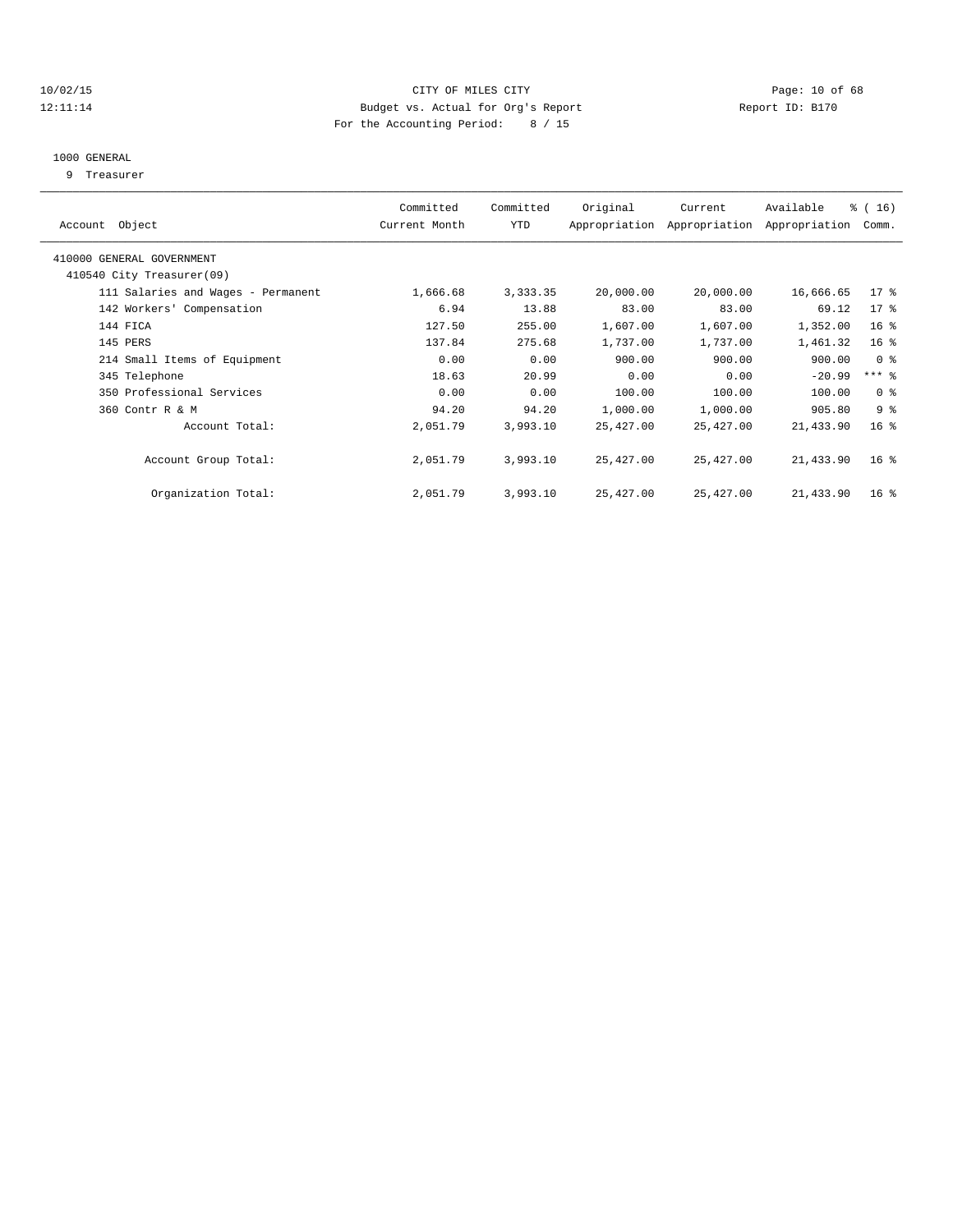CITY OF MILES CITY
Budget vs. Actual for Org's Report
For the Accounting Period: 8 / 15

10/02/15
12:11:14

Report ID: B170

## 1000 GENERAL

9 Treasurer

| Account Object | Committed Current Month | Committed YTD | Original Appropriation | Current Appropriation | Available Appropriation | % ( 16) Comm. |
|---|---|---|---|---|---|---|
| 410000 GENERAL GOVERNMENT | | | | | | |
| 410540 City Treasurer(09) | | | | | | |
| 111 Salaries and Wages - Permanent | 1,666.68 | 3,333.35 | 20,000.00 | 20,000.00 | 16,666.65 | 17 % |
| 142 Workers' Compensation | 6.94 | 13.88 | 83.00 | 83.00 | 69.12 | 17 % |
| 144 FICA | 127.50 | 255.00 | 1,607.00 | 1,607.00 | 1,352.00 | 16 % |
| 145 PERS | 137.84 | 275.68 | 1,737.00 | 1,737.00 | 1,461.32 | 16 % |
| 214 Small Items of Equipment | 0.00 | 0.00 | 900.00 | 900.00 | 900.00 | 0 % |
| 345 Telephone | 18.63 | 20.99 | 0.00 | 0.00 | -20.99 | *** % |
| 350 Professional Services | 0.00 | 0.00 | 100.00 | 100.00 | 100.00 | 0 % |
| 360 Contr R & M | 94.20 | 94.20 | 1,000.00 | 1,000.00 | 905.80 | 9 % |
| Account Total: | 2,051.79 | 3,993.10 | 25,427.00 | 25,427.00 | 21,433.90 | 16 % |
| Account Group Total: | 2,051.79 | 3,993.10 | 25,427.00 | 25,427.00 | 21,433.90 | 16 % |
| Organization Total: | 2,051.79 | 3,993.10 | 25,427.00 | 25,427.00 | 21,433.90 | 16 % |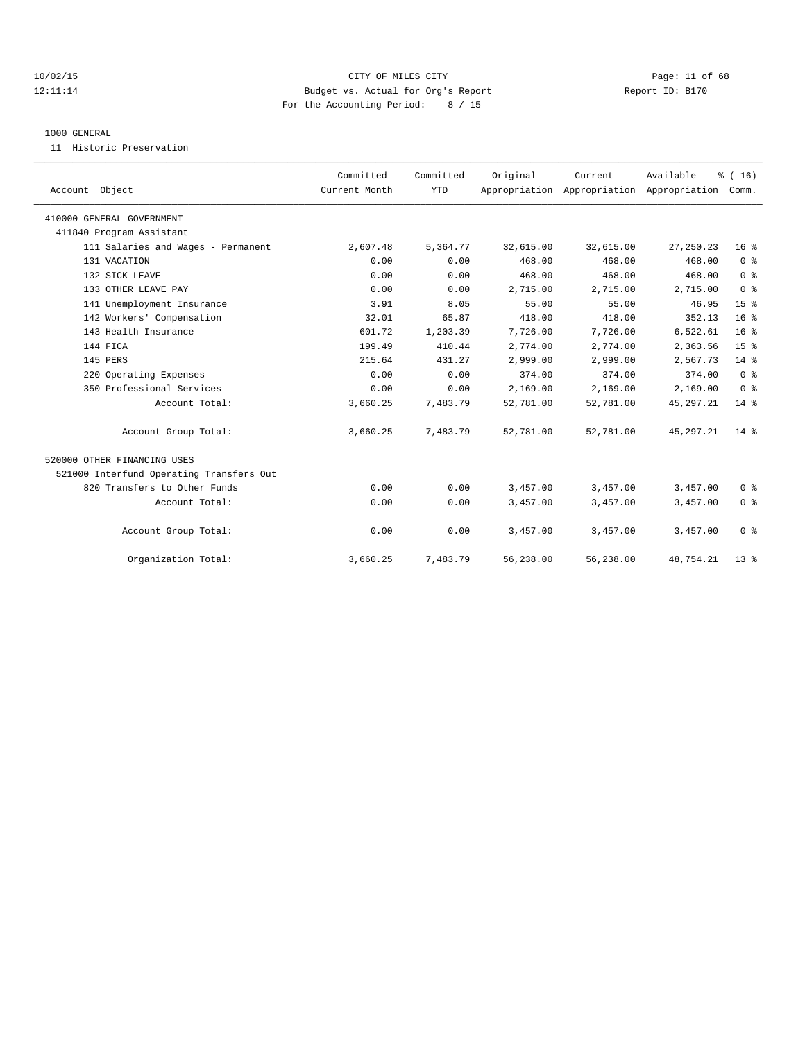CITY OF MILES CITY
Budget vs. Actual for Org's Report
For the Accounting Period: 8 / 15

1000 GENERAL

11 Historic Preservation

| Account Object | Committed Current Month | Committed YTD | Original Appropriation | Current Appropriation | Available Appropriation | % ( 16) Comm. |
|---|---|---|---|---|---|---|
| 410000 GENERAL GOVERNMENT | | | | | | |
| 411840 Program Assistant | | | | | | |
| 111 Salaries and Wages - Permanent | 2,607.48 | 5,364.77 | 32,615.00 | 32,615.00 | 27,250.23 | 16 % |
| 131 VACATION | 0.00 | 0.00 | 468.00 | 468.00 | 468.00 | 0 % |
| 132 SICK LEAVE | 0.00 | 0.00 | 468.00 | 468.00 | 468.00 | 0 % |
| 133 OTHER LEAVE PAY | 0.00 | 0.00 | 2,715.00 | 2,715.00 | 2,715.00 | 0 % |
| 141 Unemployment Insurance | 3.91 | 8.05 | 55.00 | 55.00 | 46.95 | 15 % |
| 142 Workers' Compensation | 32.01 | 65.87 | 418.00 | 418.00 | 352.13 | 16 % |
| 143 Health Insurance | 601.72 | 1,203.39 | 7,726.00 | 7,726.00 | 6,522.61 | 16 % |
| 144 FICA | 199.49 | 410.44 | 2,774.00 | 2,774.00 | 2,363.56 | 15 % |
| 145 PERS | 215.64 | 431.27 | 2,999.00 | 2,999.00 | 2,567.73 | 14 % |
| 220 Operating Expenses | 0.00 | 0.00 | 374.00 | 374.00 | 374.00 | 0 % |
| 350 Professional Services | 0.00 | 0.00 | 2,169.00 | 2,169.00 | 2,169.00 | 0 % |
| Account Total: | 3,660.25 | 7,483.79 | 52,781.00 | 52,781.00 | 45,297.21 | 14 % |
| Account Group Total: | 3,660.25 | 7,483.79 | 52,781.00 | 52,781.00 | 45,297.21 | 14 % |
| 520000 OTHER FINANCING USES | | | | | | |
| 521000 Interfund Operating Transfers Out | | | | | | |
| 820 Transfers to Other Funds | 0.00 | 0.00 | 3,457.00 | 3,457.00 | 3,457.00 | 0 % |
| Account Total: | 0.00 | 0.00 | 3,457.00 | 3,457.00 | 3,457.00 | 0 % |
| Account Group Total: | 0.00 | 0.00 | 3,457.00 | 3,457.00 | 3,457.00 | 0 % |
| Organization Total: | 3,660.25 | 7,483.79 | 56,238.00 | 56,238.00 | 48,754.21 | 13 % |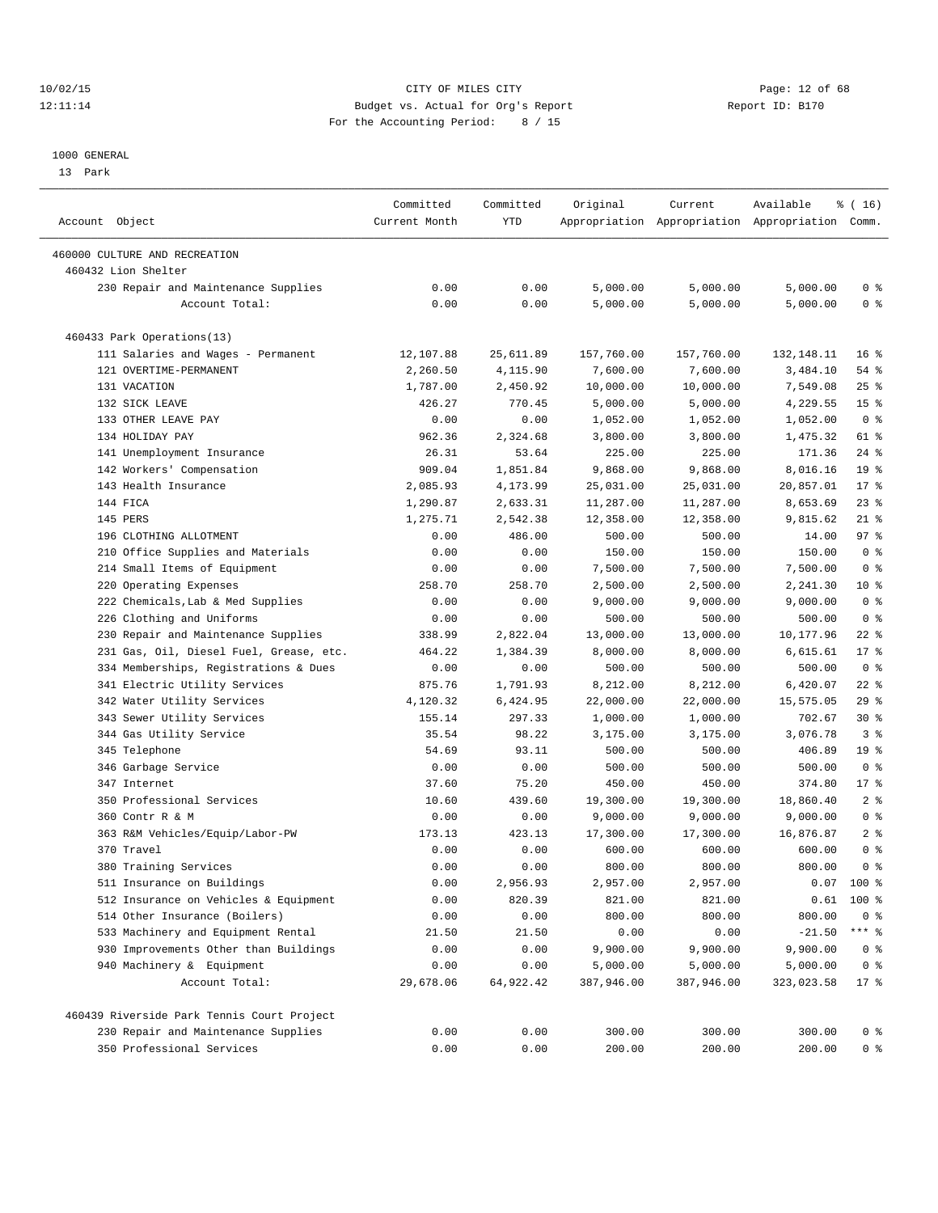10/02/15 CITY OF MILES CITY
12:11:14 Budget vs. Actual for Org's Report Report ID: B170
For the Accounting Period: 8 / 15

1000 GENERAL
13 Park

| Account Object | Committed Current Month | Committed YTD | Original Appropriation | Current Appropriation | Available Appropriation | % ( 16) Comm. |
|---|---|---|---|---|---|---|
| 460000 CULTURE AND RECREATION | | | | | | |
| 460432 Lion Shelter | | | | | | |
| 230 Repair and Maintenance Supplies | 0.00 | 0.00 | 5,000.00 | 5,000.00 | 5,000.00 | 0 % |
| Account Total: | 0.00 | 0.00 | 5,000.00 | 5,000.00 | 5,000.00 | 0 % |
| 460433 Park Operations(13) | | | | | | |
| 111 Salaries and Wages - Permanent | 12,107.88 | 25,611.89 | 157,760.00 | 157,760.00 | 132,148.11 | 16 % |
| 121 OVERTIME-PERMANENT | 2,260.50 | 4,115.90 | 7,600.00 | 7,600.00 | 3,484.10 | 54 % |
| 131 VACATION | 1,787.00 | 2,450.92 | 10,000.00 | 10,000.00 | 7,549.08 | 25 % |
| 132 SICK LEAVE | 426.27 | 770.45 | 5,000.00 | 5,000.00 | 4,229.55 | 15 % |
| 133 OTHER LEAVE PAY | 0.00 | 0.00 | 1,052.00 | 1,052.00 | 1,052.00 | 0 % |
| 134 HOLIDAY PAY | 962.36 | 2,324.68 | 3,800.00 | 3,800.00 | 1,475.32 | 61 % |
| 141 Unemployment Insurance | 26.31 | 53.64 | 225.00 | 225.00 | 171.36 | 24 % |
| 142 Workers' Compensation | 909.04 | 1,851.84 | 9,868.00 | 9,868.00 | 8,016.16 | 19 % |
| 143 Health Insurance | 2,085.93 | 4,173.99 | 25,031.00 | 25,031.00 | 20,857.01 | 17 % |
| 144 FICA | 1,290.87 | 2,633.31 | 11,287.00 | 11,287.00 | 8,653.69 | 23 % |
| 145 PERS | 1,275.71 | 2,542.38 | 12,358.00 | 12,358.00 | 9,815.62 | 21 % |
| 196 CLOTHING ALLOTMENT | 0.00 | 486.00 | 500.00 | 500.00 | 14.00 | 97 % |
| 210 Office Supplies and Materials | 0.00 | 0.00 | 150.00 | 150.00 | 150.00 | 0 % |
| 214 Small Items of Equipment | 0.00 | 0.00 | 7,500.00 | 7,500.00 | 7,500.00 | 0 % |
| 220 Operating Expenses | 258.70 | 258.70 | 2,500.00 | 2,500.00 | 2,241.30 | 10 % |
| 222 Chemicals,Lab & Med Supplies | 0.00 | 0.00 | 9,000.00 | 9,000.00 | 9,000.00 | 0 % |
| 226 Clothing and Uniforms | 0.00 | 0.00 | 500.00 | 500.00 | 500.00 | 0 % |
| 230 Repair and Maintenance Supplies | 338.99 | 2,822.04 | 13,000.00 | 13,000.00 | 10,177.96 | 22 % |
| 231 Gas, Oil, Diesel Fuel, Grease, etc. | 464.22 | 1,384.39 | 8,000.00 | 8,000.00 | 6,615.61 | 17 % |
| 334 Memberships, Registrations & Dues | 0.00 | 0.00 | 500.00 | 500.00 | 500.00 | 0 % |
| 341 Electric Utility Services | 875.76 | 1,791.93 | 8,212.00 | 8,212.00 | 6,420.07 | 22 % |
| 342 Water Utility Services | 4,120.32 | 6,424.95 | 22,000.00 | 22,000.00 | 15,575.05 | 29 % |
| 343 Sewer Utility Services | 155.14 | 297.33 | 1,000.00 | 1,000.00 | 702.67 | 30 % |
| 344 Gas Utility Service | 35.54 | 98.22 | 3,175.00 | 3,175.00 | 3,076.78 | 3 % |
| 345 Telephone | 54.69 | 93.11 | 500.00 | 500.00 | 406.89 | 19 % |
| 346 Garbage Service | 0.00 | 0.00 | 500.00 | 500.00 | 500.00 | 0 % |
| 347 Internet | 37.60 | 75.20 | 450.00 | 450.00 | 374.80 | 17 % |
| 350 Professional Services | 10.60 | 439.60 | 19,300.00 | 19,300.00 | 18,860.40 | 2 % |
| 360 Contr R & M | 0.00 | 0.00 | 9,000.00 | 9,000.00 | 9,000.00 | 0 % |
| 363 R&M Vehicles/Equip/Labor-PW | 173.13 | 423.13 | 17,300.00 | 17,300.00 | 16,876.87 | 2 % |
| 370 Travel | 0.00 | 0.00 | 600.00 | 600.00 | 600.00 | 0 % |
| 380 Training Services | 0.00 | 0.00 | 800.00 | 800.00 | 800.00 | 0 % |
| 511 Insurance on Buildings | 0.00 | 2,956.93 | 2,957.00 | 2,957.00 | 0.07 | 100 % |
| 512 Insurance on Vehicles & Equipment | 0.00 | 820.39 | 821.00 | 821.00 | 0.61 | 100 % |
| 514 Other Insurance (Boilers) | 0.00 | 0.00 | 800.00 | 800.00 | 800.00 | 0 % |
| 533 Machinery and Equipment Rental | 21.50 | 21.50 | 0.00 | 0.00 | -21.50 | *** % |
| 930 Improvements Other than Buildings | 0.00 | 0.00 | 9,900.00 | 9,900.00 | 9,900.00 | 0 % |
| 940 Machinery & Equipment | 0.00 | 0.00 | 5,000.00 | 5,000.00 | 5,000.00 | 0 % |
| Account Total: | 29,678.06 | 64,922.42 | 387,946.00 | 387,946.00 | 323,023.58 | 17 % |
| 460439 Riverside Park Tennis Court Project | | | | | | |
| 230 Repair and Maintenance Supplies | 0.00 | 0.00 | 300.00 | 300.00 | 300.00 | 0 % |
| 350 Professional Services | 0.00 | 0.00 | 200.00 | 200.00 | 200.00 | 0 % |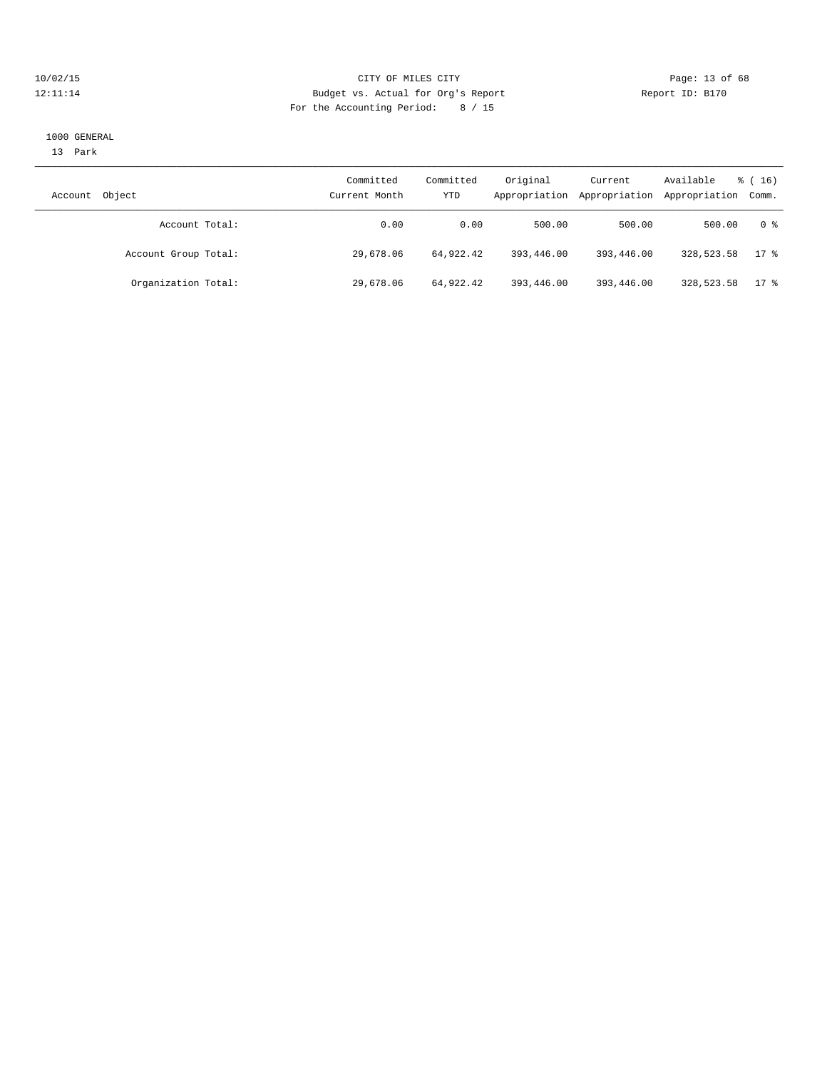CITY OF MILES CITY
Budget vs. Actual for Org's Report
For the Accounting Period: 8 / 15

10/02/15
12:11:14

Report ID: B170

1000 GENERAL
13 Park

| Account Object | Committed Current Month | Committed YTD | Original Appropriation | Current Appropriation | Available Appropriation | % ( 16) Comm. |
|---|---|---|---|---|---|---|
| Account Total: | 0.00 | 0.00 | 500.00 | 500.00 | 500.00 | 0 % |
| Account Group Total: | 29,678.06 | 64,922.42 | 393,446.00 | 393,446.00 | 328,523.58 | 17 % |
| Organization Total: | 29,678.06 | 64,922.42 | 393,446.00 | 393,446.00 | 328,523.58 | 17 % |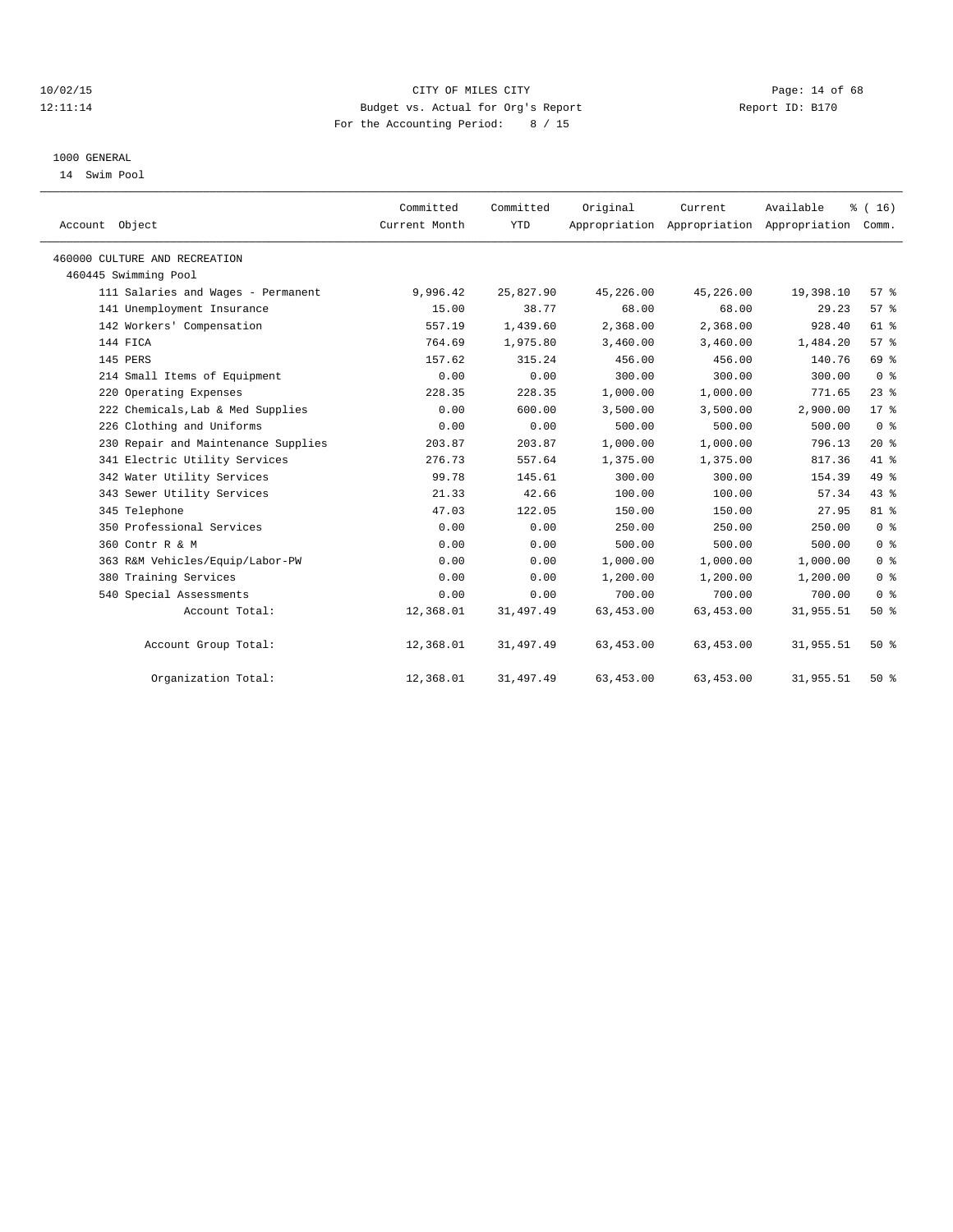# CITY OF MILES CITY

Budget vs. Actual for Org's Report

For the Accounting Period: 8 / 15

## 1000 GENERAL

14 Swim Pool

| Account Object | Committed Current Month | Committed YTD | Original Appropriation | Current Appropriation | Available Appropriation | % ( 16) Comm. |
|---|---|---|---|---|---|---|
| 460000 CULTURE AND RECREATION | | | | | | |
| 460445 Swimming Pool | | | | | | |
| 111 Salaries and Wages - Permanent | 9,996.42 | 25,827.90 | 45,226.00 | 45,226.00 | 19,398.10 | 57 % |
| 141 Unemployment Insurance | 15.00 | 38.77 | 68.00 | 68.00 | 29.23 | 57 % |
| 142 Workers' Compensation | 557.19 | 1,439.60 | 2,368.00 | 2,368.00 | 928.40 | 61 % |
| 144 FICA | 764.69 | 1,975.80 | 3,460.00 | 3,460.00 | 1,484.20 | 57 % |
| 145 PERS | 157.62 | 315.24 | 456.00 | 456.00 | 140.76 | 69 % |
| 214 Small Items of Equipment | 0.00 | 0.00 | 300.00 | 300.00 | 300.00 | 0 % |
| 220 Operating Expenses | 228.35 | 228.35 | 1,000.00 | 1,000.00 | 771.65 | 23 % |
| 222 Chemicals,Lab & Med Supplies | 0.00 | 600.00 | 3,500.00 | 3,500.00 | 2,900.00 | 17 % |
| 226 Clothing and Uniforms | 0.00 | 0.00 | 500.00 | 500.00 | 500.00 | 0 % |
| 230 Repair and Maintenance Supplies | 203.87 | 203.87 | 1,000.00 | 1,000.00 | 796.13 | 20 % |
| 341 Electric Utility Services | 276.73 | 557.64 | 1,375.00 | 1,375.00 | 817.36 | 41 % |
| 342 Water Utility Services | 99.78 | 145.61 | 300.00 | 300.00 | 154.39 | 49 % |
| 343 Sewer Utility Services | 21.33 | 42.66 | 100.00 | 100.00 | 57.34 | 43 % |
| 345 Telephone | 47.03 | 122.05 | 150.00 | 150.00 | 27.95 | 81 % |
| 350 Professional Services | 0.00 | 0.00 | 250.00 | 250.00 | 250.00 | 0 % |
| 360 Contr R & M | 0.00 | 0.00 | 500.00 | 500.00 | 500.00 | 0 % |
| 363 R&M Vehicles/Equip/Labor-PW | 0.00 | 0.00 | 1,000.00 | 1,000.00 | 1,000.00 | 0 % |
| 380 Training Services | 0.00 | 0.00 | 1,200.00 | 1,200.00 | 1,200.00 | 0 % |
| 540 Special Assessments | 0.00 | 0.00 | 700.00 | 700.00 | 700.00 | 0 % |
| Account Total: | 12,368.01 | 31,497.49 | 63,453.00 | 63,453.00 | 31,955.51 | 50 % |
| Account Group Total: | 12,368.01 | 31,497.49 | 63,453.00 | 63,453.00 | 31,955.51 | 50 % |
| Organization Total: | 12,368.01 | 31,497.49 | 63,453.00 | 63,453.00 | 31,955.51 | 50 % |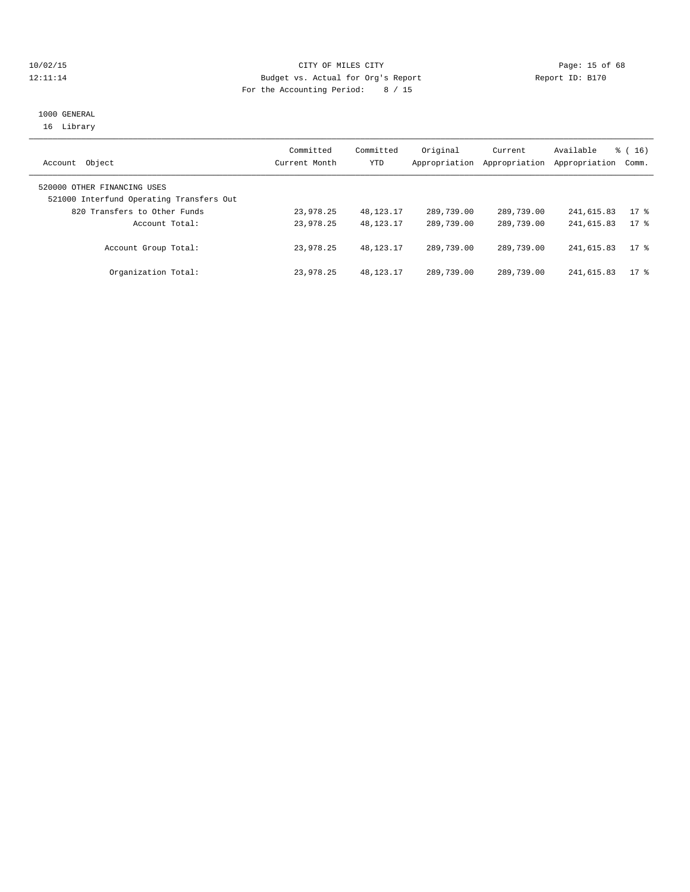CITY OF MILES CITY

Budget vs. Actual for Org's Report

Report ID: B170

For the Accounting Period: 8 / 15

10/02/15
12:11:14

1000 GENERAL
16 Library

| Account Object | Committed Current Month | Committed YTD | Original Appropriation | Current Appropriation | Available Appropriation | % ( 16) Comm. |
|---|---|---|---|---|---|---|
| 520000 OTHER FINANCING USES | | | | | | |
| 521000 Interfund Operating Transfers Out | | | | | | |
| 820 Transfers to Other Funds | 23,978.25 | 48,123.17 | 289,739.00 | 289,739.00 | 241,615.83 | 17 % |
| Account Total: | 23,978.25 | 48,123.17 | 289,739.00 | 289,739.00 | 241,615.83 | 17 % |
| Account Group Total: | 23,978.25 | 48,123.17 | 289,739.00 | 289,739.00 | 241,615.83 | 17 % |
| Organization Total: | 23,978.25 | 48,123.17 | 289,739.00 | 289,739.00 | 241,615.83 | 17 % |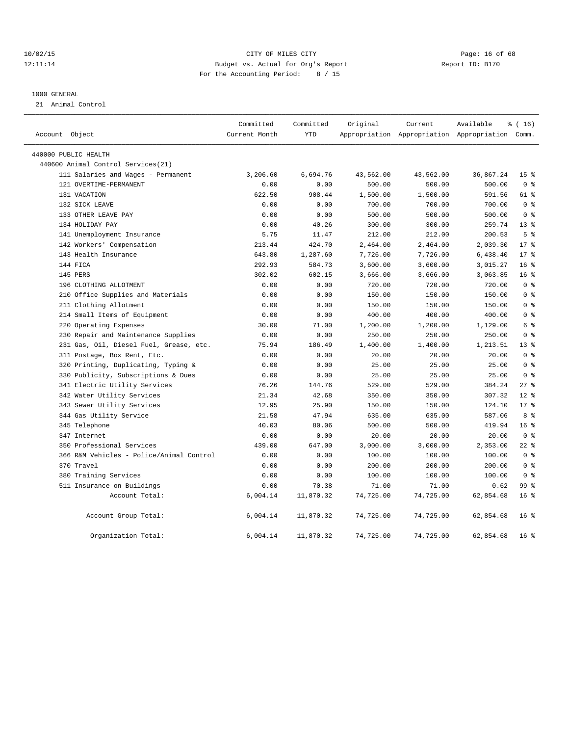CITY OF MILES CITY
Budget vs. Actual for Org's Report
For the Accounting Period: 8 / 15

10/02/15
12:11:14

Report ID: B170

1000 GENERAL
21 Animal Control

| Account Object | Committed Current Month | Committed YTD | Original Appropriation | Current Appropriation | Available Appropriation | % ( 16) Comm. |
|---|---|---|---|---|---|---|
| 440000 PUBLIC HEALTH | | | | | | |
| 440600 Animal Control Services(21) | | | | | | |
| 111 Salaries and Wages - Permanent | 3,206.60 | 6,694.76 | 43,562.00 | 43,562.00 | 36,867.24 | 15 % |
| 121 OVERTIME-PERMANENT | 0.00 | 0.00 | 500.00 | 500.00 | 500.00 | 0 % |
| 131 VACATION | 622.50 | 908.44 | 1,500.00 | 1,500.00 | 591.56 | 61 % |
| 132 SICK LEAVE | 0.00 | 0.00 | 700.00 | 700.00 | 700.00 | 0 % |
| 133 OTHER LEAVE PAY | 0.00 | 0.00 | 500.00 | 500.00 | 500.00 | 0 % |
| 134 HOLIDAY PAY | 0.00 | 40.26 | 300.00 | 300.00 | 259.74 | 13 % |
| 141 Unemployment Insurance | 5.75 | 11.47 | 212.00 | 212.00 | 200.53 | 5 % |
| 142 Workers' Compensation | 213.44 | 424.70 | 2,464.00 | 2,464.00 | 2,039.30 | 17 % |
| 143 Health Insurance | 643.80 | 1,287.60 | 7,726.00 | 7,726.00 | 6,438.40 | 17 % |
| 144 FICA | 292.93 | 584.73 | 3,600.00 | 3,600.00 | 3,015.27 | 16 % |
| 145 PERS | 302.02 | 602.15 | 3,666.00 | 3,666.00 | 3,063.85 | 16 % |
| 196 CLOTHING ALLOTMENT | 0.00 | 0.00 | 720.00 | 720.00 | 720.00 | 0 % |
| 210 Office Supplies and Materials | 0.00 | 0.00 | 150.00 | 150.00 | 150.00 | 0 % |
| 211 Clothing Allotment | 0.00 | 0.00 | 150.00 | 150.00 | 150.00 | 0 % |
| 214 Small Items of Equipment | 0.00 | 0.00 | 400.00 | 400.00 | 400.00 | 0 % |
| 220 Operating Expenses | 30.00 | 71.00 | 1,200.00 | 1,200.00 | 1,129.00 | 6 % |
| 230 Repair and Maintenance Supplies | 0.00 | 0.00 | 250.00 | 250.00 | 250.00 | 0 % |
| 231 Gas, Oil, Diesel Fuel, Grease, etc. | 75.94 | 186.49 | 1,400.00 | 1,400.00 | 1,213.51 | 13 % |
| 311 Postage, Box Rent, Etc. | 0.00 | 0.00 | 20.00 | 20.00 | 20.00 | 0 % |
| 320 Printing, Duplicating, Typing & | 0.00 | 0.00 | 25.00 | 25.00 | 25.00 | 0 % |
| 330 Publicity, Subscriptions & Dues | 0.00 | 0.00 | 25.00 | 25.00 | 25.00 | 0 % |
| 341 Electric Utility Services | 76.26 | 144.76 | 529.00 | 529.00 | 384.24 | 27 % |
| 342 Water Utility Services | 21.34 | 42.68 | 350.00 | 350.00 | 307.32 | 12 % |
| 343 Sewer Utility Services | 12.95 | 25.90 | 150.00 | 150.00 | 124.10 | 17 % |
| 344 Gas Utility Service | 21.58 | 47.94 | 635.00 | 635.00 | 587.06 | 8 % |
| 345 Telephone | 40.03 | 80.06 | 500.00 | 500.00 | 419.94 | 16 % |
| 347 Internet | 0.00 | 0.00 | 20.00 | 20.00 | 20.00 | 0 % |
| 350 Professional Services | 439.00 | 647.00 | 3,000.00 | 3,000.00 | 2,353.00 | 22 % |
| 366 R&M Vehicles - Police/Animal Control | 0.00 | 0.00 | 100.00 | 100.00 | 100.00 | 0 % |
| 370 Travel | 0.00 | 0.00 | 200.00 | 200.00 | 200.00 | 0 % |
| 380 Training Services | 0.00 | 0.00 | 100.00 | 100.00 | 100.00 | 0 % |
| 511 Insurance on Buildings | 0.00 | 70.38 | 71.00 | 71.00 | 0.62 | 99 % |
| Account Total: | 6,004.14 | 11,870.32 | 74,725.00 | 74,725.00 | 62,854.68 | 16 % |
| Account Group Total: | 6,004.14 | 11,870.32 | 74,725.00 | 74,725.00 | 62,854.68 | 16 % |
| Organization Total: | 6,004.14 | 11,870.32 | 74,725.00 | 74,725.00 | 62,854.68 | 16 % |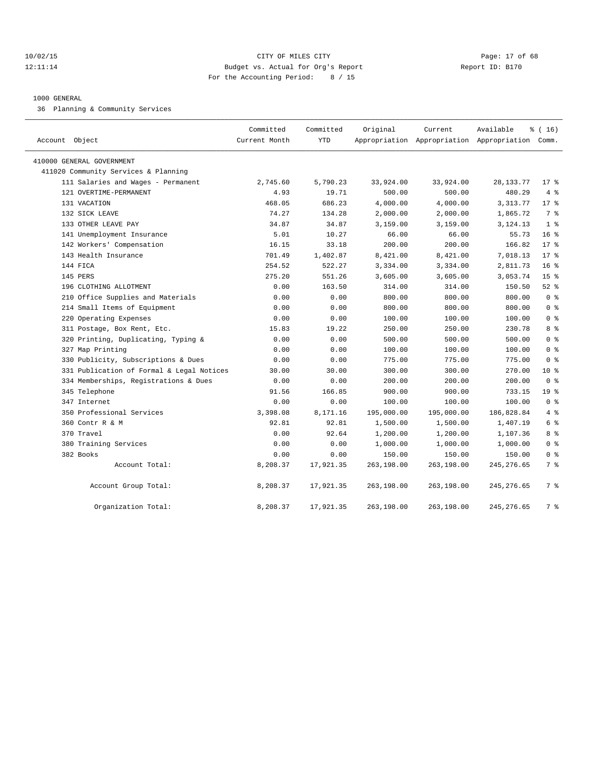CITY OF MILES CITY
Budget vs. Actual for Org's Report
For the Accounting Period: 8 / 15

10/02/15
12:11:14

Report ID: B170

## 1000 GENERAL

36 Planning & Community Services

| Account Object | Committed Current Month | Committed YTD | Original Appropriation | Current Appropriation | Available Appropriation | % ( 16) Comm. |
|---|---|---|---|---|---|---|
| 410000 GENERAL GOVERNMENT | | | | | | |
| 411020 Community Services & Planning | | | | | | |
| 111 Salaries and Wages - Permanent | 2,745.60 | 5,790.23 | 33,924.00 | 33,924.00 | 28,133.77 | 17 % |
| 121 OVERTIME-PERMANENT | 4.93 | 19.71 | 500.00 | 500.00 | 480.29 | 4 % |
| 131 VACATION | 468.05 | 686.23 | 4,000.00 | 4,000.00 | 3,313.77 | 17 % |
| 132 SICK LEAVE | 74.27 | 134.28 | 2,000.00 | 2,000.00 | 1,865.72 | 7 % |
| 133 OTHER LEAVE PAY | 34.87 | 34.87 | 3,159.00 | 3,159.00 | 3,124.13 | 1 % |
| 141 Unemployment Insurance | 5.01 | 10.27 | 66.00 | 66.00 | 55.73 | 16 % |
| 142 Workers' Compensation | 16.15 | 33.18 | 200.00 | 200.00 | 166.82 | 17 % |
| 143 Health Insurance | 701.49 | 1,402.87 | 8,421.00 | 8,421.00 | 7,018.13 | 17 % |
| 144 FICA | 254.52 | 522.27 | 3,334.00 | 3,334.00 | 2,811.73 | 16 % |
| 145 PERS | 275.20 | 551.26 | 3,605.00 | 3,605.00 | 3,053.74 | 15 % |
| 196 CLOTHING ALLOTMENT | 0.00 | 163.50 | 314.00 | 314.00 | 150.50 | 52 % |
| 210 Office Supplies and Materials | 0.00 | 0.00 | 800.00 | 800.00 | 800.00 | 0 % |
| 214 Small Items of Equipment | 0.00 | 0.00 | 800.00 | 800.00 | 800.00 | 0 % |
| 220 Operating Expenses | 0.00 | 0.00 | 100.00 | 100.00 | 100.00 | 0 % |
| 311 Postage, Box Rent, Etc. | 15.83 | 19.22 | 250.00 | 250.00 | 230.78 | 8 % |
| 320 Printing, Duplicating, Typing & | 0.00 | 0.00 | 500.00 | 500.00 | 500.00 | 0 % |
| 327 Map Printing | 0.00 | 0.00 | 100.00 | 100.00 | 100.00 | 0 % |
| 330 Publicity, Subscriptions & Dues | 0.00 | 0.00 | 775.00 | 775.00 | 775.00 | 0 % |
| 331 Publication of Formal & Legal Notices | 30.00 | 30.00 | 300.00 | 300.00 | 270.00 | 10 % |
| 334 Memberships, Registrations & Dues | 0.00 | 0.00 | 200.00 | 200.00 | 200.00 | 0 % |
| 345 Telephone | 91.56 | 166.85 | 900.00 | 900.00 | 733.15 | 19 % |
| 347 Internet | 0.00 | 0.00 | 100.00 | 100.00 | 100.00 | 0 % |
| 350 Professional Services | 3,398.08 | 8,171.16 | 195,000.00 | 195,000.00 | 186,828.84 | 4 % |
| 360 Contr R & M | 92.81 | 92.81 | 1,500.00 | 1,500.00 | 1,407.19 | 6 % |
| 370 Travel | 0.00 | 92.64 | 1,200.00 | 1,200.00 | 1,107.36 | 8 % |
| 380 Training Services | 0.00 | 0.00 | 1,000.00 | 1,000.00 | 1,000.00 | 0 % |
| 382 Books | 0.00 | 0.00 | 150.00 | 150.00 | 150.00 | 0 % |
| Account Total: | 8,208.37 | 17,921.35 | 263,198.00 | 263,198.00 | 245,276.65 | 7 % |
| Account Group Total: | 8,208.37 | 17,921.35 | 263,198.00 | 263,198.00 | 245,276.65 | 7 % |
| Organization Total: | 8,208.37 | 17,921.35 | 263,198.00 | 263,198.00 | 245,276.65 | 7 % |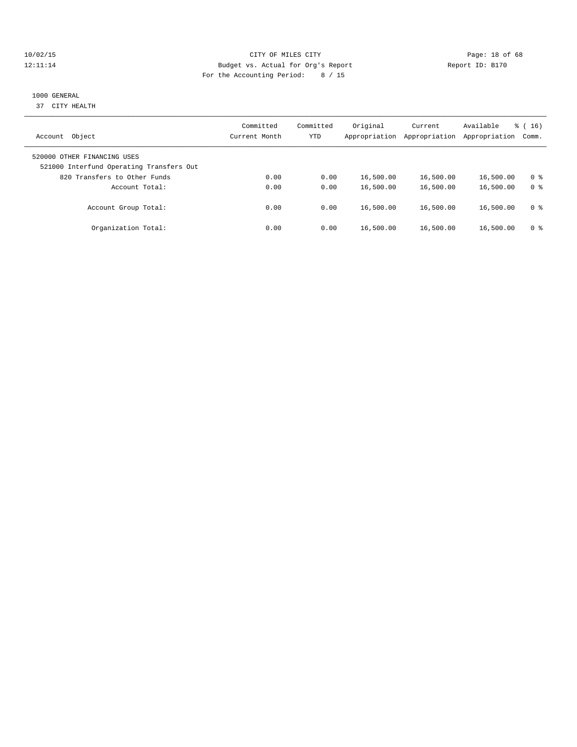10/02/15 CITY OF MILES CITY
12:11:14 Budget vs. Actual for Org's Report Report ID: B170
For the Accounting Period: 8 / 15

1000 GENERAL
37 CITY HEALTH

| Account Object | Committed Current Month | Committed YTD | Original Appropriation | Current Appropriation | Available Appropriation | % ( 16) Comm. |
|---|---|---|---|---|---|---|
| 520000 OTHER FINANCING USES | | | | | | |
| 521000 Interfund Operating Transfers Out | | | | | | |
| 820 Transfers to Other Funds | 0.00 | 0.00 | 16,500.00 | 16,500.00 | 16,500.00 | 0 % |
| Account Total: | 0.00 | 0.00 | 16,500.00 | 16,500.00 | 16,500.00 | 0 % |
| Account Group Total: | 0.00 | 0.00 | 16,500.00 | 16,500.00 | 16,500.00 | 0 % |
| Organization Total: | 0.00 | 0.00 | 16,500.00 | 16,500.00 | 16,500.00 | 0 % |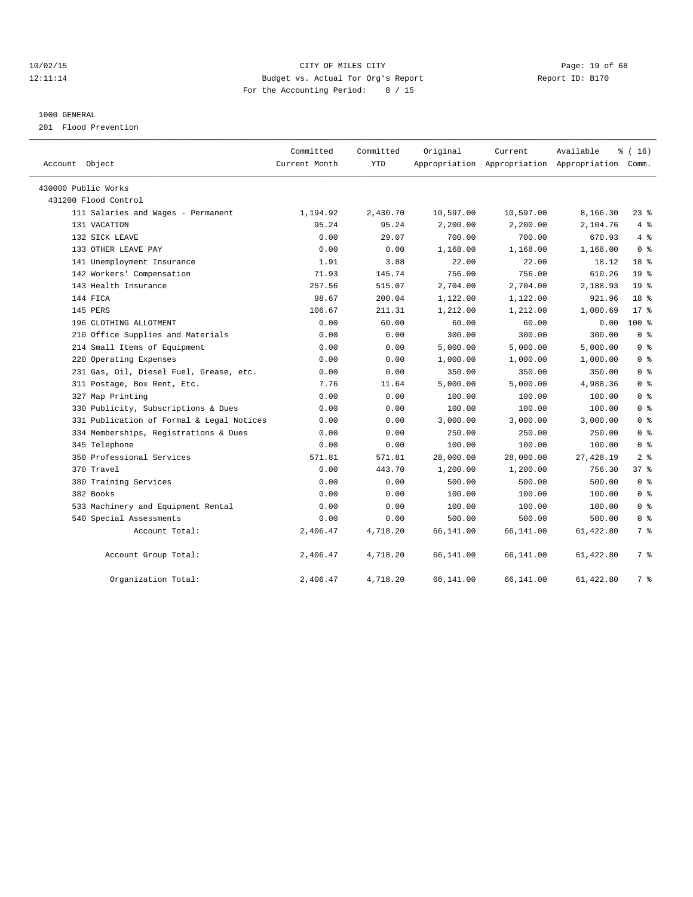10/02/15 CITY OF MILES CITY
12:11:14 Budget vs. Actual for Org's Report Report ID: B170
For the Accounting Period: 8 / 15

1000 GENERAL
201 Flood Prevention

| Account Object | Committed Current Month | Committed YTD | Original Appropriation | Current Appropriation | Available Appropriation | % ( 16) Comm. |
|---|---|---|---|---|---|---|
| 430000 Public Works | | | | | | |
| 431200 Flood Control | | | | | | |
| 111 Salaries and Wages - Permanent | 1,194.92 | 2,430.70 | 10,597.00 | 10,597.00 | 8,166.30 | 23 % |
| 131 VACATION | 95.24 | 95.24 | 2,200.00 | 2,200.00 | 2,104.76 | 4 % |
| 132 SICK LEAVE | 0.00 | 29.07 | 700.00 | 700.00 | 670.93 | 4 % |
| 133 OTHER LEAVE PAY | 0.00 | 0.00 | 1,168.00 | 1,168.00 | 1,168.00 | 0 % |
| 141 Unemployment Insurance | 1.91 | 3.88 | 22.00 | 22.00 | 18.12 | 18 % |
| 142 Workers' Compensation | 71.93 | 145.74 | 756.00 | 756.00 | 610.26 | 19 % |
| 143 Health Insurance | 257.56 | 515.07 | 2,704.00 | 2,704.00 | 2,188.93 | 19 % |
| 144 FICA | 98.67 | 200.04 | 1,122.00 | 1,122.00 | 921.96 | 18 % |
| 145 PERS | 106.67 | 211.31 | 1,212.00 | 1,212.00 | 1,000.69 | 17 % |
| 196 CLOTHING ALLOTMENT | 0.00 | 60.00 | 60.00 | 60.00 | 0.00 | 100 % |
| 210 Office Supplies and Materials | 0.00 | 0.00 | 300.00 | 300.00 | 300.00 | 0 % |
| 214 Small Items of Equipment | 0.00 | 0.00 | 5,000.00 | 5,000.00 | 5,000.00 | 0 % |
| 220 Operating Expenses | 0.00 | 0.00 | 1,000.00 | 1,000.00 | 1,000.00 | 0 % |
| 231 Gas, Oil, Diesel Fuel, Grease, etc. | 0.00 | 0.00 | 350.00 | 350.00 | 350.00 | 0 % |
| 311 Postage, Box Rent, Etc. | 7.76 | 11.64 | 5,000.00 | 5,000.00 | 4,988.36 | 0 % |
| 327 Map Printing | 0.00 | 0.00 | 100.00 | 100.00 | 100.00 | 0 % |
| 330 Publicity, Subscriptions & Dues | 0.00 | 0.00 | 100.00 | 100.00 | 100.00 | 0 % |
| 331 Publication of Formal & Legal Notices | 0.00 | 0.00 | 3,000.00 | 3,000.00 | 3,000.00 | 0 % |
| 334 Memberships, Registrations & Dues | 0.00 | 0.00 | 250.00 | 250.00 | 250.00 | 0 % |
| 345 Telephone | 0.00 | 0.00 | 100.00 | 100.00 | 100.00 | 0 % |
| 350 Professional Services | 571.81 | 571.81 | 28,000.00 | 28,000.00 | 27,428.19 | 2 % |
| 370 Travel | 0.00 | 443.70 | 1,200.00 | 1,200.00 | 756.30 | 37 % |
| 380 Training Services | 0.00 | 0.00 | 500.00 | 500.00 | 500.00 | 0 % |
| 382 Books | 0.00 | 0.00 | 100.00 | 100.00 | 100.00 | 0 % |
| 533 Machinery and Equipment Rental | 0.00 | 0.00 | 100.00 | 100.00 | 100.00 | 0 % |
| 540 Special Assessments | 0.00 | 0.00 | 500.00 | 500.00 | 500.00 | 0 % |
| Account Total: | 2,406.47 | 4,718.20 | 66,141.00 | 66,141.00 | 61,422.80 | 7 % |
| Account Group Total: | 2,406.47 | 4,718.20 | 66,141.00 | 66,141.00 | 61,422.80 | 7 % |
| Organization Total: | 2,406.47 | 4,718.20 | 66,141.00 | 66,141.00 | 61,422.80 | 7 % |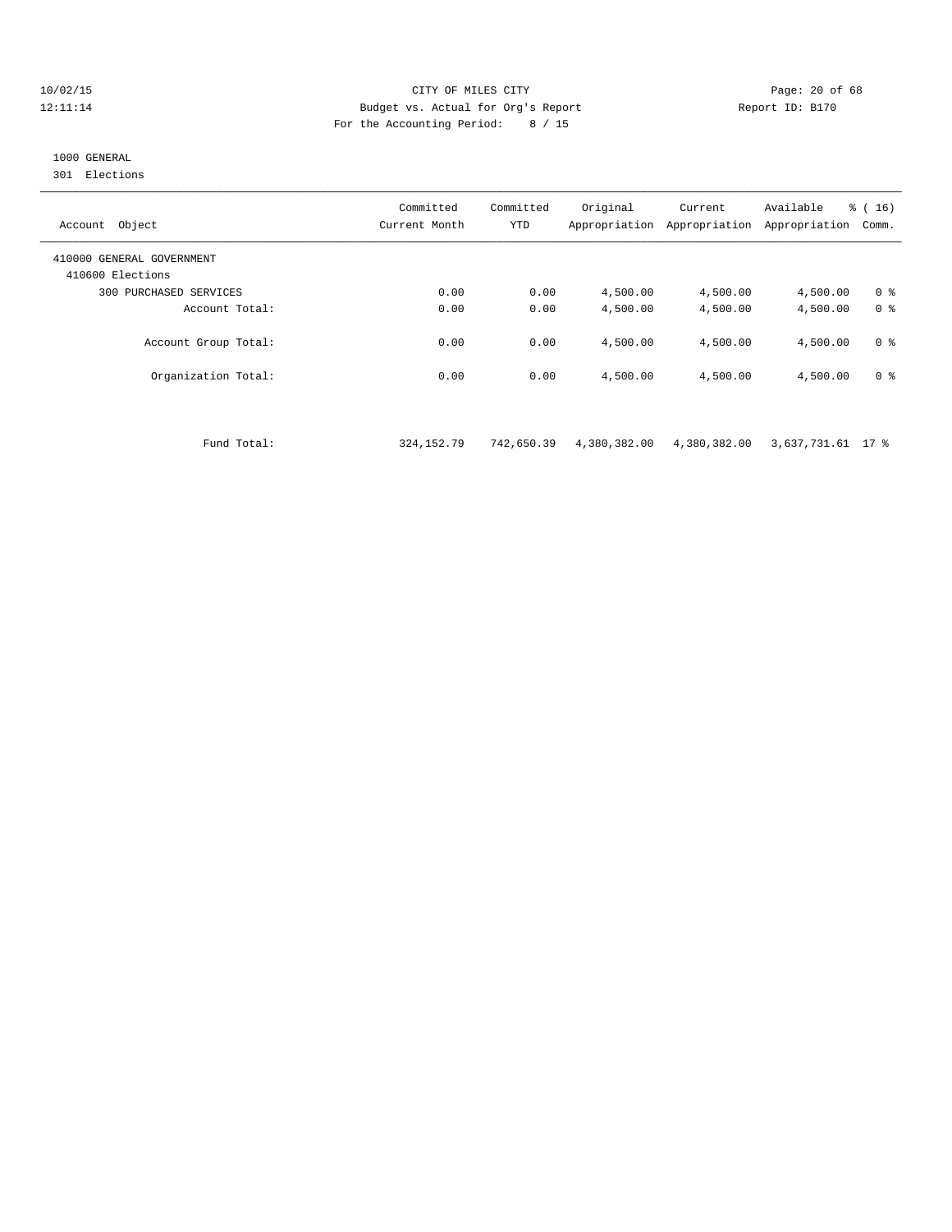CITY OF MILES CITY
Budget vs. Actual for Org's Report
For the Accounting Period: 8 / 15

10/02/15
12:11:14

Report ID: B170

1000 GENERAL
301 Elections

| Account Object | Committed Current Month | Committed YTD | Original Appropriation | Current Appropriation | Available Appropriation | % ( 16) Comm. |
|---|---|---|---|---|---|---|
| 410000 GENERAL GOVERNMENT | | | | | | |
| 410600 Elections | | | | | | |
| 300 PURCHASED SERVICES | 0.00 | 0.00 | 4,500.00 | 4,500.00 | 4,500.00 | 0 % |
| Account Total: | 0.00 | 0.00 | 4,500.00 | 4,500.00 | 4,500.00 | 0 % |
| Account Group Total: | 0.00 | 0.00 | 4,500.00 | 4,500.00 | 4,500.00 | 0 % |
| Organization Total: | 0.00 | 0.00 | 4,500.00 | 4,500.00 | 4,500.00 | 0 % |
| Fund Total: | 324,152.79 | 742,650.39 | 4,380,382.00 | 4,380,382.00 | 3,637,731.61 | 17 % |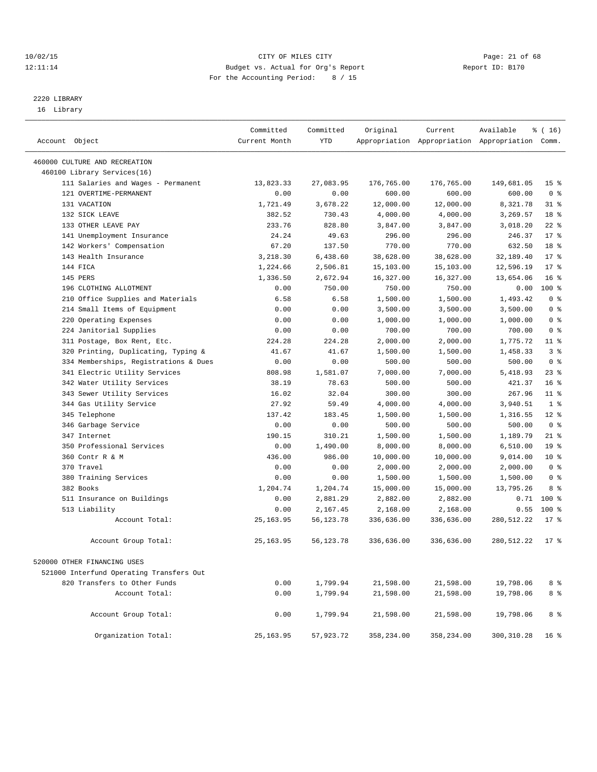CITY OF MILES CITY
Budget vs. Actual for Org's Report
For the Accounting Period: 8 / 15

10/02/15
12:11:14

Report ID: B170

2220 LIBRARY
16 Library

| Account Object | Committed Current Month | Committed YTD | Original Appropriation | Current Appropriation | Available Appropriation | % ( 16) Comm. |
|---|---|---|---|---|---|---|
| 460000 CULTURE AND RECREATION | | | | | | |
| 460100 Library Services(16) | | | | | | |
| 111 Salaries and Wages - Permanent | 13,823.33 | 27,083.95 | 176,765.00 | 176,765.00 | 149,681.05 | 15 % |
| 121 OVERTIME-PERMANENT | 0.00 | 0.00 | 600.00 | 600.00 | 600.00 | 0 % |
| 131 VACATION | 1,721.49 | 3,678.22 | 12,000.00 | 12,000.00 | 8,321.78 | 31 % |
| 132 SICK LEAVE | 382.52 | 730.43 | 4,000.00 | 4,000.00 | 3,269.57 | 18 % |
| 133 OTHER LEAVE PAY | 233.76 | 828.80 | 3,847.00 | 3,847.00 | 3,018.20 | 22 % |
| 141 Unemployment Insurance | 24.24 | 49.63 | 296.00 | 296.00 | 246.37 | 17 % |
| 142 Workers' Compensation | 67.20 | 137.50 | 770.00 | 770.00 | 632.50 | 18 % |
| 143 Health Insurance | 3,218.30 | 6,438.60 | 38,628.00 | 38,628.00 | 32,189.40 | 17 % |
| 144 FICA | 1,224.66 | 2,506.81 | 15,103.00 | 15,103.00 | 12,596.19 | 17 % |
| 145 PERS | 1,336.50 | 2,672.94 | 16,327.00 | 16,327.00 | 13,654.06 | 16 % |
| 196 CLOTHING ALLOTMENT | 0.00 | 750.00 | 750.00 | 750.00 | 0.00 | 100 % |
| 210 Office Supplies and Materials | 6.58 | 6.58 | 1,500.00 | 1,500.00 | 1,493.42 | 0 % |
| 214 Small Items of Equipment | 0.00 | 0.00 | 3,500.00 | 3,500.00 | 3,500.00 | 0 % |
| 220 Operating Expenses | 0.00 | 0.00 | 1,000.00 | 1,000.00 | 1,000.00 | 0 % |
| 224 Janitorial Supplies | 0.00 | 0.00 | 700.00 | 700.00 | 700.00 | 0 % |
| 311 Postage, Box Rent, Etc. | 224.28 | 224.28 | 2,000.00 | 2,000.00 | 1,775.72 | 11 % |
| 320 Printing, Duplicating, Typing & | 41.67 | 41.67 | 1,500.00 | 1,500.00 | 1,458.33 | 3 % |
| 334 Memberships, Registrations & Dues | 0.00 | 0.00 | 500.00 | 500.00 | 500.00 | 0 % |
| 341 Electric Utility Services | 808.98 | 1,581.07 | 7,000.00 | 7,000.00 | 5,418.93 | 23 % |
| 342 Water Utility Services | 38.19 | 78.63 | 500.00 | 500.00 | 421.37 | 16 % |
| 343 Sewer Utility Services | 16.02 | 32.04 | 300.00 | 300.00 | 267.96 | 11 % |
| 344 Gas Utility Service | 27.92 | 59.49 | 4,000.00 | 4,000.00 | 3,940.51 | 1 % |
| 345 Telephone | 137.42 | 183.45 | 1,500.00 | 1,500.00 | 1,316.55 | 12 % |
| 346 Garbage Service | 0.00 | 0.00 | 500.00 | 500.00 | 500.00 | 0 % |
| 347 Internet | 190.15 | 310.21 | 1,500.00 | 1,500.00 | 1,189.79 | 21 % |
| 350 Professional Services | 0.00 | 1,490.00 | 8,000.00 | 8,000.00 | 6,510.00 | 19 % |
| 360 Contr R & M | 436.00 | 986.00 | 10,000.00 | 10,000.00 | 9,014.00 | 10 % |
| 370 Travel | 0.00 | 0.00 | 2,000.00 | 2,000.00 | 2,000.00 | 0 % |
| 380 Training Services | 0.00 | 0.00 | 1,500.00 | 1,500.00 | 1,500.00 | 0 % |
| 382 Books | 1,204.74 | 1,204.74 | 15,000.00 | 15,000.00 | 13,795.26 | 8 % |
| 511 Insurance on Buildings | 0.00 | 2,881.29 | 2,882.00 | 2,882.00 | 0.71 | 100 % |
| 513 Liability | 0.00 | 2,167.45 | 2,168.00 | 2,168.00 | 0.55 | 100 % |
| Account Total: | 25,163.95 | 56,123.78 | 336,636.00 | 336,636.00 | 280,512.22 | 17 % |
| Account Group Total: | 25,163.95 | 56,123.78 | 336,636.00 | 336,636.00 | 280,512.22 | 17 % |
| 520000 OTHER FINANCING USES | | | | | | |
| 521000 Interfund Operating Transfers Out | | | | | | |
| 820 Transfers to Other Funds | 0.00 | 1,799.94 | 21,598.00 | 21,598.00 | 19,798.06 | 8 % |
| Account Total: | 0.00 | 1,799.94 | 21,598.00 | 21,598.00 | 19,798.06 | 8 % |
| Account Group Total: | 0.00 | 1,799.94 | 21,598.00 | 21,598.00 | 19,798.06 | 8 % |
| Organization Total: | 25,163.95 | 57,923.72 | 358,234.00 | 358,234.00 | 300,310.28 | 16 % |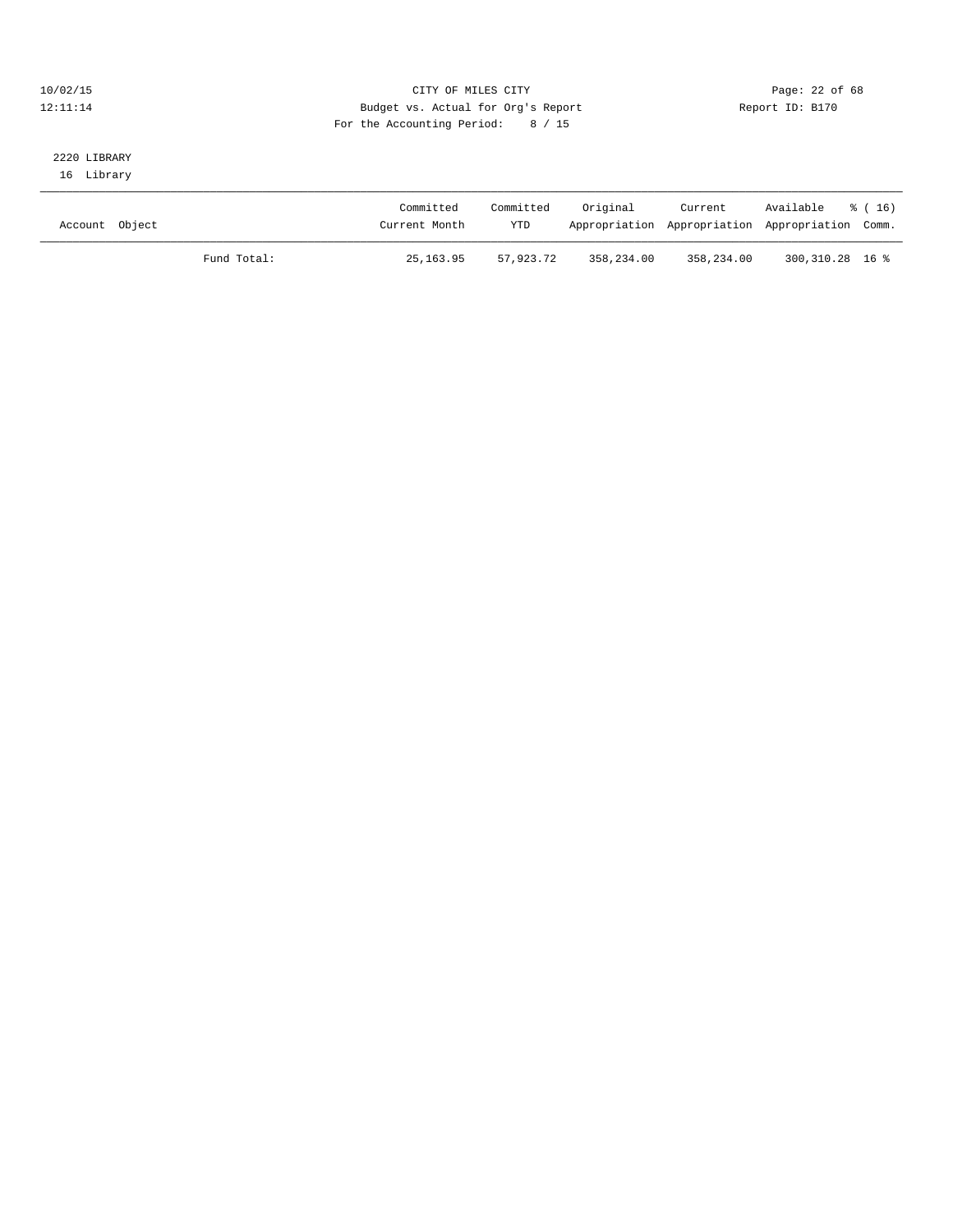10/02/15 CITY OF MILES CITY

12:11:14 Budget vs. Actual for Org's Report Report ID: B170

For the Accounting Period: 8 / 15

2220 LIBRARY

16 Library

| Account Object | | Committed Current Month | Committed YTD | Original Appropriation | Current Appropriation | Available Appropriation | % ( 16) Comm. |
|---|---|---|---|---|---|---|---|
| | Fund Total: | 25,163.95 | 57,923.72 | 358,234.00 | 358,234.00 | 300,310.28 | 16 % |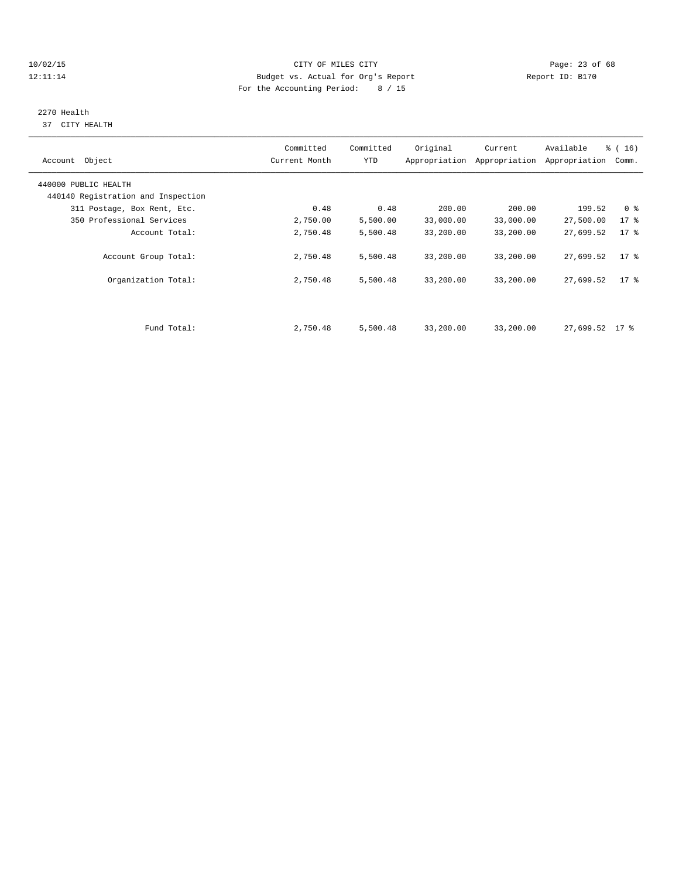10/02/15 CITY OF MILES CITY
12:11:14 Budget vs. Actual for Org's Report Report ID: B170
For the Accounting Period: 8 / 15

2270 Health
37 CITY HEALTH

| Account Object | Committed Current Month | Committed YTD | Original Appropriation | Current Appropriation | Available Appropriation | % ( 16) Comm. |
|---|---|---|---|---|---|---|
| 440000 PUBLIC HEALTH | | | | | | |
| 440140 Registration and Inspection | | | | | | |
| 311 Postage, Box Rent, Etc. | 0.48 | 0.48 | 200.00 | 200.00 | 199.52 | 0 % |
| 350 Professional Services | 2,750.00 | 5,500.00 | 33,000.00 | 33,000.00 | 27,500.00 | 17 % |
| Account Total: | 2,750.48 | 5,500.48 | 33,200.00 | 33,200.00 | 27,699.52 | 17 % |
| Account Group Total: | 2,750.48 | 5,500.48 | 33,200.00 | 33,200.00 | 27,699.52 | 17 % |
| Organization Total: | 2,750.48 | 5,500.48 | 33,200.00 | 33,200.00 | 27,699.52 | 17 % |
| Fund Total: | 2,750.48 | 5,500.48 | 33,200.00 | 33,200.00 | 27,699.52 | 17 % |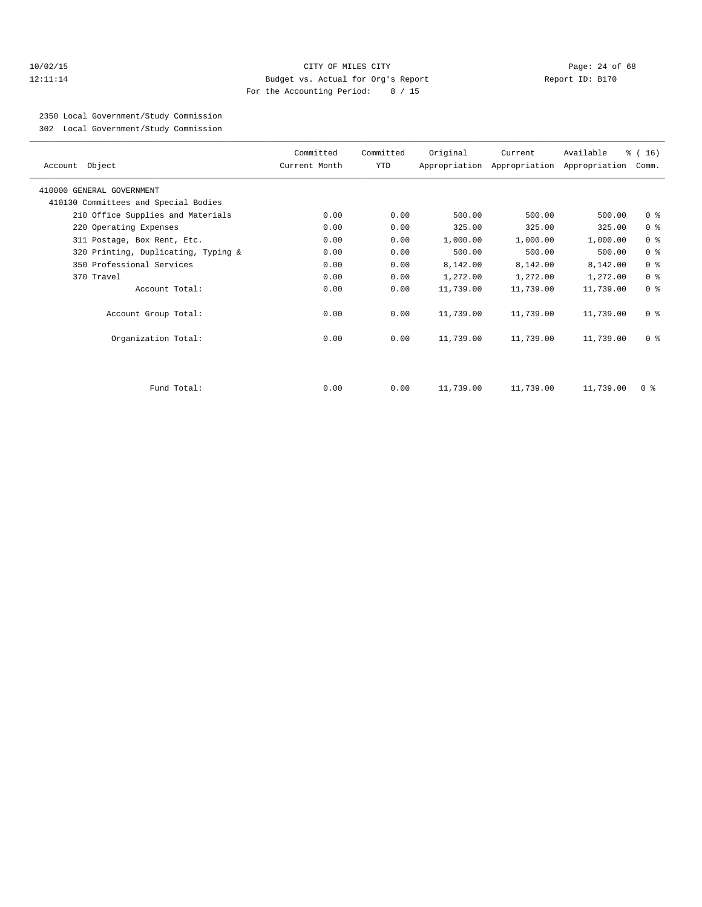CITY OF MILES CITY
Budget vs. Actual for Org's Report
For the Accounting Period: 8 / 15

10/02/15
12:11:14

Report ID: B170

2350 Local Government/Study Commission
302 Local Government/Study Commission

| Account Object | Committed Current Month | Committed YTD | Original Appropriation | Current Appropriation | Available Appropriation | % ( 16) Comm. |
|---|---|---|---|---|---|---|
| 410000 GENERAL GOVERNMENT | | | | | | |
| 410130 Committees and Special Bodies | | | | | | |
| 210 Office Supplies and Materials | 0.00 | 0.00 | 500.00 | 500.00 | 500.00 | 0 % |
| 220 Operating Expenses | 0.00 | 0.00 | 325.00 | 325.00 | 325.00 | 0 % |
| 311 Postage, Box Rent, Etc. | 0.00 | 0.00 | 1,000.00 | 1,000.00 | 1,000.00 | 0 % |
| 320 Printing, Duplicating, Typing & | 0.00 | 0.00 | 500.00 | 500.00 | 500.00 | 0 % |
| 350 Professional Services | 0.00 | 0.00 | 8,142.00 | 8,142.00 | 8,142.00 | 0 % |
| 370 Travel | 0.00 | 0.00 | 1,272.00 | 1,272.00 | 1,272.00 | 0 % |
| Account Total: | 0.00 | 0.00 | 11,739.00 | 11,739.00 | 11,739.00 | 0 % |
| Account Group Total: | 0.00 | 0.00 | 11,739.00 | 11,739.00 | 11,739.00 | 0 % |
| Organization Total: | 0.00 | 0.00 | 11,739.00 | 11,739.00 | 11,739.00 | 0 % |
| Fund Total: | 0.00 | 0.00 | 11,739.00 | 11,739.00 | 11,739.00 | 0 % |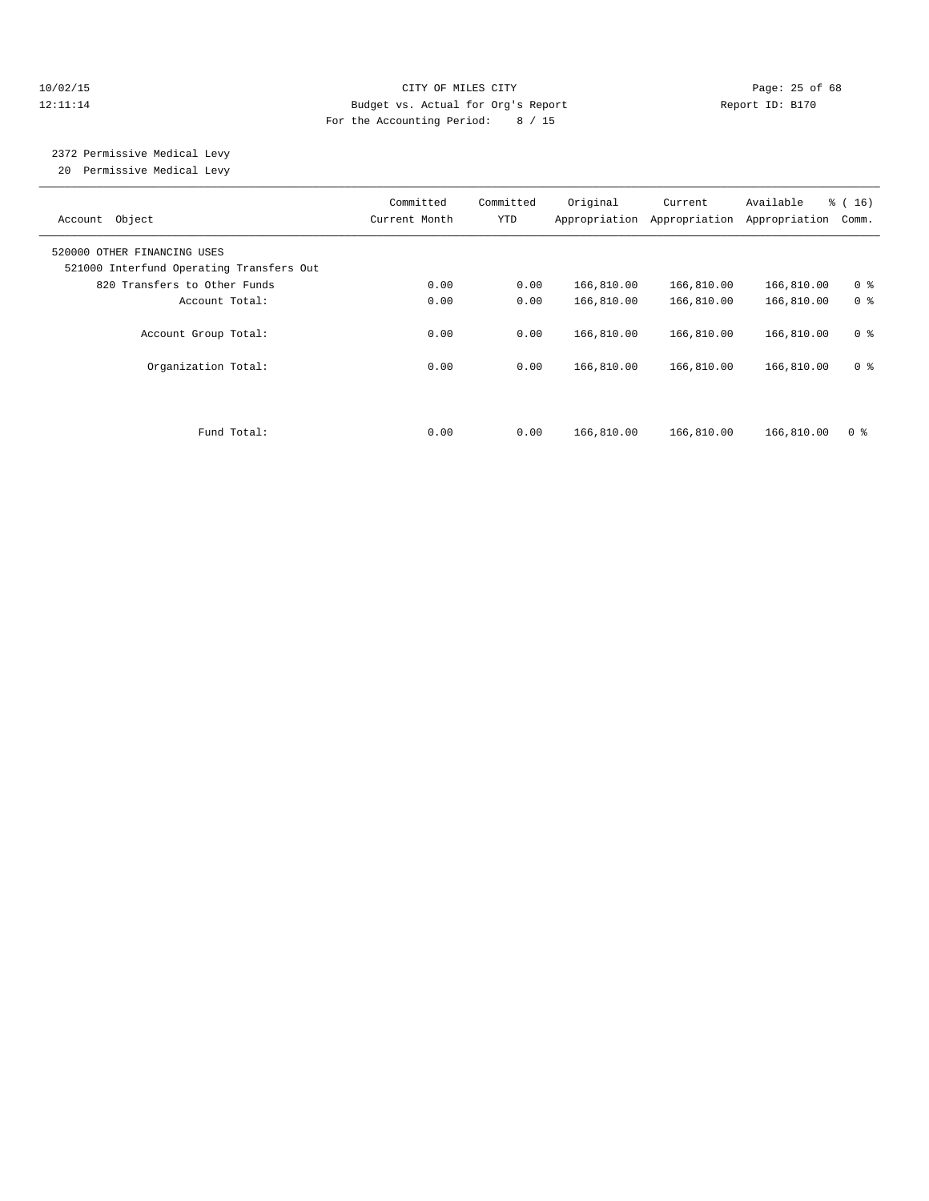CITY OF MILES CITY
Budget vs. Actual for Org's Report
For the Accounting Period: 8 / 15

10/02/15
12:11:14

Report ID: B170

2372 Permissive Medical Levy
20 Permissive Medical Levy

| Account Object | Committed Current Month | Committed YTD | Original Appropriation | Current Appropriation | Available Appropriation | % ( 16) Comm. |
|---|---|---|---|---|---|---|
| 520000 OTHER FINANCING USES | | | | | | |
| 521000 Interfund Operating Transfers Out | | | | | | |
| 820 Transfers to Other Funds | 0.00 | 0.00 | 166,810.00 | 166,810.00 | 166,810.00 | 0 % |
| Account Total: | 0.00 | 0.00 | 166,810.00 | 166,810.00 | 166,810.00 | 0 % |
| Account Group Total: | 0.00 | 0.00 | 166,810.00 | 166,810.00 | 166,810.00 | 0 % |
| Organization Total: | 0.00 | 0.00 | 166,810.00 | 166,810.00 | 166,810.00 | 0 % |
| Fund Total: | 0.00 | 0.00 | 166,810.00 | 166,810.00 | 166,810.00 | 0 % |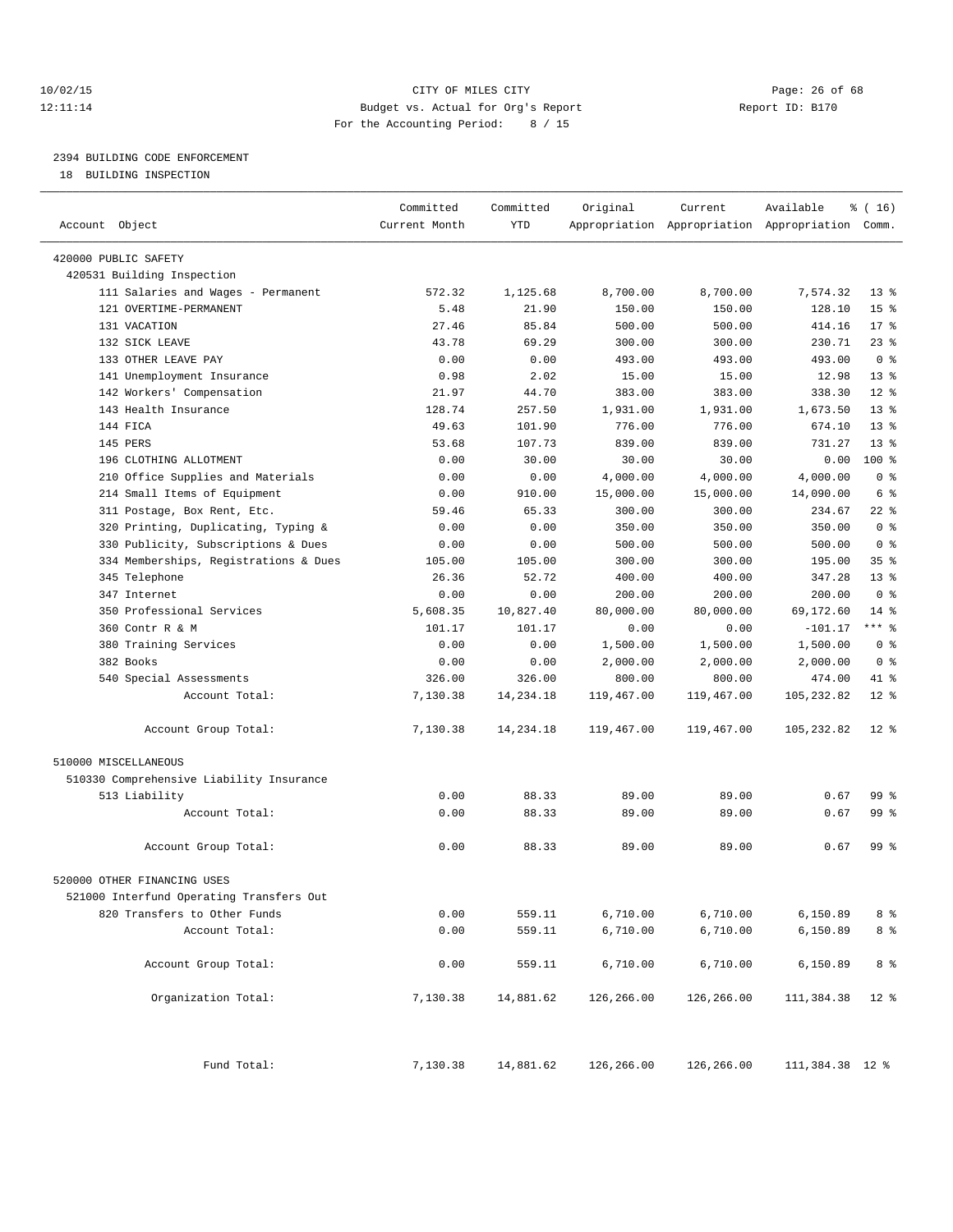CITY OF MILES CITY
Budget vs. Actual for Org's Report
For the Accounting Period: 8 / 15

10/02/15
12:11:14

Report ID: B170

## 2394 BUILDING CODE ENFORCEMENT

18 BUILDING INSPECTION

| Account Object | Committed Current Month | Committed YTD | Original Appropriation | Current Appropriation | Available Appropriation | % ( 16) Comm. |
|---|---|---|---|---|---|---|
| 420000 PUBLIC SAFETY | | | | | | |
| 420531 Building Inspection | | | | | | |
| 111 Salaries and Wages - Permanent | 572.32 | 1,125.68 | 8,700.00 | 8,700.00 | 7,574.32 | 13 % |
| 121 OVERTIME-PERMANENT | 5.48 | 21.90 | 150.00 | 150.00 | 128.10 | 15 % |
| 131 VACATION | 27.46 | 85.84 | 500.00 | 500.00 | 414.16 | 17 % |
| 132 SICK LEAVE | 43.78 | 69.29 | 300.00 | 300.00 | 230.71 | 23 % |
| 133 OTHER LEAVE PAY | 0.00 | 0.00 | 493.00 | 493.00 | 493.00 | 0 % |
| 141 Unemployment Insurance | 0.98 | 2.02 | 15.00 | 15.00 | 12.98 | 13 % |
| 142 Workers' Compensation | 21.97 | 44.70 | 383.00 | 383.00 | 338.30 | 12 % |
| 143 Health Insurance | 128.74 | 257.50 | 1,931.00 | 1,931.00 | 1,673.50 | 13 % |
| 144 FICA | 49.63 | 101.90 | 776.00 | 776.00 | 674.10 | 13 % |
| 145 PERS | 53.68 | 107.73 | 839.00 | 839.00 | 731.27 | 13 % |
| 196 CLOTHING ALLOTMENT | 0.00 | 30.00 | 30.00 | 30.00 | 0.00 | 100 % |
| 210 Office Supplies and Materials | 0.00 | 0.00 | 4,000.00 | 4,000.00 | 4,000.00 | 0 % |
| 214 Small Items of Equipment | 0.00 | 910.00 | 15,000.00 | 15,000.00 | 14,090.00 | 6 % |
| 311 Postage, Box Rent, Etc. | 59.46 | 65.33 | 300.00 | 300.00 | 234.67 | 22 % |
| 320 Printing, Duplicating, Typing & | 0.00 | 0.00 | 350.00 | 350.00 | 350.00 | 0 % |
| 330 Publicity, Subscriptions & Dues | 0.00 | 0.00 | 500.00 | 500.00 | 500.00 | 0 % |
| 334 Memberships, Registrations & Dues | 105.00 | 105.00 | 300.00 | 300.00 | 195.00 | 35 % |
| 345 Telephone | 26.36 | 52.72 | 400.00 | 400.00 | 347.28 | 13 % |
| 347 Internet | 0.00 | 0.00 | 200.00 | 200.00 | 200.00 | 0 % |
| 350 Professional Services | 5,608.35 | 10,827.40 | 80,000.00 | 80,000.00 | 69,172.60 | 14 % |
| 360 Contr R & M | 101.17 | 101.17 | 0.00 | 0.00 | -101.17 | *** % |
| 380 Training Services | 0.00 | 0.00 | 1,500.00 | 1,500.00 | 1,500.00 | 0 % |
| 382 Books | 0.00 | 0.00 | 2,000.00 | 2,000.00 | 2,000.00 | 0 % |
| 540 Special Assessments | 326.00 | 326.00 | 800.00 | 800.00 | 474.00 | 41 % |
| Account Total: | 7,130.38 | 14,234.18 | 119,467.00 | 119,467.00 | 105,232.82 | 12 % |
| Account Group Total: | 7,130.38 | 14,234.18 | 119,467.00 | 119,467.00 | 105,232.82 | 12 % |
| 510000 MISCELLANEOUS | | | | | | |
| 510330 Comprehensive Liability Insurance | | | | | | |
| 513 Liability | 0.00 | 88.33 | 89.00 | 89.00 | 0.67 | 99 % |
| Account Total: | 0.00 | 88.33 | 89.00 | 89.00 | 0.67 | 99 % |
| Account Group Total: | 0.00 | 88.33 | 89.00 | 89.00 | 0.67 | 99 % |
| 520000 OTHER FINANCING USES | | | | | | |
| 521000 Interfund Operating Transfers Out | | | | | | |
| 820 Transfers to Other Funds | 0.00 | 559.11 | 6,710.00 | 6,710.00 | 6,150.89 | 8 % |
| Account Total: | 0.00 | 559.11 | 6,710.00 | 6,710.00 | 6,150.89 | 8 % |
| Account Group Total: | 0.00 | 559.11 | 6,710.00 | 6,710.00 | 6,150.89 | 8 % |
| Organization Total: | 7,130.38 | 14,881.62 | 126,266.00 | 126,266.00 | 111,384.38 | 12 % |
| Fund Total: | 7,130.38 | 14,881.62 | 126,266.00 | 126,266.00 | 111,384.38 | 12 % |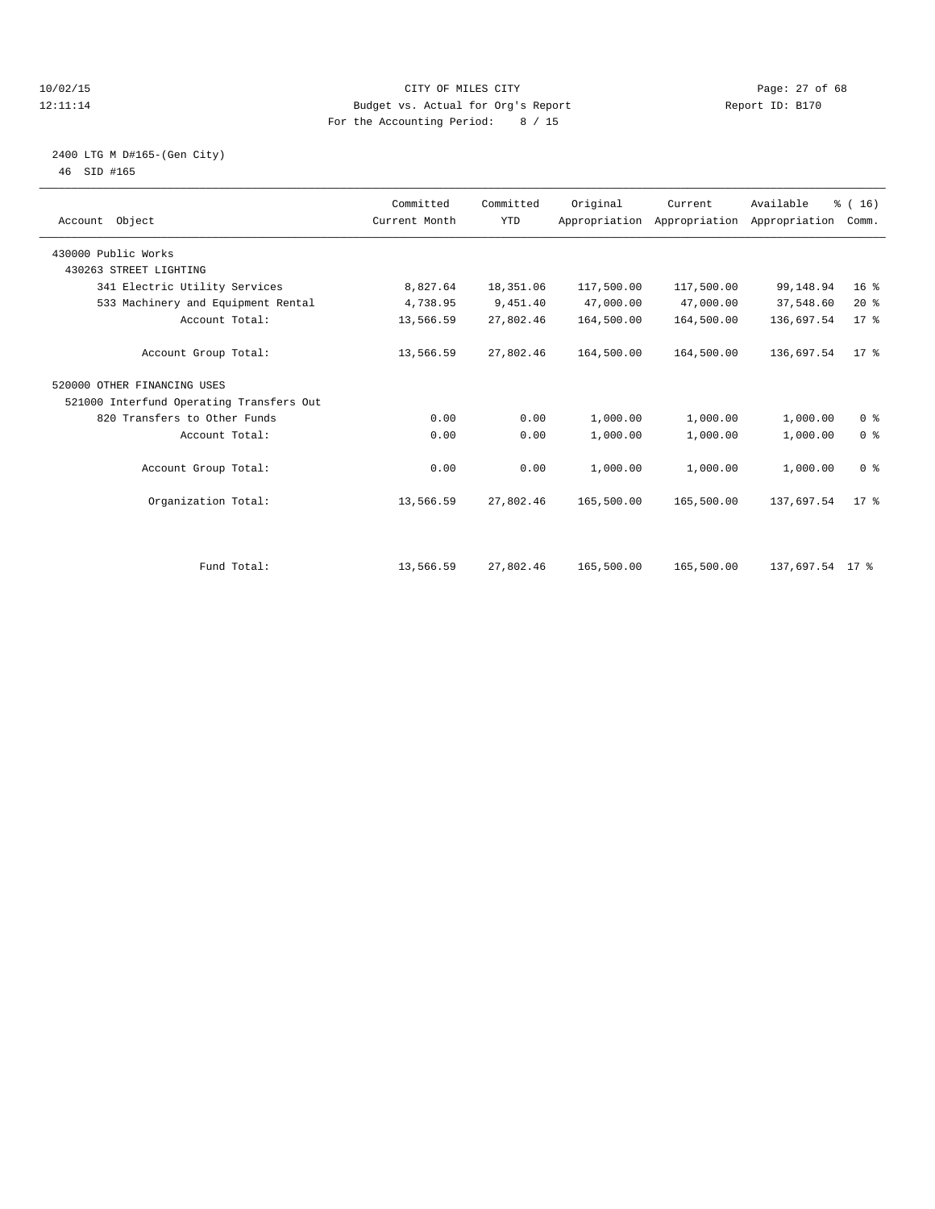CITY OF MILES CITY
Budget vs. Actual for Org's Report
For the Accounting Period: 8 / 15

10/02/15
12:11:14

Report ID: B170

2400 LTG M D#165-(Gen City)
46 SID #165

| Account Object | Committed Current Month | Committed YTD | Original Appropriation | Current Appropriation | Available Appropriation | % ( 16) Comm. |
|---|---|---|---|---|---|---|
| 430000 Public Works | | | | | | |
| 430263 STREET LIGHTING | | | | | | |
| 341 Electric Utility Services | 8,827.64 | 18,351.06 | 117,500.00 | 117,500.00 | 99,148.94 | 16 % |
| 533 Machinery and Equipment Rental | 4,738.95 | 9,451.40 | 47,000.00 | 47,000.00 | 37,548.60 | 20 % |
| Account Total: | 13,566.59 | 27,802.46 | 164,500.00 | 164,500.00 | 136,697.54 | 17 % |
| Account Group Total: | 13,566.59 | 27,802.46 | 164,500.00 | 164,500.00 | 136,697.54 | 17 % |
| 520000 OTHER FINANCING USES | | | | | | |
| 521000 Interfund Operating Transfers Out | | | | | | |
| 820 Transfers to Other Funds | 0.00 | 0.00 | 1,000.00 | 1,000.00 | 1,000.00 | 0 % |
| Account Total: | 0.00 | 0.00 | 1,000.00 | 1,000.00 | 1,000.00 | 0 % |
| Account Group Total: | 0.00 | 0.00 | 1,000.00 | 1,000.00 | 1,000.00 | 0 % |
| Organization Total: | 13,566.59 | 27,802.46 | 165,500.00 | 165,500.00 | 137,697.54 | 17 % |
| Fund Total: | 13,566.59 | 27,802.46 | 165,500.00 | 165,500.00 | 137,697.54 | 17 % |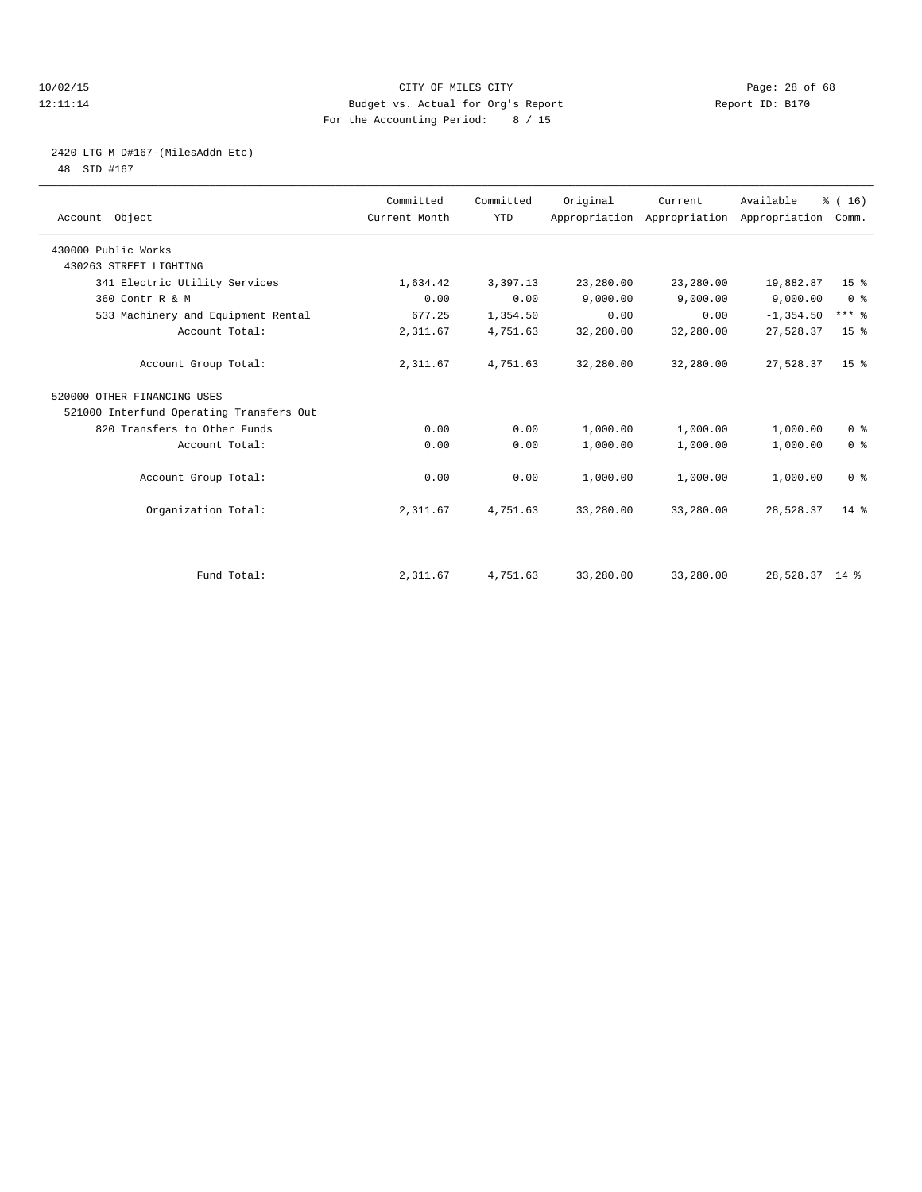CITY OF MILES CITY
Budget vs. Actual for Org's Report
For the Accounting Period: 8 / 15

10/02/15
12:11:14

Report ID: B170

2420 LTG M D#167-(MilesAddn Etc)
48 SID #167

| Account Object | Committed Current Month | Committed YTD | Original Appropriation | Current Appropriation | Available Appropriation | % ( 16) Comm. |
|---|---|---|---|---|---|---|
| 430000 Public Works | | | | | | |
| 430263 STREET LIGHTING | | | | | | |
| 341 Electric Utility Services | 1,634.42 | 3,397.13 | 23,280.00 | 23,280.00 | 19,882.87 | 15 % |
| 360 Contr R & M | 0.00 | 0.00 | 9,000.00 | 9,000.00 | 9,000.00 | 0 % |
| 533 Machinery and Equipment Rental | 677.25 | 1,354.50 | 0.00 | 0.00 | -1,354.50 | *** % |
| Account Total: | 2,311.67 | 4,751.63 | 32,280.00 | 32,280.00 | 27,528.37 | 15 % |
| Account Group Total: | 2,311.67 | 4,751.63 | 32,280.00 | 32,280.00 | 27,528.37 | 15 % |
| 520000 OTHER FINANCING USES | | | | | | |
| 521000 Interfund Operating Transfers Out | | | | | | |
| 820 Transfers to Other Funds | 0.00 | 0.00 | 1,000.00 | 1,000.00 | 1,000.00 | 0 % |
| Account Total: | 0.00 | 0.00 | 1,000.00 | 1,000.00 | 1,000.00 | 0 % |
| Account Group Total: | 0.00 | 0.00 | 1,000.00 | 1,000.00 | 1,000.00 | 0 % |
| Organization Total: | 2,311.67 | 4,751.63 | 33,280.00 | 33,280.00 | 28,528.37 | 14 % |
| Fund Total: | 2,311.67 | 4,751.63 | 33,280.00 | 33,280.00 | 28,528.37 | 14 % |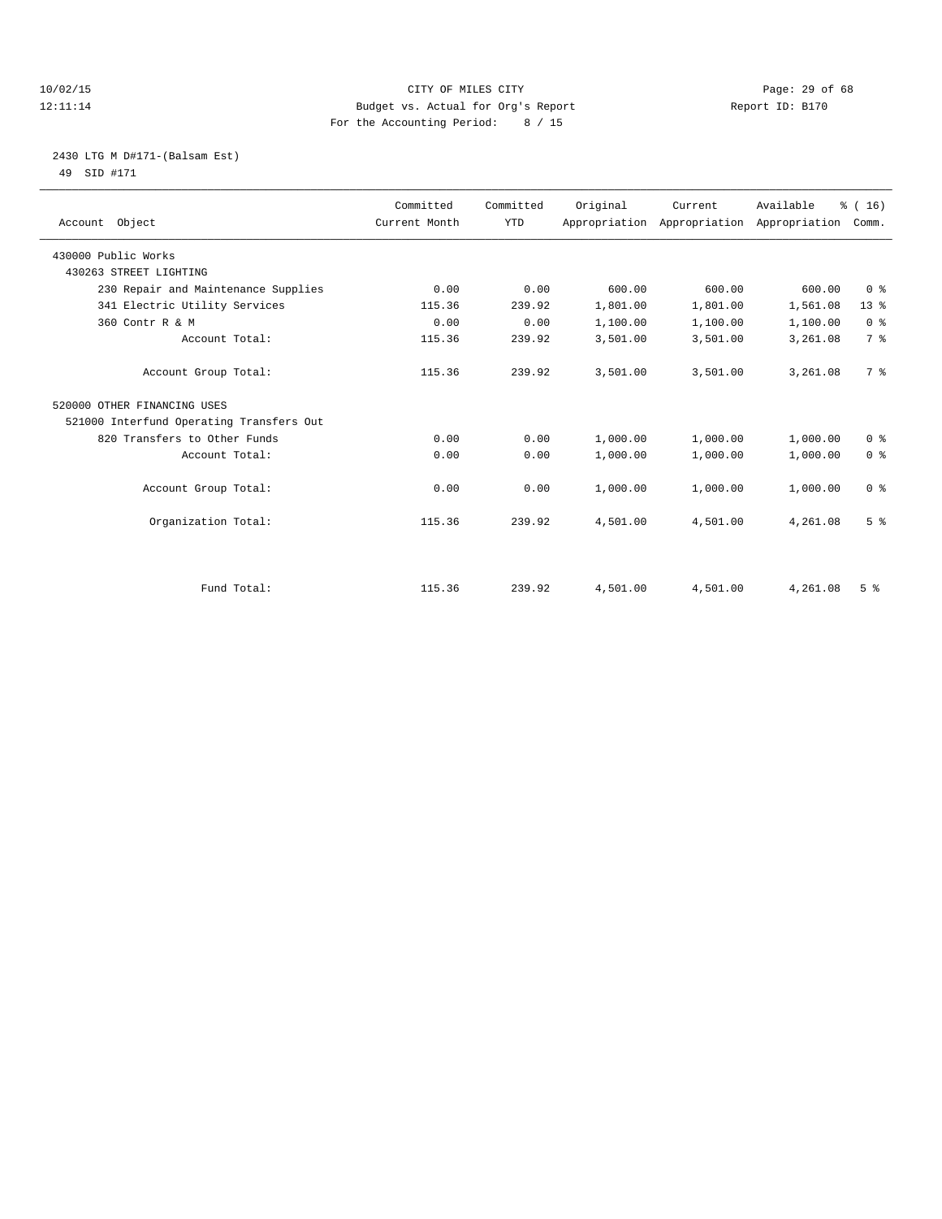CITY OF MILES CITY
Budget vs. Actual for Org's Report
For the Accounting Period: 8 / 15

10/02/15 12:11:14 Report ID: B170

## 2430 LTG M D#171-(Balsam Est)

49 SID #171

| Account Object | Committed Current Month | Committed YTD | Original Appropriation | Current Appropriation | Available Appropriation | % ( 16) Comm. |
|---|---|---|---|---|---|---|
| 430000 Public Works | | | | | | |
| 430263 STREET LIGHTING | | | | | | |
| 230 Repair and Maintenance Supplies | 0.00 | 0.00 | 600.00 | 600.00 | 600.00 | 0 % |
| 341 Electric Utility Services | 115.36 | 239.92 | 1,801.00 | 1,801.00 | 1,561.08 | 13 % |
| 360 Contr R & M | 0.00 | 0.00 | 1,100.00 | 1,100.00 | 1,100.00 | 0 % |
| Account Total: | 115.36 | 239.92 | 3,501.00 | 3,501.00 | 3,261.08 | 7 % |
| Account Group Total: | 115.36 | 239.92 | 3,501.00 | 3,501.00 | 3,261.08 | 7 % |
| 520000 OTHER FINANCING USES | | | | | | |
| 521000 Interfund Operating Transfers Out | | | | | | |
| 820 Transfers to Other Funds | 0.00 | 0.00 | 1,000.00 | 1,000.00 | 1,000.00 | 0 % |
| Account Total: | 0.00 | 0.00 | 1,000.00 | 1,000.00 | 1,000.00 | 0 % |
| Account Group Total: | 0.00 | 0.00 | 1,000.00 | 1,000.00 | 1,000.00 | 0 % |
| Organization Total: | 115.36 | 239.92 | 4,501.00 | 4,501.00 | 4,261.08 | 5 % |
| Fund Total: | 115.36 | 239.92 | 4,501.00 | 4,501.00 | 4,261.08 | 5 % |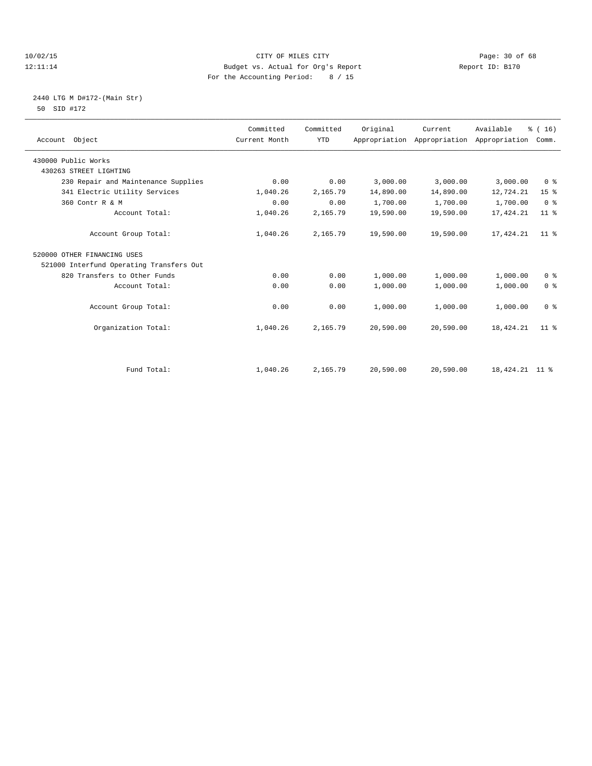CITY OF MILES CITY
Budget vs. Actual for Org's Report
For the Accounting Period: 8 / 15

10/02/15
12:11:14

Report ID: B170

2440 LTG M D#172-(Main Str)
50 SID #172

| Account Object | Committed Current Month | Committed YTD | Original Appropriation | Current Appropriation | Available Appropriation | % ( 16) Comm. |
|---|---|---|---|---|---|---|
| 430000 Public Works | | | | | | |
| 430263 STREET LIGHTING | | | | | | |
| 230 Repair and Maintenance Supplies | 0.00 | 0.00 | 3,000.00 | 3,000.00 | 3,000.00 | 0 % |
| 341 Electric Utility Services | 1,040.26 | 2,165.79 | 14,890.00 | 14,890.00 | 12,724.21 | 15 % |
| 360 Contr R & M | 0.00 | 0.00 | 1,700.00 | 1,700.00 | 1,700.00 | 0 % |
| Account Total: | 1,040.26 | 2,165.79 | 19,590.00 | 19,590.00 | 17,424.21 | 11 % |
| Account Group Total: | 1,040.26 | 2,165.79 | 19,590.00 | 19,590.00 | 17,424.21 | 11 % |
| 520000 OTHER FINANCING USES | | | | | | |
| 521000 Interfund Operating Transfers Out | | | | | | |
| 820 Transfers to Other Funds | 0.00 | 0.00 | 1,000.00 | 1,000.00 | 1,000.00 | 0 % |
| Account Total: | 0.00 | 0.00 | 1,000.00 | 1,000.00 | 1,000.00 | 0 % |
| Account Group Total: | 0.00 | 0.00 | 1,000.00 | 1,000.00 | 1,000.00 | 0 % |
| Organization Total: | 1,040.26 | 2,165.79 | 20,590.00 | 20,590.00 | 18,424.21 | 11 % |
| Fund Total: | 1,040.26 | 2,165.79 | 20,590.00 | 20,590.00 | 18,424.21 | 11 % |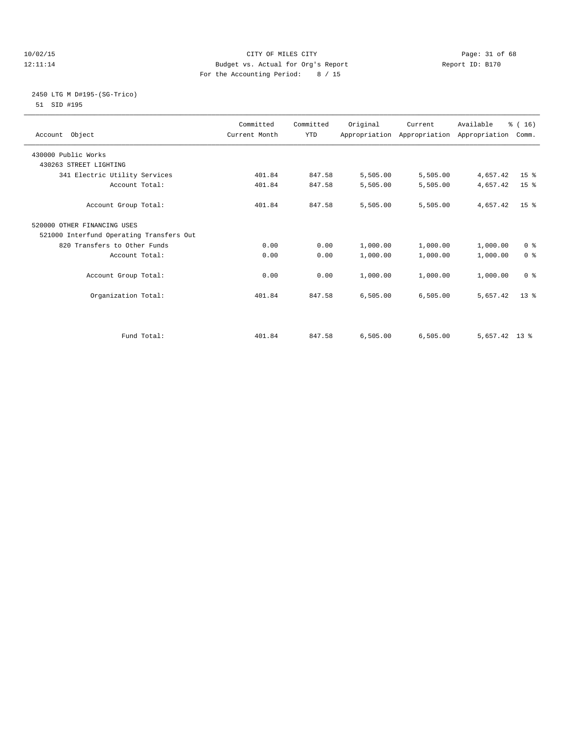CITY OF MILES CITY
Budget vs. Actual for Org's Report
For the Accounting Period: 8 / 15

10/02/15
12:11:14

Report ID: B170

2450 LTG M D#195-(SG-Trico)
51 SID #195

| Account Object | Committed Current Month | Committed YTD | Original Appropriation | Current Appropriation | Available Appropriation | % ( 16) Comm. |
|---|---|---|---|---|---|---|
| 430000 Public Works | | | | | | |
| 430263 STREET LIGHTING | | | | | | |
| 341 Electric Utility Services | 401.84 | 847.58 | 5,505.00 | 5,505.00 | 4,657.42 | 15 % |
| Account Total: | 401.84 | 847.58 | 5,505.00 | 5,505.00 | 4,657.42 | 15 % |
| Account Group Total: | 401.84 | 847.58 | 5,505.00 | 5,505.00 | 4,657.42 | 15 % |
| 520000 OTHER FINANCING USES | | | | | | |
| 521000 Interfund Operating Transfers Out | | | | | | |
| 820 Transfers to Other Funds | 0.00 | 0.00 | 1,000.00 | 1,000.00 | 1,000.00 | 0 % |
| Account Total: | 0.00 | 0.00 | 1,000.00 | 1,000.00 | 1,000.00 | 0 % |
| Account Group Total: | 0.00 | 0.00 | 1,000.00 | 1,000.00 | 1,000.00 | 0 % |
| Organization Total: | 401.84 | 847.58 | 6,505.00 | 6,505.00 | 5,657.42 | 13 % |
| Fund Total: | 401.84 | 847.58 | 6,505.00 | 6,505.00 | 5,657.42 | 13 % |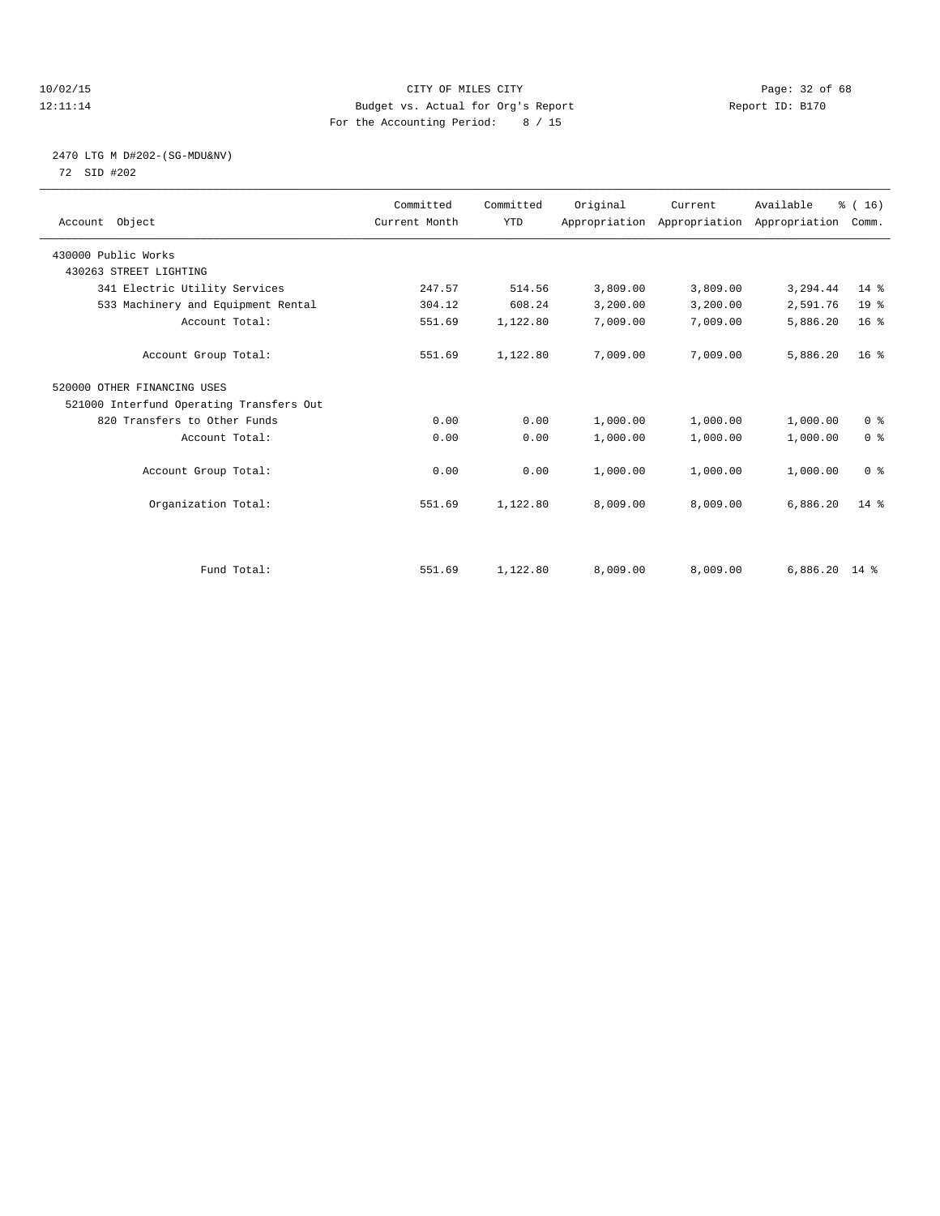CITY OF MILES CITY
Budget vs. Actual for Org's Report
For the Accounting Period: 8 / 15

10/02/15
12:11:14

Report ID: B170

## 2470 LTG M D#202-(SG-MDU&NV)

72 SID #202

| Account Object | Committed Current Month | Committed YTD | Original Appropriation | Current Appropriation | Available Appropriation | % ( 16) Comm. |
|---|---|---|---|---|---|---|
| 430000 Public Works | | | | | | |
| 430263 STREET LIGHTING | | | | | | |
| 341 Electric Utility Services | 247.57 | 514.56 | 3,809.00 | 3,809.00 | 3,294.44 | 14 % |
| 533 Machinery and Equipment Rental | 304.12 | 608.24 | 3,200.00 | 3,200.00 | 2,591.76 | 19 % |
| Account Total: | 551.69 | 1,122.80 | 7,009.00 | 7,009.00 | 5,886.20 | 16 % |
| Account Group Total: | 551.69 | 1,122.80 | 7,009.00 | 7,009.00 | 5,886.20 | 16 % |
| 520000 OTHER FINANCING USES | | | | | | |
| 521000 Interfund Operating Transfers Out | | | | | | |
| 820 Transfers to Other Funds | 0.00 | 0.00 | 1,000.00 | 1,000.00 | 1,000.00 | 0 % |
| Account Total: | 0.00 | 0.00 | 1,000.00 | 1,000.00 | 1,000.00 | 0 % |
| Account Group Total: | 0.00 | 0.00 | 1,000.00 | 1,000.00 | 1,000.00 | 0 % |
| Organization Total: | 551.69 | 1,122.80 | 8,009.00 | 8,009.00 | 6,886.20 | 14 % |
| Fund Total: | 551.69 | 1,122.80 | 8,009.00 | 8,009.00 | 6,886.20 | 14 % |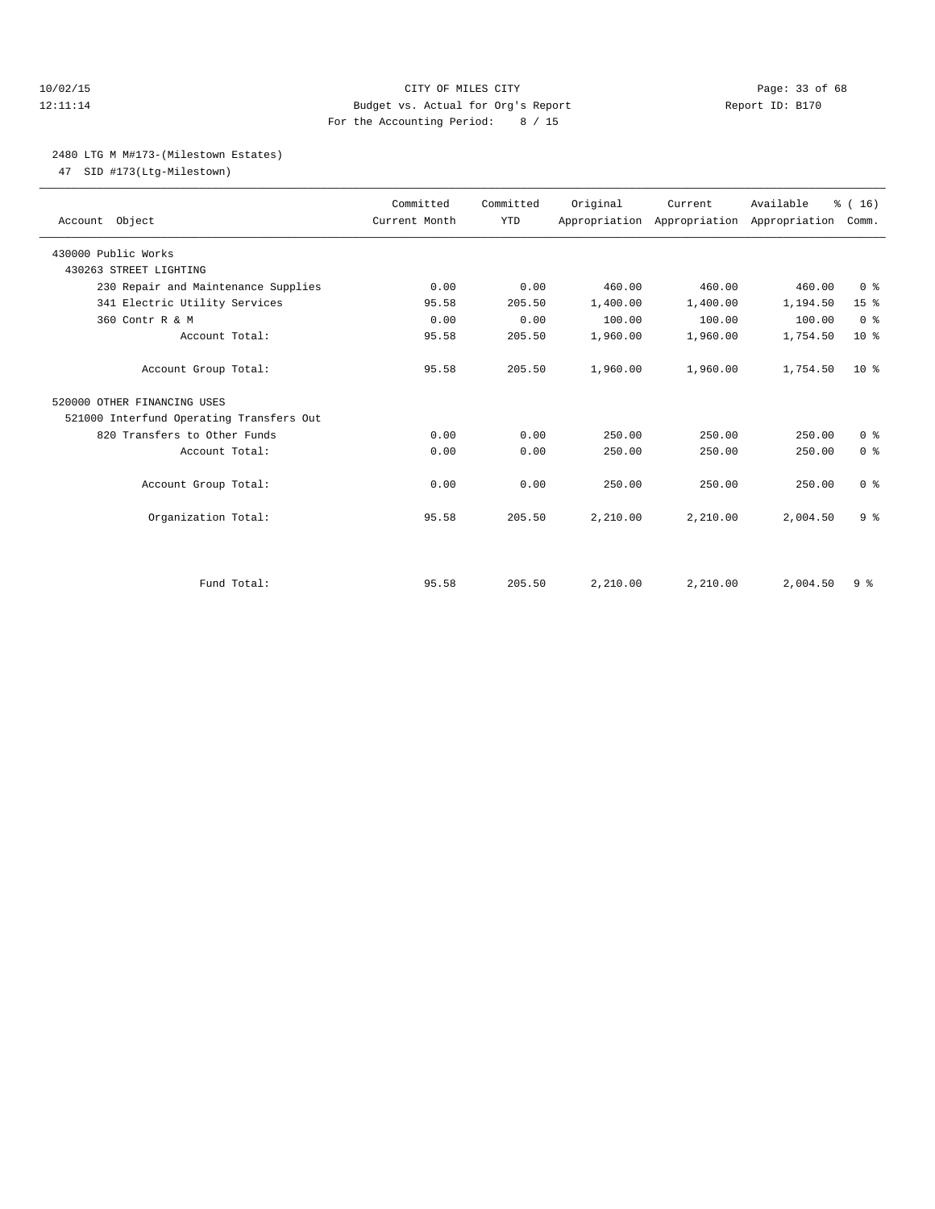10/02/15 CITY OF MILES CITY
12:11:14 Budget vs. Actual for Org's Report Report ID: B170
For the Accounting Period: 8 / 15

2480 LTG M M#173-(Milestown Estates)
47 SID #173(Ltg-Milestown)

| Account Object | Committed Current Month | Committed YTD | Original Appropriation | Current Appropriation | Available Appropriation | % ( 16) Comm. |
|---|---|---|---|---|---|---|
| 430000 Public Works | | | | | | |
| 430263 STREET LIGHTING | | | | | | |
| 230 Repair and Maintenance Supplies | 0.00 | 0.00 | 460.00 | 460.00 | 460.00 | 0 % |
| 341 Electric Utility Services | 95.58 | 205.50 | 1,400.00 | 1,400.00 | 1,194.50 | 15 % |
| 360 Contr R & M | 0.00 | 0.00 | 100.00 | 100.00 | 100.00 | 0 % |
| Account Total: | 95.58 | 205.50 | 1,960.00 | 1,960.00 | 1,754.50 | 10 % |
| Account Group Total: | 95.58 | 205.50 | 1,960.00 | 1,960.00 | 1,754.50 | 10 % |
| 520000 OTHER FINANCING USES | | | | | | |
| 521000 Interfund Operating Transfers Out | | | | | | |
| 820 Transfers to Other Funds | 0.00 | 0.00 | 250.00 | 250.00 | 250.00 | 0 % |
| Account Total: | 0.00 | 0.00 | 250.00 | 250.00 | 250.00 | 0 % |
| Account Group Total: | 0.00 | 0.00 | 250.00 | 250.00 | 250.00 | 0 % |
| Organization Total: | 95.58 | 205.50 | 2,210.00 | 2,210.00 | 2,004.50 | 9 % |
| Fund Total: | 95.58 | 205.50 | 2,210.00 | 2,210.00 | 2,004.50 | 9 % |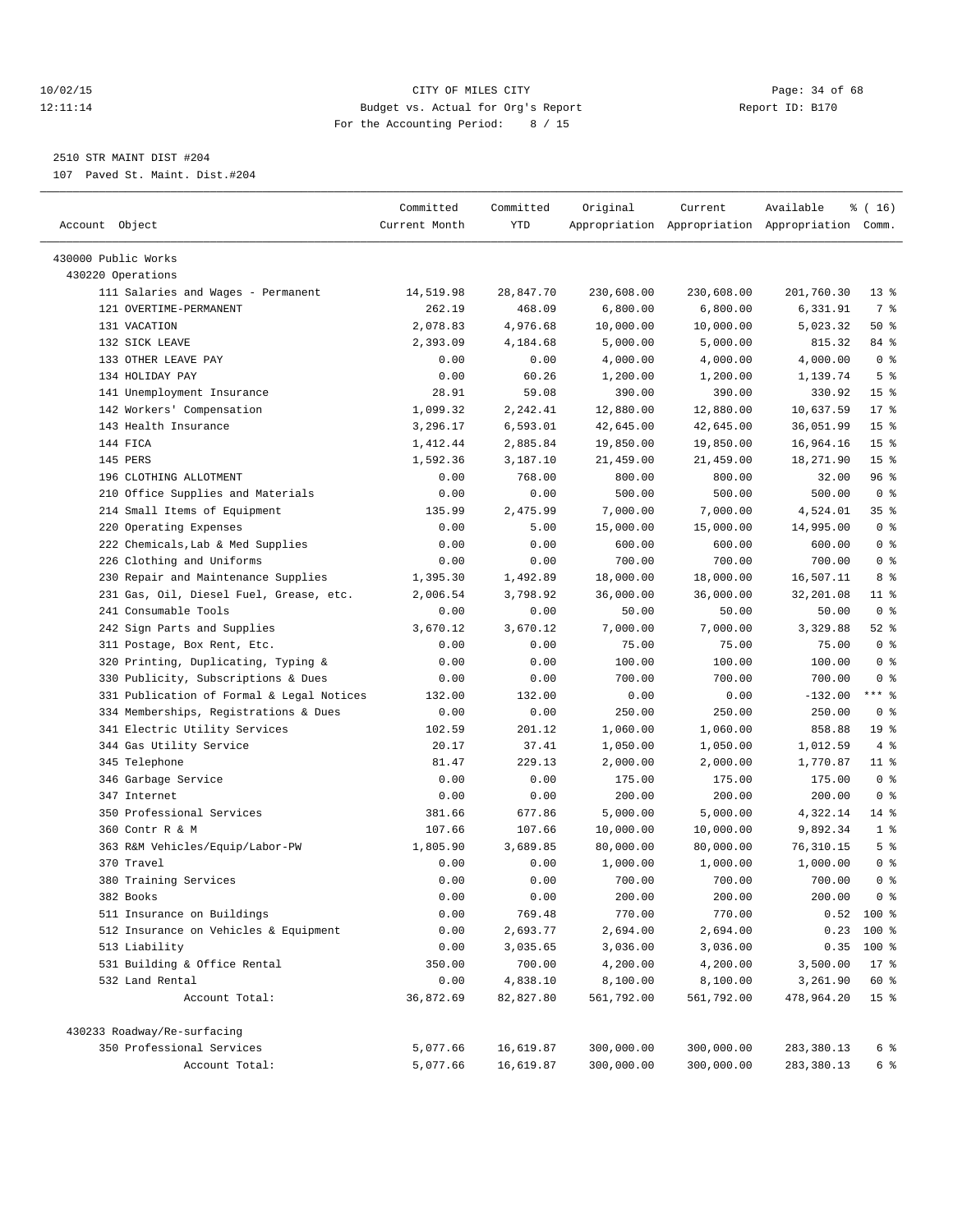10/02/15 CITY OF MILES CITY
12:11:14 Budget vs. Actual for Org's Report Report ID: B170
For the Accounting Period: 8 / 15

2510 STR MAINT DIST #204
107 Paved St. Maint. Dist.#204

| Account Object | Committed Current Month | Committed YTD | Original Appropriation | Current Appropriation | Available Appropriation | % ( 16) Comm. |
|---|---|---|---|---|---|---|
| 430000 Public Works | | | | | | |
| 430220 Operations | | | | | | |
| 111 Salaries and Wages - Permanent | 14,519.98 | 28,847.70 | 230,608.00 | 230,608.00 | 201,760.30 | 13 % |
| 121 OVERTIME-PERMANENT | 262.19 | 468.09 | 6,800.00 | 6,800.00 | 6,331.91 | 7 % |
| 131 VACATION | 2,078.83 | 4,976.68 | 10,000.00 | 10,000.00 | 5,023.32 | 50 % |
| 132 SICK LEAVE | 2,393.09 | 4,184.68 | 5,000.00 | 5,000.00 | 815.32 | 84 % |
| 133 OTHER LEAVE PAY | 0.00 | 0.00 | 4,000.00 | 4,000.00 | 4,000.00 | 0 % |
| 134 HOLIDAY PAY | 0.00 | 60.26 | 1,200.00 | 1,200.00 | 1,139.74 | 5 % |
| 141 Unemployment Insurance | 28.91 | 59.08 | 390.00 | 390.00 | 330.92 | 15 % |
| 142 Workers' Compensation | 1,099.32 | 2,242.41 | 12,880.00 | 12,880.00 | 10,637.59 | 17 % |
| 143 Health Insurance | 3,296.17 | 6,593.01 | 42,645.00 | 42,645.00 | 36,051.99 | 15 % |
| 144 FICA | 1,412.44 | 2,885.84 | 19,850.00 | 19,850.00 | 16,964.16 | 15 % |
| 145 PERS | 1,592.36 | 3,187.10 | 21,459.00 | 21,459.00 | 18,271.90 | 15 % |
| 196 CLOTHING ALLOTMENT | 0.00 | 768.00 | 800.00 | 800.00 | 32.00 | 96 % |
| 210 Office Supplies and Materials | 0.00 | 0.00 | 500.00 | 500.00 | 500.00 | 0 % |
| 214 Small Items of Equipment | 135.99 | 2,475.99 | 7,000.00 | 7,000.00 | 4,524.01 | 35 % |
| 220 Operating Expenses | 0.00 | 5.00 | 15,000.00 | 15,000.00 | 14,995.00 | 0 % |
| 222 Chemicals,Lab & Med Supplies | 0.00 | 0.00 | 600.00 | 600.00 | 600.00 | 0 % |
| 226 Clothing and Uniforms | 0.00 | 0.00 | 700.00 | 700.00 | 700.00 | 0 % |
| 230 Repair and Maintenance Supplies | 1,395.30 | 1,492.89 | 18,000.00 | 18,000.00 | 16,507.11 | 8 % |
| 231 Gas, Oil, Diesel Fuel, Grease, etc. | 2,006.54 | 3,798.92 | 36,000.00 | 36,000.00 | 32,201.08 | 11 % |
| 241 Consumable Tools | 0.00 | 0.00 | 50.00 | 50.00 | 50.00 | 0 % |
| 242 Sign Parts and Supplies | 3,670.12 | 3,670.12 | 7,000.00 | 7,000.00 | 3,329.88 | 52 % |
| 311 Postage, Box Rent, Etc. | 0.00 | 0.00 | 75.00 | 75.00 | 75.00 | 0 % |
| 320 Printing, Duplicating, Typing & | 0.00 | 0.00 | 100.00 | 100.00 | 100.00 | 0 % |
| 330 Publicity, Subscriptions & Dues | 0.00 | 0.00 | 700.00 | 700.00 | 700.00 | 0 % |
| 331 Publication of Formal & Legal Notices | 132.00 | 132.00 | 0.00 | 0.00 | -132.00 | *** % |
| 334 Memberships, Registrations & Dues | 0.00 | 0.00 | 250.00 | 250.00 | 250.00 | 0 % |
| 341 Electric Utility Services | 102.59 | 201.12 | 1,060.00 | 1,060.00 | 858.88 | 19 % |
| 344 Gas Utility Service | 20.17 | 37.41 | 1,050.00 | 1,050.00 | 1,012.59 | 4 % |
| 345 Telephone | 81.47 | 229.13 | 2,000.00 | 2,000.00 | 1,770.87 | 11 % |
| 346 Garbage Service | 0.00 | 0.00 | 175.00 | 175.00 | 175.00 | 0 % |
| 347 Internet | 0.00 | 0.00 | 200.00 | 200.00 | 200.00 | 0 % |
| 350 Professional Services | 381.66 | 677.86 | 5,000.00 | 5,000.00 | 4,322.14 | 14 % |
| 360 Contr R & M | 107.66 | 107.66 | 10,000.00 | 10,000.00 | 9,892.34 | 1 % |
| 363 R&M Vehicles/Equip/Labor-PW | 1,805.90 | 3,689.85 | 80,000.00 | 80,000.00 | 76,310.15 | 5 % |
| 370 Travel | 0.00 | 0.00 | 1,000.00 | 1,000.00 | 1,000.00 | 0 % |
| 380 Training Services | 0.00 | 0.00 | 700.00 | 700.00 | 700.00 | 0 % |
| 382 Books | 0.00 | 0.00 | 200.00 | 200.00 | 200.00 | 0 % |
| 511 Insurance on Buildings | 0.00 | 769.48 | 770.00 | 770.00 | 0.52 | 100 % |
| 512 Insurance on Vehicles & Equipment | 0.00 | 2,693.77 | 2,694.00 | 2,694.00 | 0.23 | 100 % |
| 513 Liability | 0.00 | 3,035.65 | 3,036.00 | 3,036.00 | 0.35 | 100 % |
| 531 Building & Office Rental | 350.00 | 700.00 | 4,200.00 | 4,200.00 | 3,500.00 | 17 % |
| 532 Land Rental | 0.00 | 4,838.10 | 8,100.00 | 8,100.00 | 3,261.90 | 60 % |
| Account Total: | 36,872.69 | 82,827.80 | 561,792.00 | 561,792.00 | 478,964.20 | 15 % |
| 430233 Roadway/Re-surfacing | | | | | | |
| 350 Professional Services | 5,077.66 | 16,619.87 | 300,000.00 | 300,000.00 | 283,380.13 | 6 % |
| Account Total: | 5,077.66 | 16,619.87 | 300,000.00 | 300,000.00 | 283,380.13 | 6 % |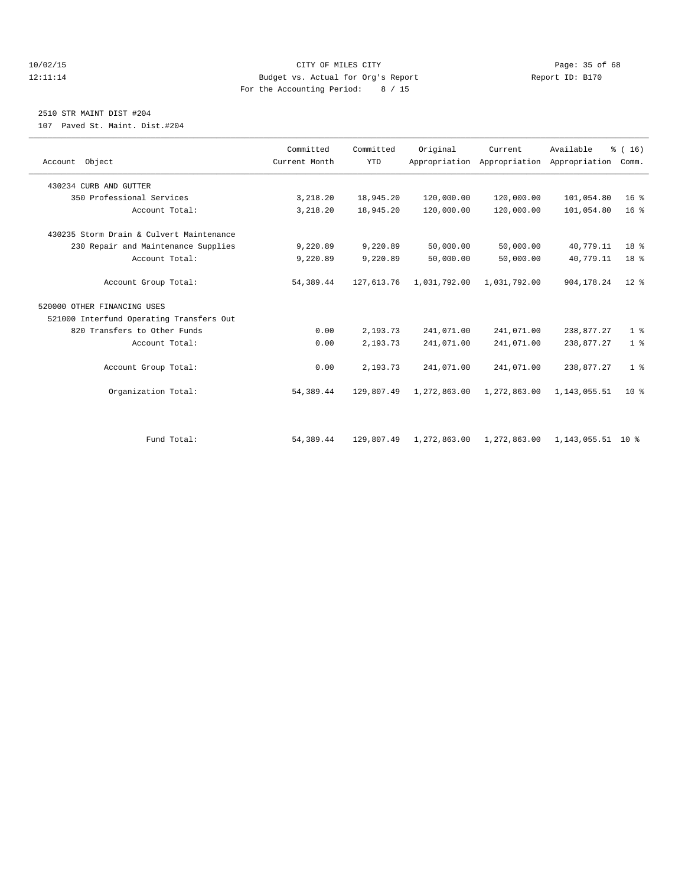10/02/15 CITY OF MILES CITY
12:11:14 Budget vs. Actual for Org's Report Report ID: B170
For the Accounting Period: 8 / 15

2510 STR MAINT DIST #204
107 Paved St. Maint. Dist.#204

| Account Object | Committed Current Month | Committed YTD | Original Appropriation | Current Appropriation | Available Appropriation | % ( 16) Comm. |
|---|---|---|---|---|---|---|
| 430234 CURB AND GUTTER | | | | | | |
| 350 Professional Services | 3,218.20 | 18,945.20 | 120,000.00 | 120,000.00 | 101,054.80 | 16 % |
| Account Total: | 3,218.20 | 18,945.20 | 120,000.00 | 120,000.00 | 101,054.80 | 16 % |
| 430235 Storm Drain & Culvert Maintenance | | | | | | |
| 230 Repair and Maintenance Supplies | 9,220.89 | 9,220.89 | 50,000.00 | 50,000.00 | 40,779.11 | 18 % |
| Account Total: | 9,220.89 | 9,220.89 | 50,000.00 | 50,000.00 | 40,779.11 | 18 % |
| Account Group Total: | 54,389.44 | 127,613.76 | 1,031,792.00 | 1,031,792.00 | 904,178.24 | 12 % |
| 520000 OTHER FINANCING USES | | | | | | |
| 521000 Interfund Operating Transfers Out | | | | | | |
| 820 Transfers to Other Funds | 0.00 | 2,193.73 | 241,071.00 | 241,071.00 | 238,877.27 | 1 % |
| Account Total: | 0.00 | 2,193.73 | 241,071.00 | 241,071.00 | 238,877.27 | 1 % |
| Account Group Total: | 0.00 | 2,193.73 | 241,071.00 | 241,071.00 | 238,877.27 | 1 % |
| Organization Total: | 54,389.44 | 129,807.49 | 1,272,863.00 | 1,272,863.00 | 1,143,055.51 | 10 % |
| Fund Total: | 54,389.44 | 129,807.49 | 1,272,863.00 | 1,272,863.00 | 1,143,055.51 | 10 % |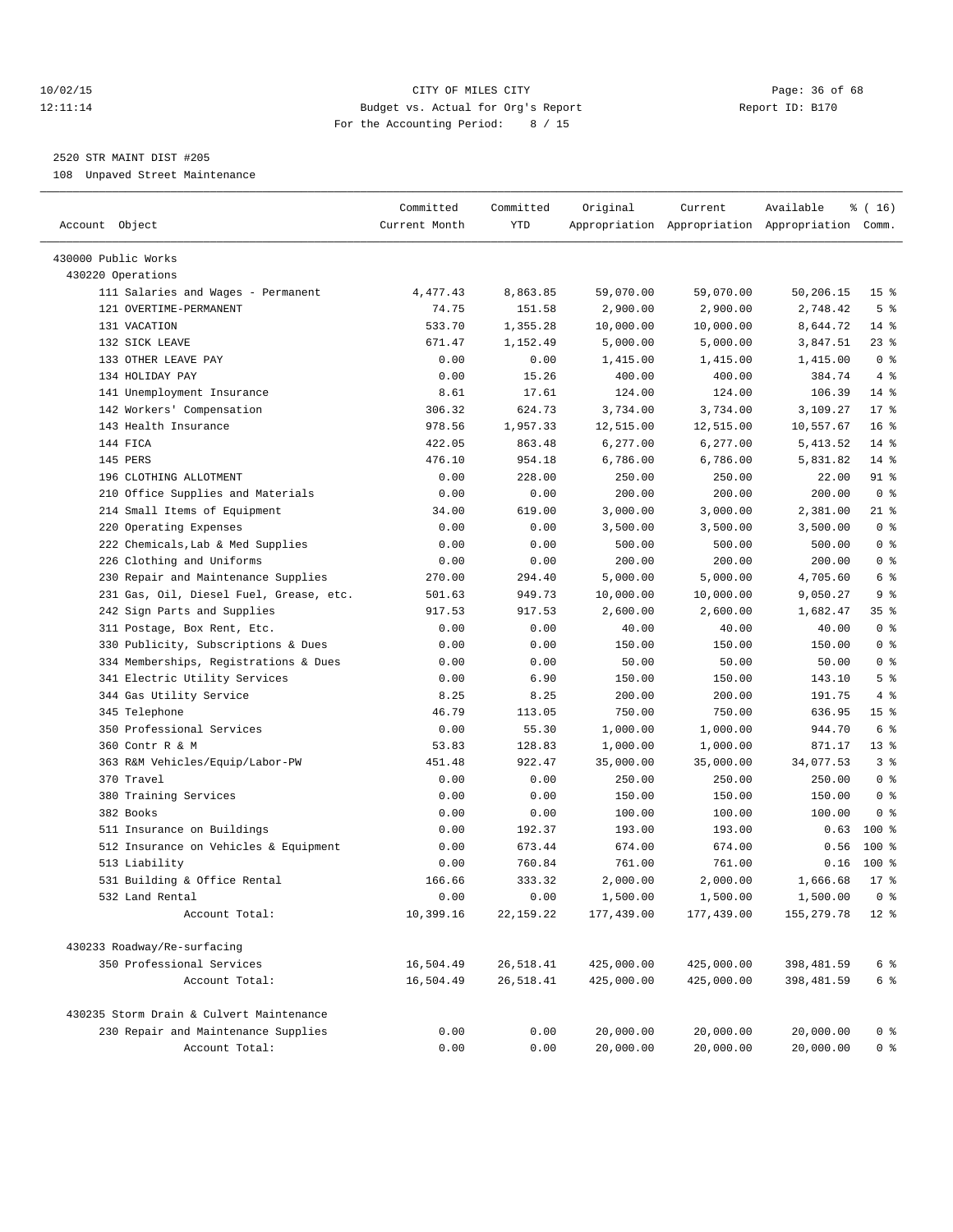CITY OF MILES CITY
Budget vs. Actual for Org's Report
For the Accounting Period: 8 / 15

10/02/15
12:11:14

Report ID: B170

## 2520 STR MAINT DIST #205

108 Unpaved Street Maintenance

| Account Object | Committed Current Month | Committed YTD | Original Appropriation | Current Appropriation | Available Appropriation | % ( 16) Comm. |
|---|---|---|---|---|---|---|
| 430000 Public Works | | | | | | |
| 430220 Operations | | | | | | |
| 111 Salaries and Wages - Permanent | 4,477.43 | 8,863.85 | 59,070.00 | 59,070.00 | 50,206.15 | 15 % |
| 121 OVERTIME-PERMANENT | 74.75 | 151.58 | 2,900.00 | 2,900.00 | 2,748.42 | 5 % |
| 131 VACATION | 533.70 | 1,355.28 | 10,000.00 | 10,000.00 | 8,644.72 | 14 % |
| 132 SICK LEAVE | 671.47 | 1,152.49 | 5,000.00 | 5,000.00 | 3,847.51 | 23 % |
| 133 OTHER LEAVE PAY | 0.00 | 0.00 | 1,415.00 | 1,415.00 | 1,415.00 | 0 % |
| 134 HOLIDAY PAY | 0.00 | 15.26 | 400.00 | 400.00 | 384.74 | 4 % |
| 141 Unemployment Insurance | 8.61 | 17.61 | 124.00 | 124.00 | 106.39 | 14 % |
| 142 Workers' Compensation | 306.32 | 624.73 | 3,734.00 | 3,734.00 | 3,109.27 | 17 % |
| 143 Health Insurance | 978.56 | 1,957.33 | 12,515.00 | 12,515.00 | 10,557.67 | 16 % |
| 144 FICA | 422.05 | 863.48 | 6,277.00 | 6,277.00 | 5,413.52 | 14 % |
| 145 PERS | 476.10 | 954.18 | 6,786.00 | 6,786.00 | 5,831.82 | 14 % |
| 196 CLOTHING ALLOTMENT | 0.00 | 228.00 | 250.00 | 250.00 | 22.00 | 91 % |
| 210 Office Supplies and Materials | 0.00 | 0.00 | 200.00 | 200.00 | 200.00 | 0 % |
| 214 Small Items of Equipment | 34.00 | 619.00 | 3,000.00 | 3,000.00 | 2,381.00 | 21 % |
| 220 Operating Expenses | 0.00 | 0.00 | 3,500.00 | 3,500.00 | 3,500.00 | 0 % |
| 222 Chemicals,Lab & Med Supplies | 0.00 | 0.00 | 500.00 | 500.00 | 500.00 | 0 % |
| 226 Clothing and Uniforms | 0.00 | 0.00 | 200.00 | 200.00 | 200.00 | 0 % |
| 230 Repair and Maintenance Supplies | 270.00 | 294.40 | 5,000.00 | 5,000.00 | 4,705.60 | 6 % |
| 231 Gas, Oil, Diesel Fuel, Grease, etc. | 501.63 | 949.73 | 10,000.00 | 10,000.00 | 9,050.27 | 9 % |
| 242 Sign Parts and Supplies | 917.53 | 917.53 | 2,600.00 | 2,600.00 | 1,682.47 | 35 % |
| 311 Postage, Box Rent, Etc. | 0.00 | 0.00 | 40.00 | 40.00 | 40.00 | 0 % |
| 330 Publicity, Subscriptions & Dues | 0.00 | 0.00 | 150.00 | 150.00 | 150.00 | 0 % |
| 334 Memberships, Registrations & Dues | 0.00 | 0.00 | 50.00 | 50.00 | 50.00 | 0 % |
| 341 Electric Utility Services | 0.00 | 6.90 | 150.00 | 150.00 | 143.10 | 5 % |
| 344 Gas Utility Service | 8.25 | 8.25 | 200.00 | 200.00 | 191.75 | 4 % |
| 345 Telephone | 46.79 | 113.05 | 750.00 | 750.00 | 636.95 | 15 % |
| 350 Professional Services | 0.00 | 55.30 | 1,000.00 | 1,000.00 | 944.70 | 6 % |
| 360 Contr R & M | 53.83 | 128.83 | 1,000.00 | 1,000.00 | 871.17 | 13 % |
| 363 R&M Vehicles/Equip/Labor-PW | 451.48 | 922.47 | 35,000.00 | 35,000.00 | 34,077.53 | 3 % |
| 370 Travel | 0.00 | 0.00 | 250.00 | 250.00 | 250.00 | 0 % |
| 380 Training Services | 0.00 | 0.00 | 150.00 | 150.00 | 150.00 | 0 % |
| 382 Books | 0.00 | 0.00 | 100.00 | 100.00 | 100.00 | 0 % |
| 511 Insurance on Buildings | 0.00 | 192.37 | 193.00 | 193.00 | 0.63 | 100 % |
| 512 Insurance on Vehicles & Equipment | 0.00 | 673.44 | 674.00 | 674.00 | 0.56 | 100 % |
| 513 Liability | 0.00 | 760.84 | 761.00 | 761.00 | 0.16 | 100 % |
| 531 Building & Office Rental | 166.66 | 333.32 | 2,000.00 | 2,000.00 | 1,666.68 | 17 % |
| 532 Land Rental | 0.00 | 0.00 | 1,500.00 | 1,500.00 | 1,500.00 | 0 % |
| Account Total: | 10,399.16 | 22,159.22 | 177,439.00 | 177,439.00 | 155,279.78 | 12 % |
| 430233 Roadway/Re-surfacing | | | | | | |
| 350 Professional Services | 16,504.49 | 26,518.41 | 425,000.00 | 425,000.00 | 398,481.59 | 6 % |
| Account Total: | 16,504.49 | 26,518.41 | 425,000.00 | 425,000.00 | 398,481.59 | 6 % |
| 430235 Storm Drain & Culvert Maintenance | | | | | | |
| 230 Repair and Maintenance Supplies | 0.00 | 0.00 | 20,000.00 | 20,000.00 | 20,000.00 | 0 % |
| Account Total: | 0.00 | 0.00 | 20,000.00 | 20,000.00 | 20,000.00 | 0 % |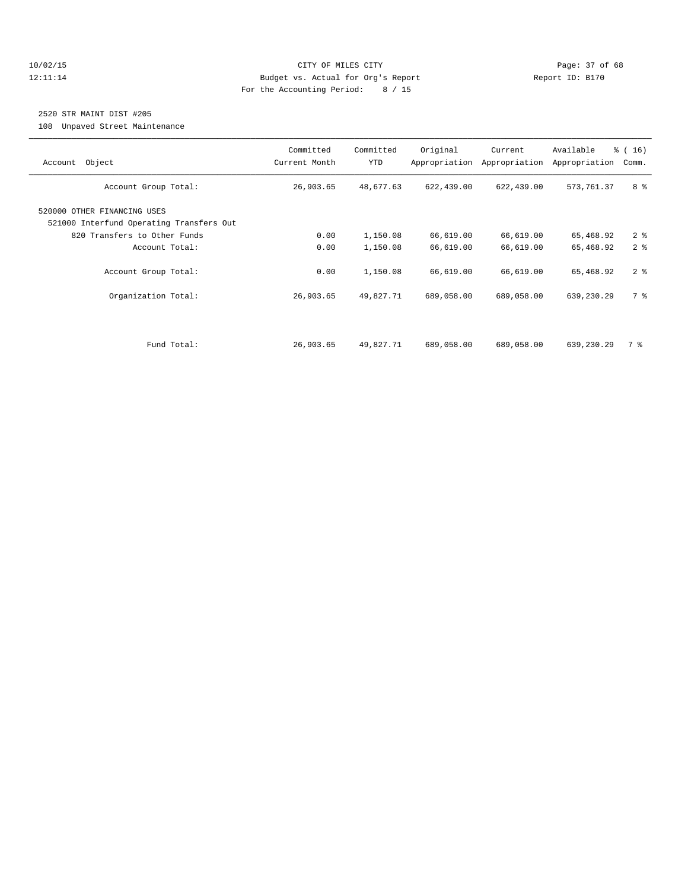CITY OF MILES CITY
Budget vs. Actual for Org's Report
For the Accounting Period: 8 / 15

10/02/15
12:11:14

Report ID: B170

2520 STR MAINT DIST #205
108 Unpaved Street Maintenance

| Account Object | Committed Current Month | Committed YTD | Original Appropriation | Current Appropriation | Available Appropriation | % ( 16) Comm. |
|---|---|---|---|---|---|---|
| Account Group Total: | 26,903.65 | 48,677.63 | 622,439.00 | 622,439.00 | 573,761.37 | 8 % |
| 520000 OTHER FINANCING USES | | | | | | |
| 521000 Interfund Operating Transfers Out | | | | | | |
| 820 Transfers to Other Funds | 0.00 | 1,150.08 | 66,619.00 | 66,619.00 | 65,468.92 | 2 % |
| Account Total: | 0.00 | 1,150.08 | 66,619.00 | 66,619.00 | 65,468.92 | 2 % |
| Account Group Total: | 0.00 | 1,150.08 | 66,619.00 | 66,619.00 | 65,468.92 | 2 % |
| Organization Total: | 26,903.65 | 49,827.71 | 689,058.00 | 689,058.00 | 639,230.29 | 7 % |
| Fund Total: | 26,903.65 | 49,827.71 | 689,058.00 | 689,058.00 | 639,230.29 | 7 % |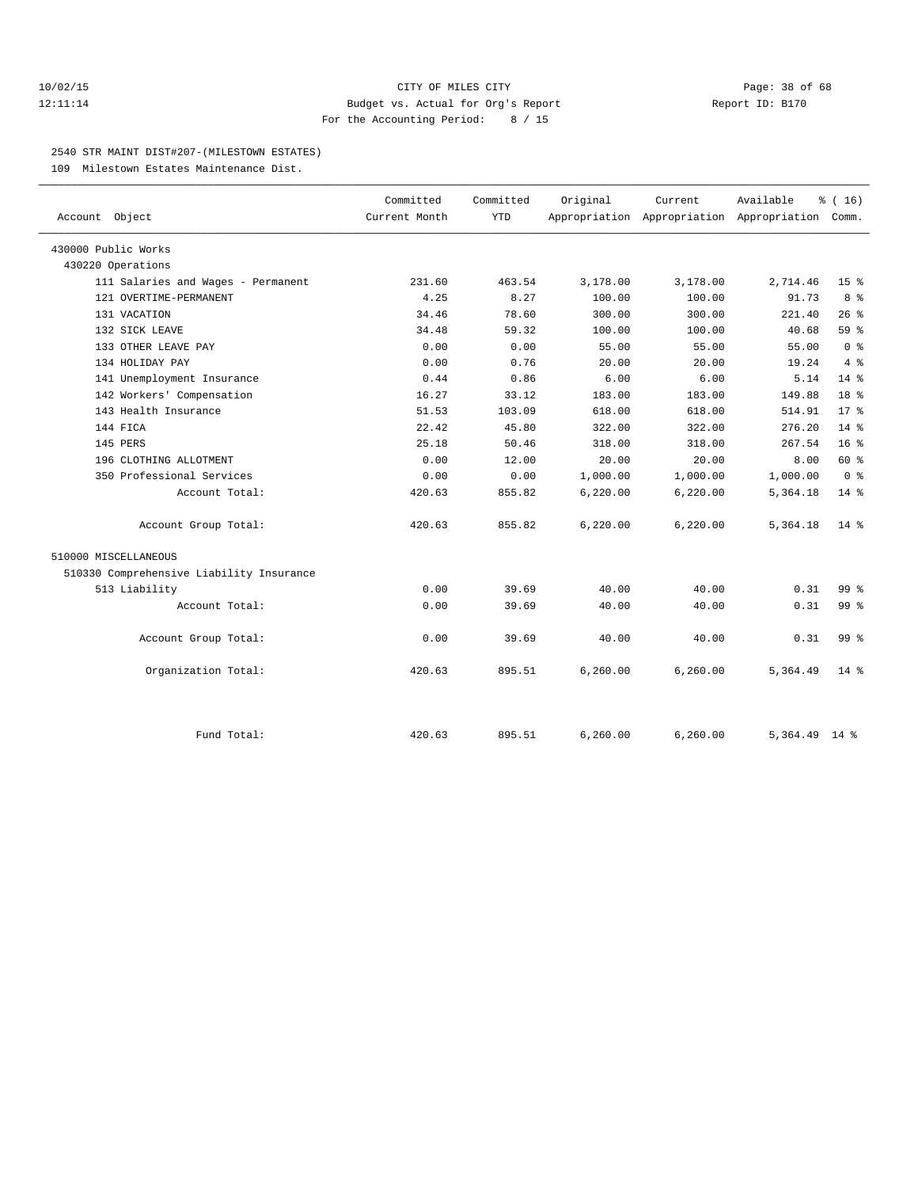10/02/15 CITY OF MILES CITY

12:11:14 Budget vs. Actual for Org's Report Report ID: B170

For the Accounting Period: 8 / 15

## 2540 STR MAINT DIST#207-(MILESTOWN ESTATES)

109 Milestown Estates Maintenance Dist.

| Account Object | Committed Current Month | Committed YTD | Original Appropriation | Current Appropriation | Available Appropriation | % ( 16) Comm. |
|---|---|---|---|---|---|---|
| 430000 Public Works | | | | | | |
| 430220 Operations | | | | | | |
| 111 Salaries and Wages - Permanent | 231.60 | 463.54 | 3,178.00 | 3,178.00 | 2,714.46 | 15 % |
| 121 OVERTIME-PERMANENT | 4.25 | 8.27 | 100.00 | 100.00 | 91.73 | 8 % |
| 131 VACATION | 34.46 | 78.60 | 300.00 | 300.00 | 221.40 | 26 % |
| 132 SICK LEAVE | 34.48 | 59.32 | 100.00 | 100.00 | 40.68 | 59 % |
| 133 OTHER LEAVE PAY | 0.00 | 0.00 | 55.00 | 55.00 | 55.00 | 0 % |
| 134 HOLIDAY PAY | 0.00 | 0.76 | 20.00 | 20.00 | 19.24 | 4 % |
| 141 Unemployment Insurance | 0.44 | 0.86 | 6.00 | 6.00 | 5.14 | 14 % |
| 142 Workers' Compensation | 16.27 | 33.12 | 183.00 | 183.00 | 149.88 | 18 % |
| 143 Health Insurance | 51.53 | 103.09 | 618.00 | 618.00 | 514.91 | 17 % |
| 144 FICA | 22.42 | 45.80 | 322.00 | 322.00 | 276.20 | 14 % |
| 145 PERS | 25.18 | 50.46 | 318.00 | 318.00 | 267.54 | 16 % |
| 196 CLOTHING ALLOTMENT | 0.00 | 12.00 | 20.00 | 20.00 | 8.00 | 60 % |
| 350 Professional Services | 0.00 | 0.00 | 1,000.00 | 1,000.00 | 1,000.00 | 0 % |
| Account Total: | 420.63 | 855.82 | 6,220.00 | 6,220.00 | 5,364.18 | 14 % |
| Account Group Total: | 420.63 | 855.82 | 6,220.00 | 6,220.00 | 5,364.18 | 14 % |
| 510000 MISCELLANEOUS | | | | | | |
| 510330 Comprehensive Liability Insurance | | | | | | |
| 513 Liability | 0.00 | 39.69 | 40.00 | 40.00 | 0.31 | 99 % |
| Account Total: | 0.00 | 39.69 | 40.00 | 40.00 | 0.31 | 99 % |
| Account Group Total: | 0.00 | 39.69 | 40.00 | 40.00 | 0.31 | 99 % |
| Organization Total: | 420.63 | 895.51 | 6,260.00 | 6,260.00 | 5,364.49 | 14 % |
| Fund Total: | 420.63 | 895.51 | 6,260.00 | 6,260.00 | 5,364.49 | 14 % |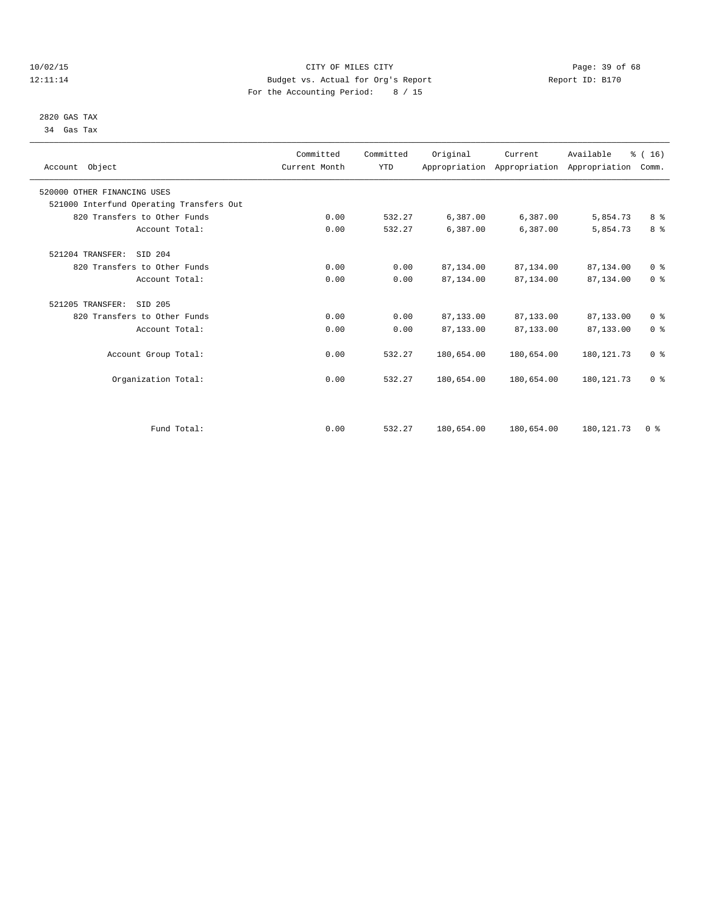CITY OF MILES CITY
Budget vs. Actual for Org's Report
For the Accounting Period: 8 / 15

10/02/15
12:11:14

Report ID: B170

2820 GAS TAX
34 Gas Tax

| Account Object | Committed Current Month | Committed YTD | Original Appropriation | Current Appropriation | Available Appropriation | % ( 16) Comm. |
|---|---|---|---|---|---|---|
| 520000 OTHER FINANCING USES | | | | | | |
| 521000 Interfund Operating Transfers Out | | | | | | |
| 820 Transfers to Other Funds | 0.00 | 532.27 | 6,387.00 | 6,387.00 | 5,854.73 | 8 % |
| Account Total: | 0.00 | 532.27 | 6,387.00 | 6,387.00 | 5,854.73 | 8 % |
| 521204 TRANSFER: SID 204 | | | | | | |
| 820 Transfers to Other Funds | 0.00 | 0.00 | 87,134.00 | 87,134.00 | 87,134.00 | 0 % |
| Account Total: | 0.00 | 0.00 | 87,134.00 | 87,134.00 | 87,134.00 | 0 % |
| 521205 TRANSFER: SID 205 | | | | | | |
| 820 Transfers to Other Funds | 0.00 | 0.00 | 87,133.00 | 87,133.00 | 87,133.00 | 0 % |
| Account Total: | 0.00 | 0.00 | 87,133.00 | 87,133.00 | 87,133.00 | 0 % |
| Account Group Total: | 0.00 | 532.27 | 180,654.00 | 180,654.00 | 180,121.73 | 0 % |
| Organization Total: | 0.00 | 532.27 | 180,654.00 | 180,654.00 | 180,121.73 | 0 % |
| Fund Total: | 0.00 | 532.27 | 180,654.00 | 180,654.00 | 180,121.73 | 0 % |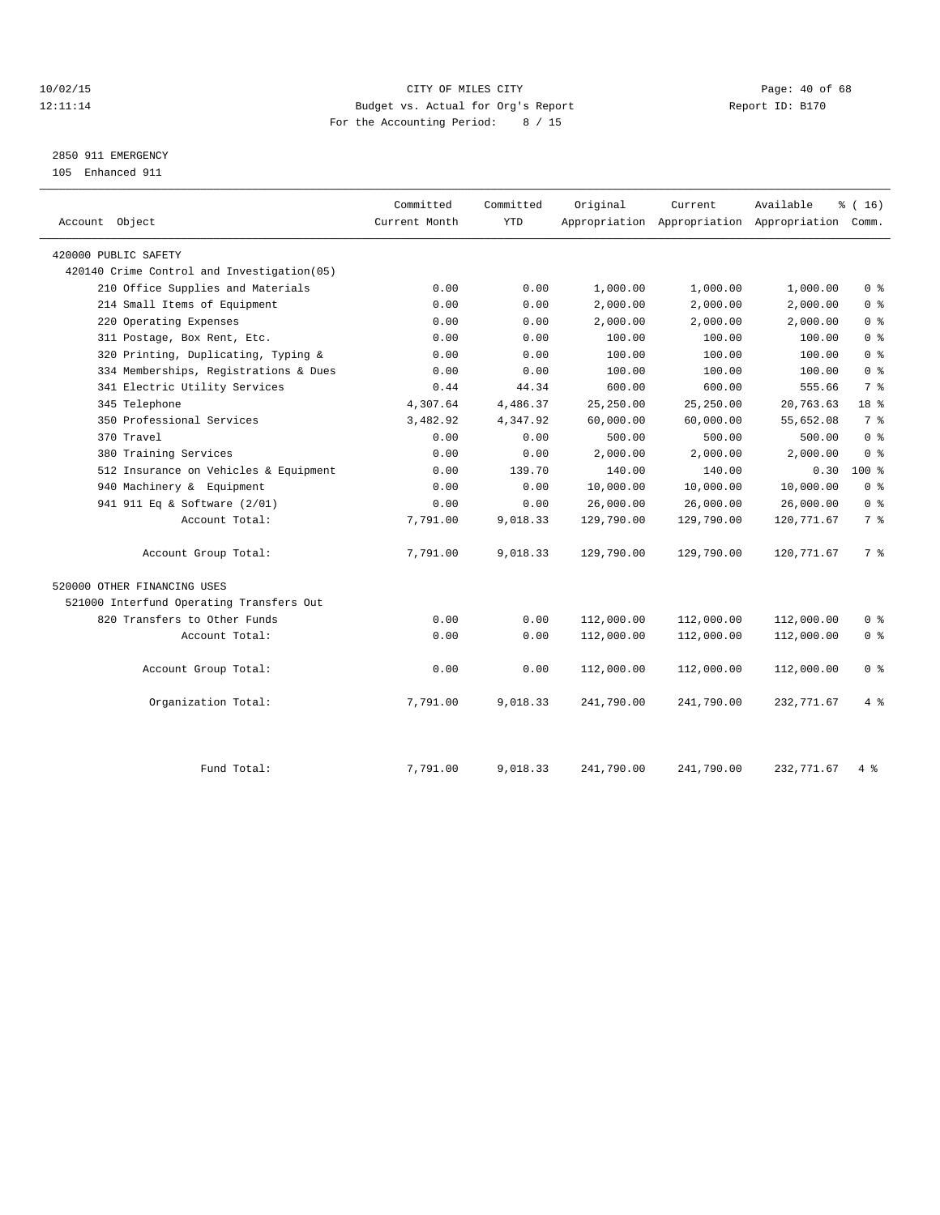CITY OF MILES CITY
Budget vs. Actual for Org's Report
For the Accounting Period: 8 / 15

10/02/15
12:11:14

Report ID: B170

2850 911 EMERGENCY
105 Enhanced 911

| Account Object | Committed Current Month | Committed YTD | Original Appropriation | Current Appropriation | Available Appropriation | % ( 16) Comm. |
|---|---|---|---|---|---|---|
| 420000 PUBLIC SAFETY | | | | | | |
| 420140 Crime Control and Investigation(05) | | | | | | |
| 210 Office Supplies and Materials | 0.00 | 0.00 | 1,000.00 | 1,000.00 | 1,000.00 | 0 % |
| 214 Small Items of Equipment | 0.00 | 0.00 | 2,000.00 | 2,000.00 | 2,000.00 | 0 % |
| 220 Operating Expenses | 0.00 | 0.00 | 2,000.00 | 2,000.00 | 2,000.00 | 0 % |
| 311 Postage, Box Rent, Etc. | 0.00 | 0.00 | 100.00 | 100.00 | 100.00 | 0 % |
| 320 Printing, Duplicating, Typing & | 0.00 | 0.00 | 100.00 | 100.00 | 100.00 | 0 % |
| 334 Memberships, Registrations & Dues | 0.00 | 0.00 | 100.00 | 100.00 | 100.00 | 0 % |
| 341 Electric Utility Services | 0.44 | 44.34 | 600.00 | 600.00 | 555.66 | 7 % |
| 345 Telephone | 4,307.64 | 4,486.37 | 25,250.00 | 25,250.00 | 20,763.63 | 18 % |
| 350 Professional Services | 3,482.92 | 4,347.92 | 60,000.00 | 60,000.00 | 55,652.08 | 7 % |
| 370 Travel | 0.00 | 0.00 | 500.00 | 500.00 | 500.00 | 0 % |
| 380 Training Services | 0.00 | 0.00 | 2,000.00 | 2,000.00 | 2,000.00 | 0 % |
| 512 Insurance on Vehicles & Equipment | 0.00 | 139.70 | 140.00 | 140.00 | 0.30 | 100 % |
| 940 Machinery & Equipment | 0.00 | 0.00 | 10,000.00 | 10,000.00 | 10,000.00 | 0 % |
| 941 911 Eq & Software (2/01) | 0.00 | 0.00 | 26,000.00 | 26,000.00 | 26,000.00 | 0 % |
| Account Total: | 7,791.00 | 9,018.33 | 129,790.00 | 129,790.00 | 120,771.67 | 7 % |
| Account Group Total: | 7,791.00 | 9,018.33 | 129,790.00 | 129,790.00 | 120,771.67 | 7 % |
| 520000 OTHER FINANCING USES | | | | | | |
| 521000 Interfund Operating Transfers Out | | | | | | |
| 820 Transfers to Other Funds | 0.00 | 0.00 | 112,000.00 | 112,000.00 | 112,000.00 | 0 % |
| Account Total: | 0.00 | 0.00 | 112,000.00 | 112,000.00 | 112,000.00 | 0 % |
| Account Group Total: | 0.00 | 0.00 | 112,000.00 | 112,000.00 | 112,000.00 | 0 % |
| Organization Total: | 7,791.00 | 9,018.33 | 241,790.00 | 241,790.00 | 232,771.67 | 4 % |
| Fund Total: | 7,791.00 | 9,018.33 | 241,790.00 | 241,790.00 | 232,771.67 | 4 % |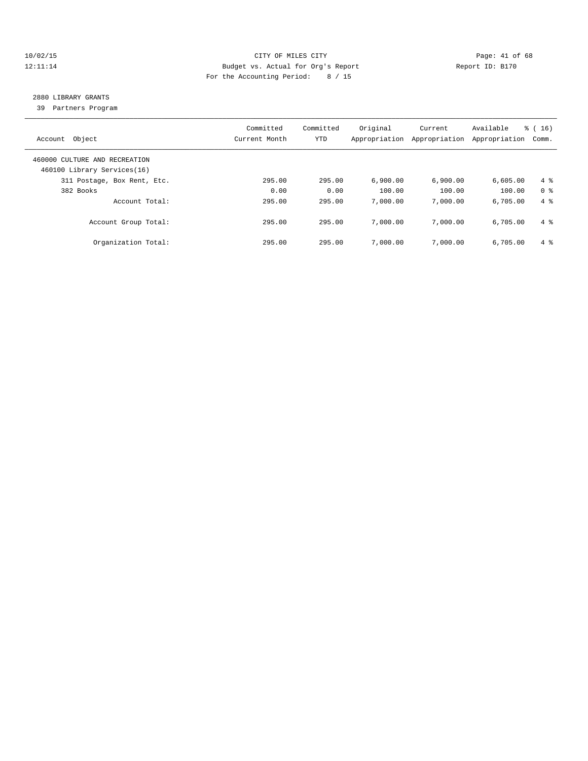CITY OF MILES CITY

Budget vs. Actual for Org's Report

For the Accounting Period: 8 / 15

10/02/15 12:11:14 — Report ID: B170

## 2880 LIBRARY GRANTS

39 Partners Program

| Account Object | Committed Current Month | Committed YTD | Original Appropriation | Current Appropriation | Available Appropriation | % ( 16) Comm. |
|---|---|---|---|---|---|---|
| 460000 CULTURE AND RECREATION | | | | | | |
| 460100 Library Services(16) | | | | | | |
| 311 Postage, Box Rent, Etc. | 295.00 | 295.00 | 6,900.00 | 6,900.00 | 6,605.00 | 4 % |
| 382 Books | 0.00 | 0.00 | 100.00 | 100.00 | 100.00 | 0 % |
| Account Total: | 295.00 | 295.00 | 7,000.00 | 7,000.00 | 6,705.00 | 4 % |
| Account Group Total: | 295.00 | 295.00 | 7,000.00 | 7,000.00 | 6,705.00 | 4 % |
| Organization Total: | 295.00 | 295.00 | 7,000.00 | 7,000.00 | 6,705.00 | 4 % |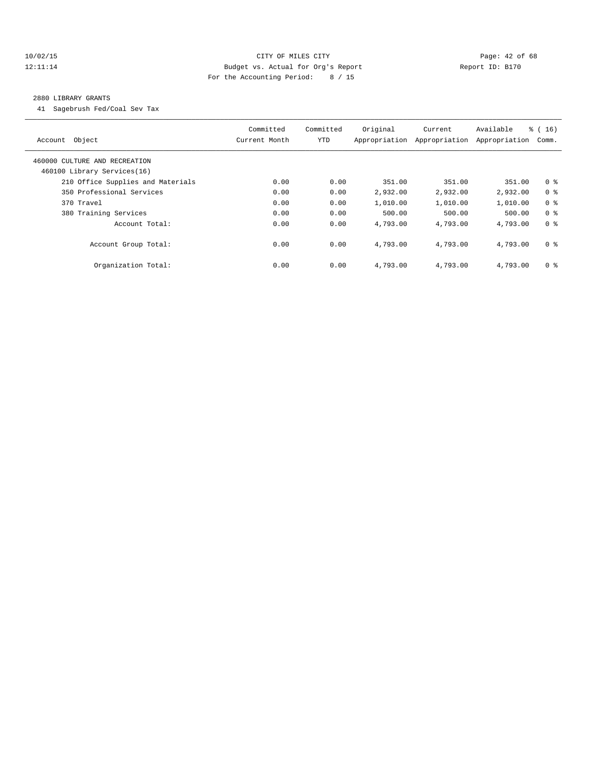CITY OF MILES CITY
Budget vs. Actual for Org's Report
For the Accounting Period: 8 / 15

Report ID: B170

## 2880 LIBRARY GRANTS

41 Sagebrush Fed/Coal Sev Tax

| Account Object | Committed Current Month | Committed YTD | Original Appropriation | Current Appropriation | Available Appropriation | % ( 16) Comm. |
|---|---|---|---|---|---|---|
| 460000 CULTURE AND RECREATION | | | | | | |
| 460100 Library Services(16) | | | | | | |
| 210 Office Supplies and Materials | 0.00 | 0.00 | 351.00 | 351.00 | 351.00 | 0 % |
| 350 Professional Services | 0.00 | 0.00 | 2,932.00 | 2,932.00 | 2,932.00 | 0 % |
| 370 Travel | 0.00 | 0.00 | 1,010.00 | 1,010.00 | 1,010.00 | 0 % |
| 380 Training Services | 0.00 | 0.00 | 500.00 | 500.00 | 500.00 | 0 % |
| Account Total: | 0.00 | 0.00 | 4,793.00 | 4,793.00 | 4,793.00 | 0 % |
| Account Group Total: | 0.00 | 0.00 | 4,793.00 | 4,793.00 | 4,793.00 | 0 % |
| Organization Total: | 0.00 | 0.00 | 4,793.00 | 4,793.00 | 4,793.00 | 0 % |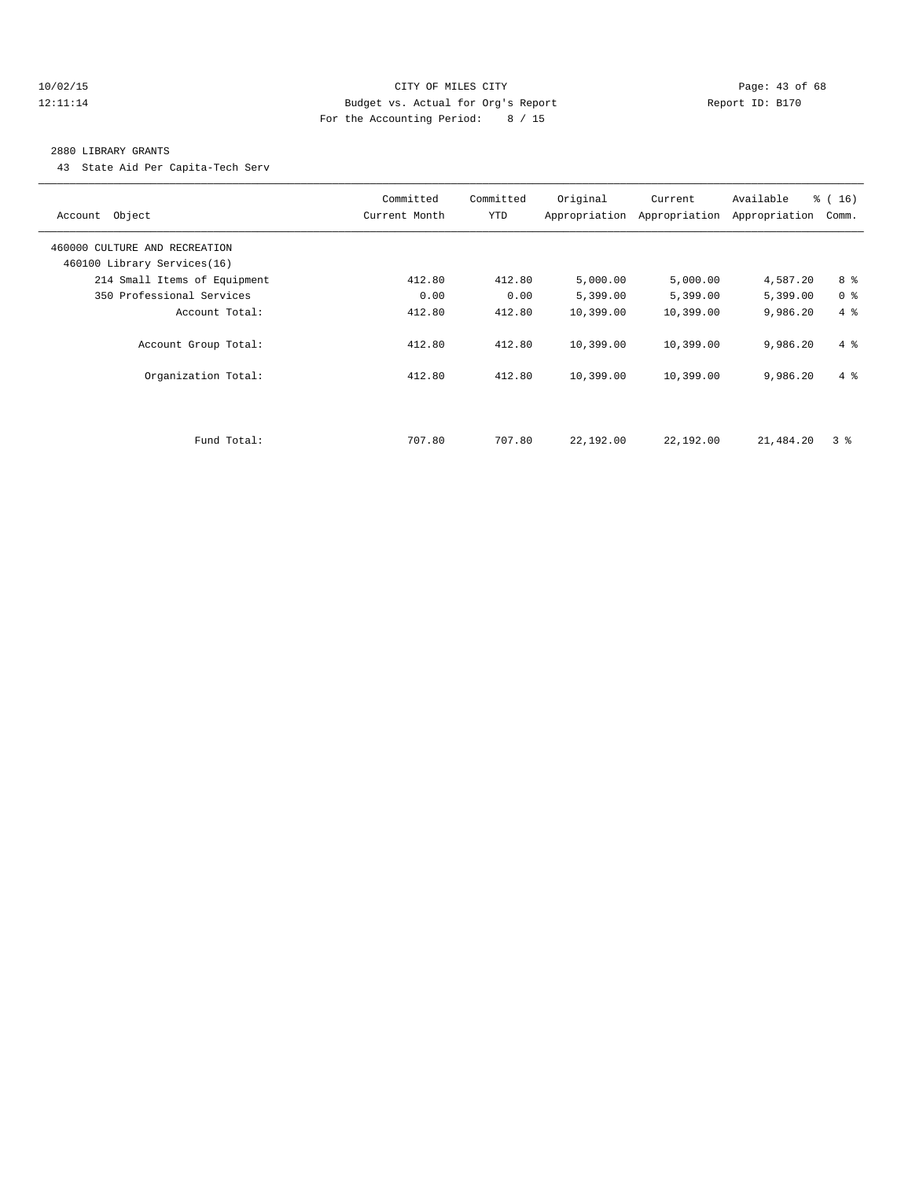CITY OF MILES CITY

Budget vs. Actual for Org's Report

For the Accounting Period: 8 / 15

10/02/15 12:11:14 Report ID: B170

## 2880 LIBRARY GRANTS

43 State Aid Per Capita-Tech Serv

| Account Object | Committed Current Month | Committed YTD | Original Appropriation | Current Appropriation | Available Appropriation | % ( 16) Comm. |
|---|---|---|---|---|---|---|
| 460000 CULTURE AND RECREATION | | | | | | |
| 460100 Library Services(16) | | | | | | |
| 214 Small Items of Equipment | 412.80 | 412.80 | 5,000.00 | 5,000.00 | 4,587.20 | 8 % |
| 350 Professional Services | 0.00 | 0.00 | 5,399.00 | 5,399.00 | 5,399.00 | 0 % |
| Account Total: | 412.80 | 412.80 | 10,399.00 | 10,399.00 | 9,986.20 | 4 % |
| Account Group Total: | 412.80 | 412.80 | 10,399.00 | 10,399.00 | 9,986.20 | 4 % |
| Organization Total: | 412.80 | 412.80 | 10,399.00 | 10,399.00 | 9,986.20 | 4 % |
| Fund Total: | 707.80 | 707.80 | 22,192.00 | 22,192.00 | 21,484.20 | 3 % |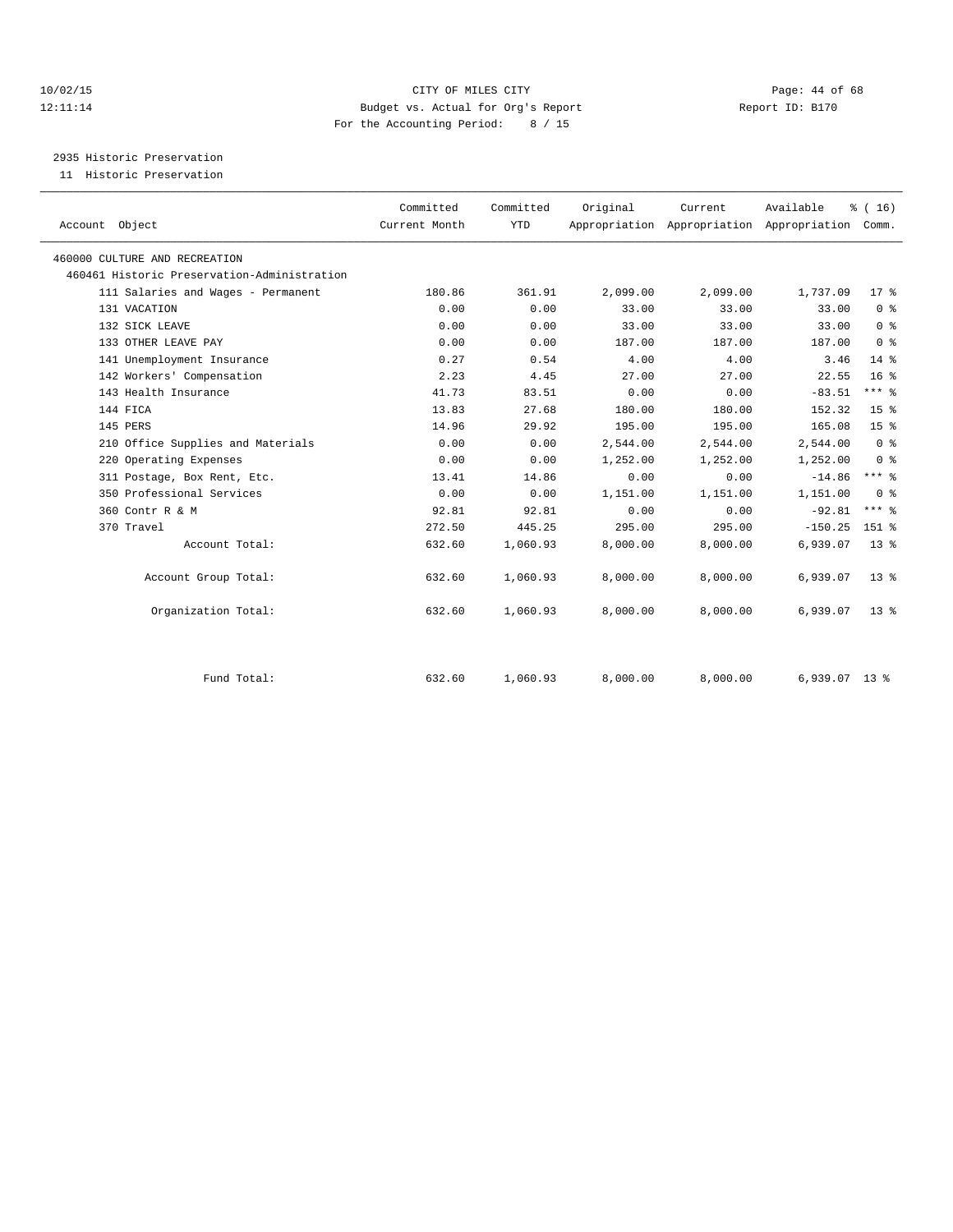CITY OF MILES CITY
Budget vs. Actual for Org's Report
For the Accounting Period: 8 / 15

10/02/15
12:11:14

Report ID: B170

## 2935 Historic Preservation

11 Historic Preservation

| Account Object | Committed Current Month | Committed YTD | Original Appropriation | Current Appropriation | Available Appropriation | % ( 16) Comm. |
|---|---|---|---|---|---|---|
| 460000 CULTURE AND RECREATION | | | | | | |
| 460461 Historic Preservation-Administration | | | | | | |
| 111 Salaries and Wages - Permanent | 180.86 | 361.91 | 2,099.00 | 2,099.00 | 1,737.09 | 17 % |
| 131 VACATION | 0.00 | 0.00 | 33.00 | 33.00 | 33.00 | 0 % |
| 132 SICK LEAVE | 0.00 | 0.00 | 33.00 | 33.00 | 33.00 | 0 % |
| 133 OTHER LEAVE PAY | 0.00 | 0.00 | 187.00 | 187.00 | 187.00 | 0 % |
| 141 Unemployment Insurance | 0.27 | 0.54 | 4.00 | 4.00 | 3.46 | 14 % |
| 142 Workers' Compensation | 2.23 | 4.45 | 27.00 | 27.00 | 22.55 | 16 % |
| 143 Health Insurance | 41.73 | 83.51 | 0.00 | 0.00 | -83.51 | *** % |
| 144 FICA | 13.83 | 27.68 | 180.00 | 180.00 | 152.32 | 15 % |
| 145 PERS | 14.96 | 29.92 | 195.00 | 195.00 | 165.08 | 15 % |
| 210 Office Supplies and Materials | 0.00 | 0.00 | 2,544.00 | 2,544.00 | 2,544.00 | 0 % |
| 220 Operating Expenses | 0.00 | 0.00 | 1,252.00 | 1,252.00 | 1,252.00 | 0 % |
| 311 Postage, Box Rent, Etc. | 13.41 | 14.86 | 0.00 | 0.00 | -14.86 | *** % |
| 350 Professional Services | 0.00 | 0.00 | 1,151.00 | 1,151.00 | 1,151.00 | 0 % |
| 360 Contr R & M | 92.81 | 92.81 | 0.00 | 0.00 | -92.81 | *** % |
| 370 Travel | 272.50 | 445.25 | 295.00 | 295.00 | -150.25 | 151 % |
| Account Total: | 632.60 | 1,060.93 | 8,000.00 | 8,000.00 | 6,939.07 | 13 % |
| Account Group Total: | 632.60 | 1,060.93 | 8,000.00 | 8,000.00 | 6,939.07 | 13 % |
| Organization Total: | 632.60 | 1,060.93 | 8,000.00 | 8,000.00 | 6,939.07 | 13 % |
| Fund Total: | 632.60 | 1,060.93 | 8,000.00 | 8,000.00 | 6,939.07 | 13 % |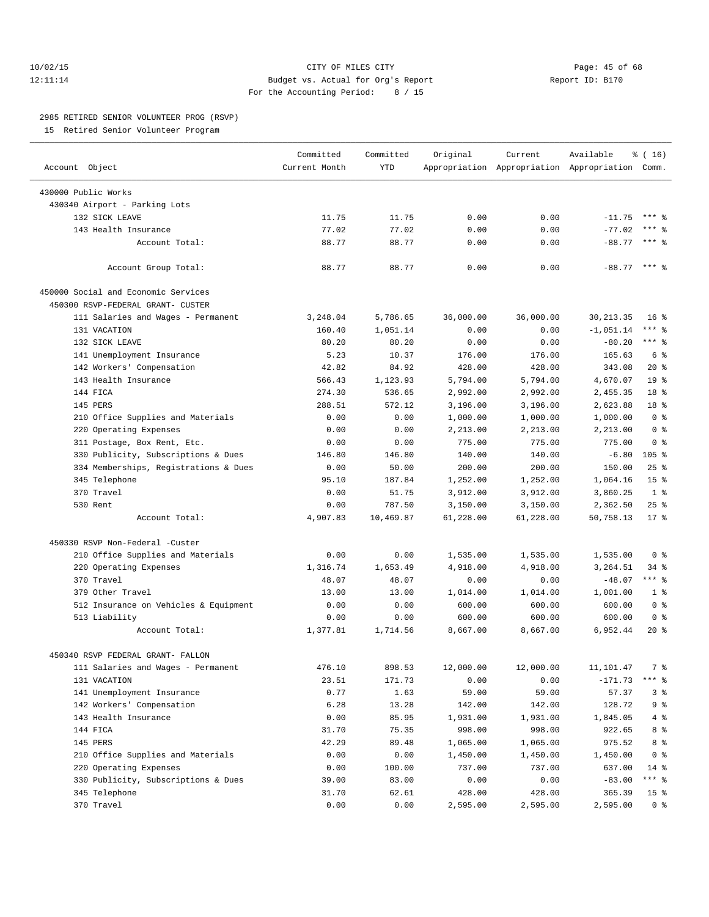10/02/15 CITY OF MILES CITY
12:11:14 Budget vs. Actual for Org's Report Report ID: B170
For the Accounting Period: 8 / 15

2985 RETIRED SENIOR VOLUNTEER PROG (RSVP)

15 Retired Senior Volunteer Program

| Account Object | Committed Current Month | Committed YTD | Original Appropriation | Current Appropriation | Available Appropriation | % ( 16) Comm. |
|---|---|---|---|---|---|---|
| 430000 Public Works | | | | | | |
| 430340 Airport - Parking Lots | | | | | | |
| 132 SICK LEAVE | 11.75 | 11.75 | 0.00 | 0.00 | -11.75 | *** % |
| 143 Health Insurance | 77.02 | 77.02 | 0.00 | 0.00 | -77.02 | *** % |
| Account Total: | 88.77 | 88.77 | 0.00 | 0.00 | -88.77 | *** % |
| Account Group Total: | 88.77 | 88.77 | 0.00 | 0.00 | -88.77 | *** % |
| 450000 Social and Economic Services | | | | | | |
| 450300 RSVP-FEDERAL GRANT- CUSTER | | | | | | |
| 111 Salaries and Wages - Permanent | 3,248.04 | 5,786.65 | 36,000.00 | 36,000.00 | 30,213.35 | 16 % |
| 131 VACATION | 160.40 | 1,051.14 | 0.00 | 0.00 | -1,051.14 | *** % |
| 132 SICK LEAVE | 80.20 | 80.20 | 0.00 | 0.00 | -80.20 | *** % |
| 141 Unemployment Insurance | 5.23 | 10.37 | 176.00 | 176.00 | 165.63 | 6 % |
| 142 Workers' Compensation | 42.82 | 84.92 | 428.00 | 428.00 | 343.08 | 20 % |
| 143 Health Insurance | 566.43 | 1,123.93 | 5,794.00 | 5,794.00 | 4,670.07 | 19 % |
| 144 FICA | 274.30 | 536.65 | 2,992.00 | 2,992.00 | 2,455.35 | 18 % |
| 145 PERS | 288.51 | 572.12 | 3,196.00 | 3,196.00 | 2,623.88 | 18 % |
| 210 Office Supplies and Materials | 0.00 | 0.00 | 1,000.00 | 1,000.00 | 1,000.00 | 0 % |
| 220 Operating Expenses | 0.00 | 0.00 | 2,213.00 | 2,213.00 | 2,213.00 | 0 % |
| 311 Postage, Box Rent, Etc. | 0.00 | 0.00 | 775.00 | 775.00 | 775.00 | 0 % |
| 330 Publicity, Subscriptions & Dues | 146.80 | 146.80 | 140.00 | 140.00 | -6.80 | 105 % |
| 334 Memberships, Registrations & Dues | 0.00 | 50.00 | 200.00 | 200.00 | 150.00 | 25 % |
| 345 Telephone | 95.10 | 187.84 | 1,252.00 | 1,252.00 | 1,064.16 | 15 % |
| 370 Travel | 0.00 | 51.75 | 3,912.00 | 3,912.00 | 3,860.25 | 1 % |
| 530 Rent | 0.00 | 787.50 | 3,150.00 | 3,150.00 | 2,362.50 | 25 % |
| Account Total: | 4,907.83 | 10,469.87 | 61,228.00 | 61,228.00 | 50,758.13 | 17 % |
| 450330 RSVP Non-Federal -Custer | | | | | | |
| 210 Office Supplies and Materials | 0.00 | 0.00 | 1,535.00 | 1,535.00 | 1,535.00 | 0 % |
| 220 Operating Expenses | 1,316.74 | 1,653.49 | 4,918.00 | 4,918.00 | 3,264.51 | 34 % |
| 370 Travel | 48.07 | 48.07 | 0.00 | 0.00 | -48.07 | *** % |
| 379 Other Travel | 13.00 | 13.00 | 1,014.00 | 1,014.00 | 1,001.00 | 1 % |
| 512 Insurance on Vehicles & Equipment | 0.00 | 0.00 | 600.00 | 600.00 | 600.00 | 0 % |
| 513 Liability | 0.00 | 0.00 | 600.00 | 600.00 | 600.00 | 0 % |
| Account Total: | 1,377.81 | 1,714.56 | 8,667.00 | 8,667.00 | 6,952.44 | 20 % |
| 450340 RSVP FEDERAL GRANT- FALLON | | | | | | |
| 111 Salaries and Wages - Permanent | 476.10 | 898.53 | 12,000.00 | 12,000.00 | 11,101.47 | 7 % |
| 131 VACATION | 23.51 | 171.73 | 0.00 | 0.00 | -171.73 | *** % |
| 141 Unemployment Insurance | 0.77 | 1.63 | 59.00 | 59.00 | 57.37 | 3 % |
| 142 Workers' Compensation | 6.28 | 13.28 | 142.00 | 142.00 | 128.72 | 9 % |
| 143 Health Insurance | 0.00 | 85.95 | 1,931.00 | 1,931.00 | 1,845.05 | 4 % |
| 144 FICA | 31.70 | 75.35 | 998.00 | 998.00 | 922.65 | 8 % |
| 145 PERS | 42.29 | 89.48 | 1,065.00 | 1,065.00 | 975.52 | 8 % |
| 210 Office Supplies and Materials | 0.00 | 0.00 | 1,450.00 | 1,450.00 | 1,450.00 | 0 % |
| 220 Operating Expenses | 0.00 | 100.00 | 737.00 | 737.00 | 637.00 | 14 % |
| 330 Publicity, Subscriptions & Dues | 39.00 | 83.00 | 0.00 | 0.00 | -83.00 | *** % |
| 345 Telephone | 31.70 | 62.61 | 428.00 | 428.00 | 365.39 | 15 % |
| 370 Travel | 0.00 | 0.00 | 2,595.00 | 2,595.00 | 2,595.00 | 0 % |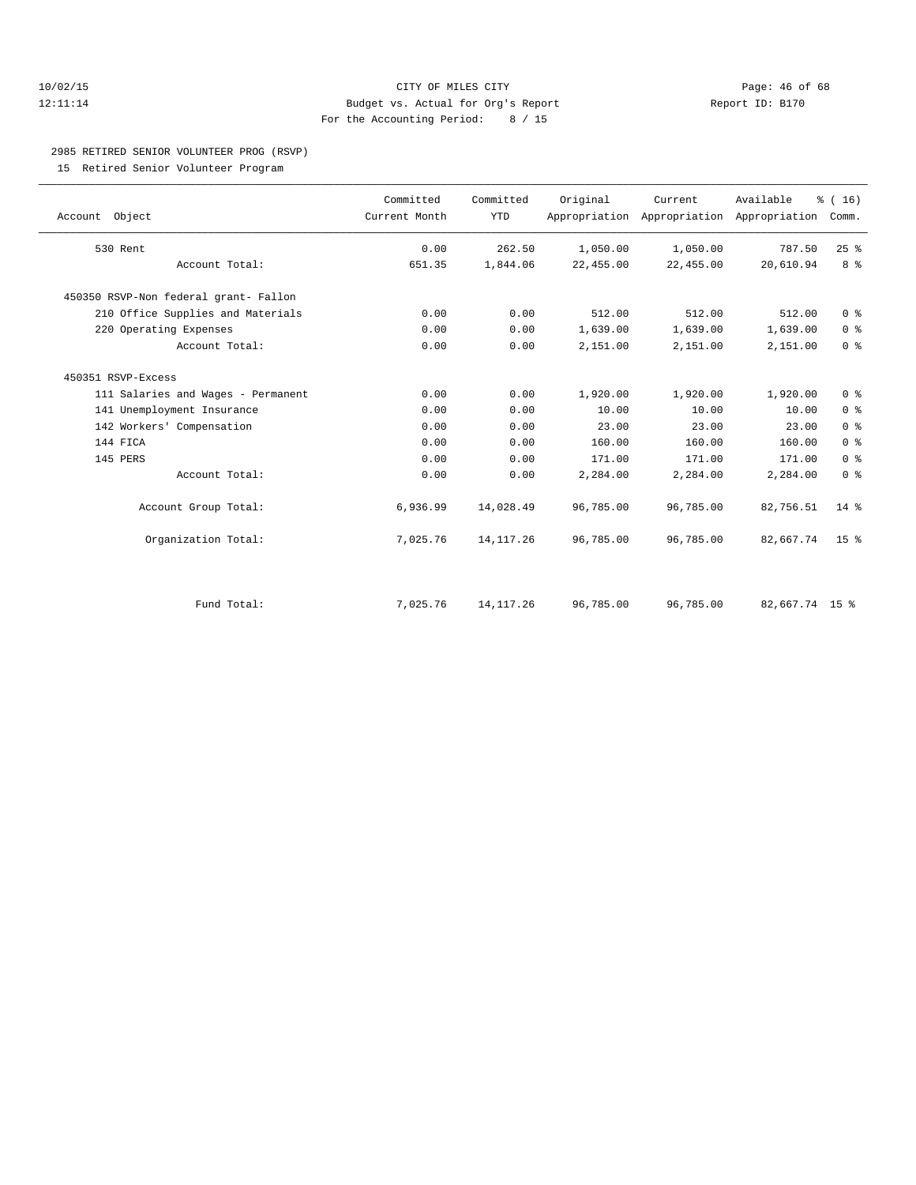CITY OF MILES CITY
Budget vs. Actual for Org's Report
For the Accounting Period: 8 / 15

10/02/15
12:11:14

Report ID: B170

## 2985 RETIRED SENIOR VOLUNTEER PROG (RSVP)

15 Retired Senior Volunteer Program

| Account Object | Committed Current Month | Committed YTD | Original Appropriation | Current Appropriation | Available Appropriation | % ( 16) Comm. |
|---|---|---|---|---|---|---|
| 530 Rent | 0.00 | 262.50 | 1,050.00 | 1,050.00 | 787.50 | 25 % |
| Account Total: | 651.35 | 1,844.06 | 22,455.00 | 22,455.00 | 20,610.94 | 8 % |
| 450350 RSVP-Non federal grant- Fallon | | | | | | |
| 210 Office Supplies and Materials | 0.00 | 0.00 | 512.00 | 512.00 | 512.00 | 0 % |
| 220 Operating Expenses | 0.00 | 0.00 | 1,639.00 | 1,639.00 | 1,639.00 | 0 % |
| Account Total: | 0.00 | 0.00 | 2,151.00 | 2,151.00 | 2,151.00 | 0 % |
| 450351 RSVP-Excess | | | | | | |
| 111 Salaries and Wages - Permanent | 0.00 | 0.00 | 1,920.00 | 1,920.00 | 1,920.00 | 0 % |
| 141 Unemployment Insurance | 0.00 | 0.00 | 10.00 | 10.00 | 10.00 | 0 % |
| 142 Workers' Compensation | 0.00 | 0.00 | 23.00 | 23.00 | 23.00 | 0 % |
| 144 FICA | 0.00 | 0.00 | 160.00 | 160.00 | 160.00 | 0 % |
| 145 PERS | 0.00 | 0.00 | 171.00 | 171.00 | 171.00 | 0 % |
| Account Total: | 0.00 | 0.00 | 2,284.00 | 2,284.00 | 2,284.00 | 0 % |
| Account Group Total: | 6,936.99 | 14,028.49 | 96,785.00 | 96,785.00 | 82,756.51 | 14 % |
| Organization Total: | 7,025.76 | 14,117.26 | 96,785.00 | 96,785.00 | 82,667.74 | 15 % |
| Fund Total: | 7,025.76 | 14,117.26 | 96,785.00 | 96,785.00 | 82,667.74 | 15 % |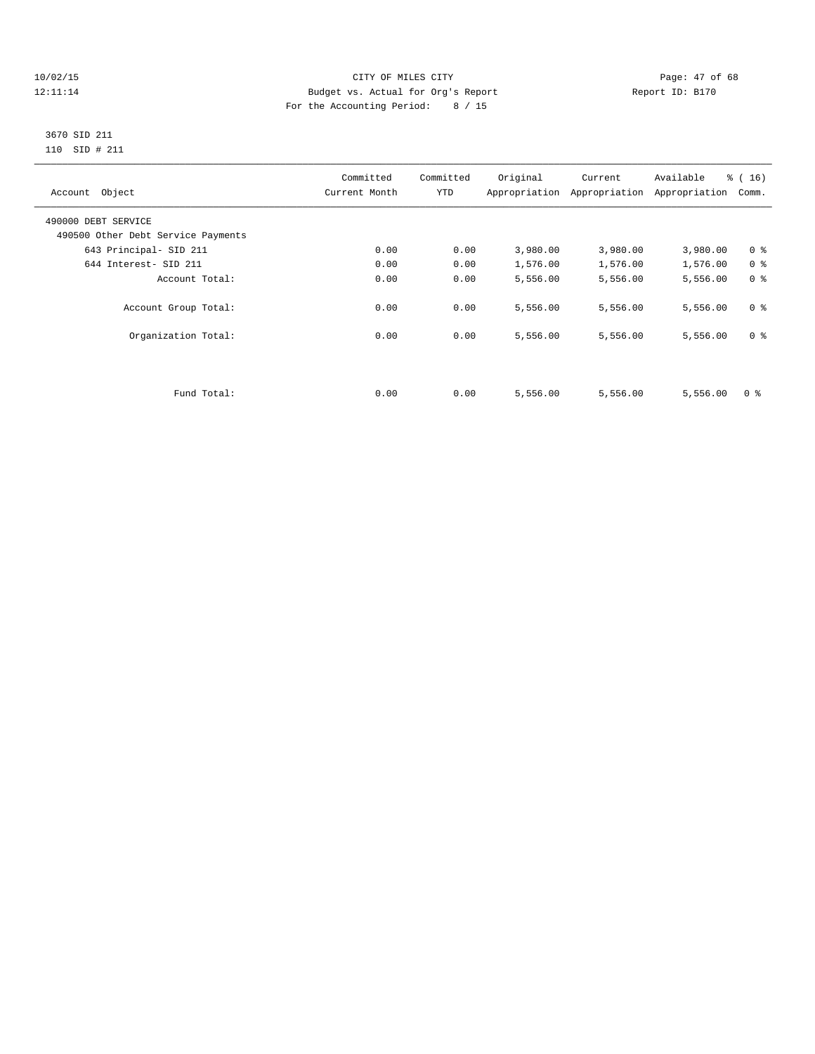CITY OF MILES CITY
Budget vs. Actual for Org's Report
For the Accounting Period: 8 / 15

10/02/15
12:11:14

Report ID: B170

3670 SID 211
110 SID # 211

| Account Object | Committed Current Month | Committed YTD | Original Appropriation | Current Appropriation | Available Appropriation | % ( 16) Comm. |
|---|---|---|---|---|---|---|
| 490000 DEBT SERVICE | | | | | | |
| 490500 Other Debt Service Payments | | | | | | |
| 643 Principal- SID 211 | 0.00 | 0.00 | 3,980.00 | 3,980.00 | 3,980.00 | 0 % |
| 644 Interest- SID 211 | 0.00 | 0.00 | 1,576.00 | 1,576.00 | 1,576.00 | 0 % |
| Account Total: | 0.00 | 0.00 | 5,556.00 | 5,556.00 | 5,556.00 | 0 % |
| Account Group Total: | 0.00 | 0.00 | 5,556.00 | 5,556.00 | 5,556.00 | 0 % |
| Organization Total: | 0.00 | 0.00 | 5,556.00 | 5,556.00 | 5,556.00 | 0 % |
| Fund Total: | 0.00 | 0.00 | 5,556.00 | 5,556.00 | 5,556.00 | 0 % |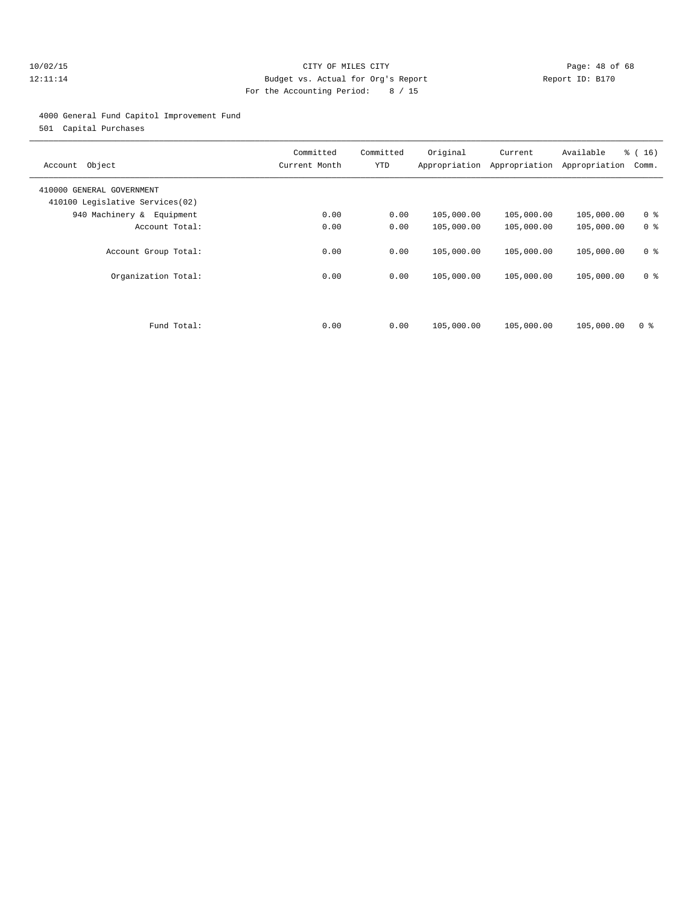CITY OF MILES CITY

Budget vs. Actual for Org's Report

For the Accounting Period: 8 / 15

4000 General Fund Capitol Improvement Fund

501 Capital Purchases

| Account Object | Committed Current Month | Committed YTD | Original Appropriation | Current Appropriation | Available Appropriation | % ( 16) Comm. |
|---|---|---|---|---|---|---|
| 410000 GENERAL GOVERNMENT | | | | | | |
| 410100 Legislative Services(02) | | | | | | |
| 940 Machinery & Equipment | 0.00 | 0.00 | 105,000.00 | 105,000.00 | 105,000.00 | 0 % |
| Account Total: | 0.00 | 0.00 | 105,000.00 | 105,000.00 | 105,000.00 | 0 % |
| Account Group Total: | 0.00 | 0.00 | 105,000.00 | 105,000.00 | 105,000.00 | 0 % |
| Organization Total: | 0.00 | 0.00 | 105,000.00 | 105,000.00 | 105,000.00 | 0 % |
| Fund Total: | 0.00 | 0.00 | 105,000.00 | 105,000.00 | 105,000.00 | 0 % |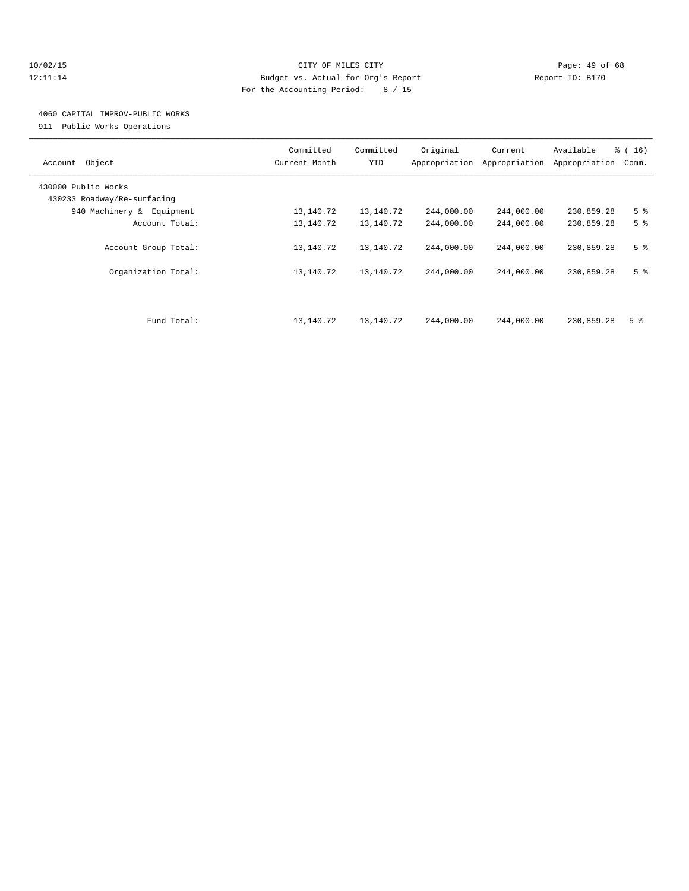CITY OF MILES CITY
Budget vs. Actual for Org's Report
For the Accounting Period: 8 / 15

10/02/15
12:11:14

Report ID: B170

## 4060 CAPITAL IMPROV-PUBLIC WORKS

911 Public Works Operations

| Account Object | Committed Current Month | Committed YTD | Original Appropriation | Current Appropriation | Available Appropriation | % ( 16) Comm. |
|---|---|---|---|---|---|---|
| 430000 Public Works | | | | | | |
| 430233 Roadway/Re-surfacing | | | | | | |
| 940 Machinery & Equipment | 13,140.72 | 13,140.72 | 244,000.00 | 244,000.00 | 230,859.28 | 5 % |
| Account Total: | 13,140.72 | 13,140.72 | 244,000.00 | 244,000.00 | 230,859.28 | 5 % |
| Account Group Total: | 13,140.72 | 13,140.72 | 244,000.00 | 244,000.00 | 230,859.28 | 5 % |
| Organization Total: | 13,140.72 | 13,140.72 | 244,000.00 | 244,000.00 | 230,859.28 | 5 % |
| Fund Total: | 13,140.72 | 13,140.72 | 244,000.00 | 244,000.00 | 230,859.28 | 5 % |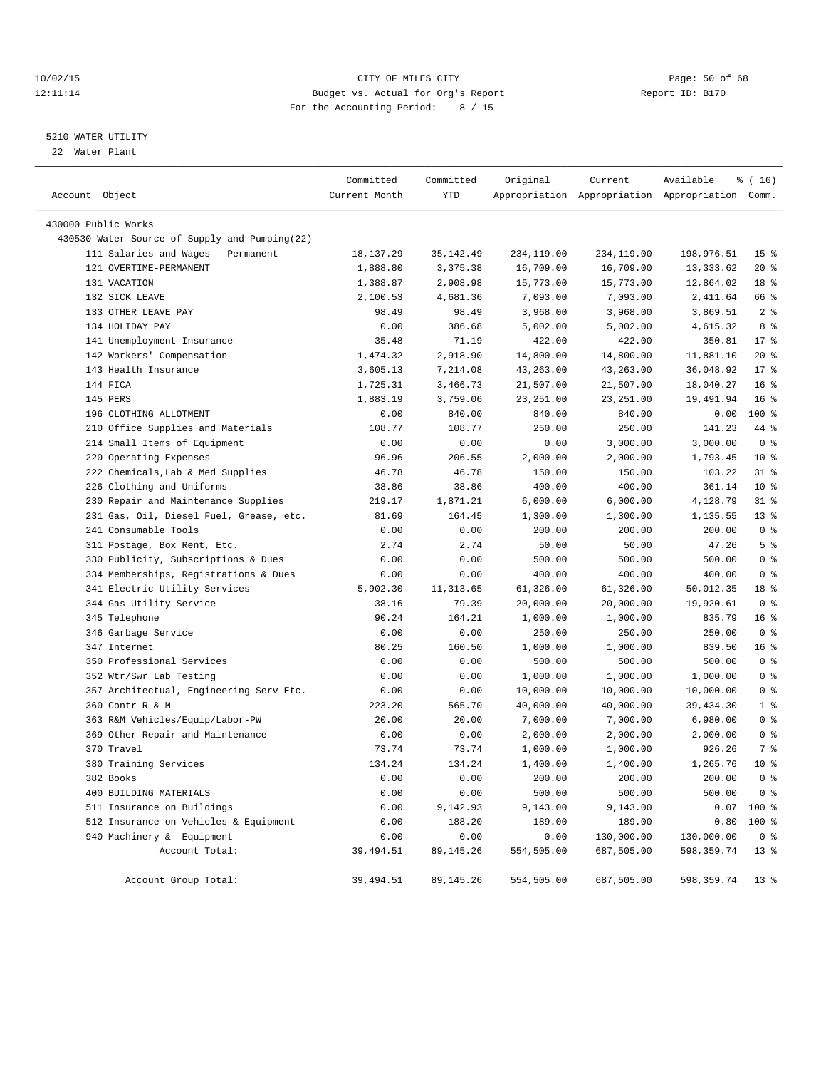10/02/15 CITY OF MILES CITY
12:11:14 Budget vs. Actual for Org's Report Report ID: B170
For the Accounting Period: 8 / 15

5210 WATER UTILITY
22 Water Plant

| Account Object | Committed Current Month | Committed YTD | Original Appropriation | Current Appropriation | Available Appropriation | % ( 16) Comm. |
|---|---|---|---|---|---|---|
| 430000 Public Works | | | | | | |
| 430530 Water Source of Supply and Pumping(22) | | | | | | |
| 111 Salaries and Wages - Permanent | 18,137.29 | 35,142.49 | 234,119.00 | 234,119.00 | 198,976.51 | 15 % |
| 121 OVERTIME-PERMANENT | 1,888.80 | 3,375.38 | 16,709.00 | 16,709.00 | 13,333.62 | 20 % |
| 131 VACATION | 1,388.87 | 2,908.98 | 15,773.00 | 15,773.00 | 12,864.02 | 18 % |
| 132 SICK LEAVE | 2,100.53 | 4,681.36 | 7,093.00 | 7,093.00 | 2,411.64 | 66 % |
| 133 OTHER LEAVE PAY | 98.49 | 98.49 | 3,968.00 | 3,968.00 | 3,869.51 | 2 % |
| 134 HOLIDAY PAY | 0.00 | 386.68 | 5,002.00 | 5,002.00 | 4,615.32 | 8 % |
| 141 Unemployment Insurance | 35.48 | 71.19 | 422.00 | 422.00 | 350.81 | 17 % |
| 142 Workers' Compensation | 1,474.32 | 2,918.90 | 14,800.00 | 14,800.00 | 11,881.10 | 20 % |
| 143 Health Insurance | 3,605.13 | 7,214.08 | 43,263.00 | 43,263.00 | 36,048.92 | 17 % |
| 144 FICA | 1,725.31 | 3,466.73 | 21,507.00 | 21,507.00 | 18,040.27 | 16 % |
| 145 PERS | 1,883.19 | 3,759.06 | 23,251.00 | 23,251.00 | 19,491.94 | 16 % |
| 196 CLOTHING ALLOTMENT | 0.00 | 840.00 | 840.00 | 840.00 | 0.00 | 100 % |
| 210 Office Supplies and Materials | 108.77 | 108.77 | 250.00 | 250.00 | 141.23 | 44 % |
| 214 Small Items of Equipment | 0.00 | 0.00 | 0.00 | 3,000.00 | 3,000.00 | 0 % |
| 220 Operating Expenses | 96.96 | 206.55 | 2,000.00 | 2,000.00 | 1,793.45 | 10 % |
| 222 Chemicals,Lab & Med Supplies | 46.78 | 46.78 | 150.00 | 150.00 | 103.22 | 31 % |
| 226 Clothing and Uniforms | 38.86 | 38.86 | 400.00 | 400.00 | 361.14 | 10 % |
| 230 Repair and Maintenance Supplies | 219.17 | 1,871.21 | 6,000.00 | 6,000.00 | 4,128.79 | 31 % |
| 231 Gas, Oil, Diesel Fuel, Grease, etc. | 81.69 | 164.45 | 1,300.00 | 1,300.00 | 1,135.55 | 13 % |
| 241 Consumable Tools | 0.00 | 0.00 | 200.00 | 200.00 | 200.00 | 0 % |
| 311 Postage, Box Rent, Etc. | 2.74 | 2.74 | 50.00 | 50.00 | 47.26 | 5 % |
| 330 Publicity, Subscriptions & Dues | 0.00 | 0.00 | 500.00 | 500.00 | 500.00 | 0 % |
| 334 Memberships, Registrations & Dues | 0.00 | 0.00 | 400.00 | 400.00 | 400.00 | 0 % |
| 341 Electric Utility Services | 5,902.30 | 11,313.65 | 61,326.00 | 61,326.00 | 50,012.35 | 18 % |
| 344 Gas Utility Service | 38.16 | 79.39 | 20,000.00 | 20,000.00 | 19,920.61 | 0 % |
| 345 Telephone | 90.24 | 164.21 | 1,000.00 | 1,000.00 | 835.79 | 16 % |
| 346 Garbage Service | 0.00 | 0.00 | 250.00 | 250.00 | 250.00 | 0 % |
| 347 Internet | 80.25 | 160.50 | 1,000.00 | 1,000.00 | 839.50 | 16 % |
| 350 Professional Services | 0.00 | 0.00 | 500.00 | 500.00 | 500.00 | 0 % |
| 352 Wtr/Swr Lab Testing | 0.00 | 0.00 | 1,000.00 | 1,000.00 | 1,000.00 | 0 % |
| 357 Architectual, Engineering Serv Etc. | 0.00 | 0.00 | 10,000.00 | 10,000.00 | 10,000.00 | 0 % |
| 360 Contr R & M | 223.20 | 565.70 | 40,000.00 | 40,000.00 | 39,434.30 | 1 % |
| 363 R&M Vehicles/Equip/Labor-PW | 20.00 | 20.00 | 7,000.00 | 7,000.00 | 6,980.00 | 0 % |
| 369 Other Repair and Maintenance | 0.00 | 0.00 | 2,000.00 | 2,000.00 | 2,000.00 | 0 % |
| 370 Travel | 73.74 | 73.74 | 1,000.00 | 1,000.00 | 926.26 | 7 % |
| 380 Training Services | 134.24 | 134.24 | 1,400.00 | 1,400.00 | 1,265.76 | 10 % |
| 382 Books | 0.00 | 0.00 | 200.00 | 200.00 | 200.00 | 0 % |
| 400 BUILDING MATERIALS | 0.00 | 0.00 | 500.00 | 500.00 | 500.00 | 0 % |
| 511 Insurance on Buildings | 0.00 | 9,142.93 | 9,143.00 | 9,143.00 | 0.07 | 100 % |
| 512 Insurance on Vehicles & Equipment | 0.00 | 188.20 | 189.00 | 189.00 | 0.80 | 100 % |
| 940 Machinery & Equipment | 0.00 | 0.00 | 0.00 | 130,000.00 | 130,000.00 | 0 % |
| Account Total: | 39,494.51 | 89,145.26 | 554,505.00 | 687,505.00 | 598,359.74 | 13 % |
| Account Group Total: | 39,494.51 | 89,145.26 | 554,505.00 | 687,505.00 | 598,359.74 | 13 % |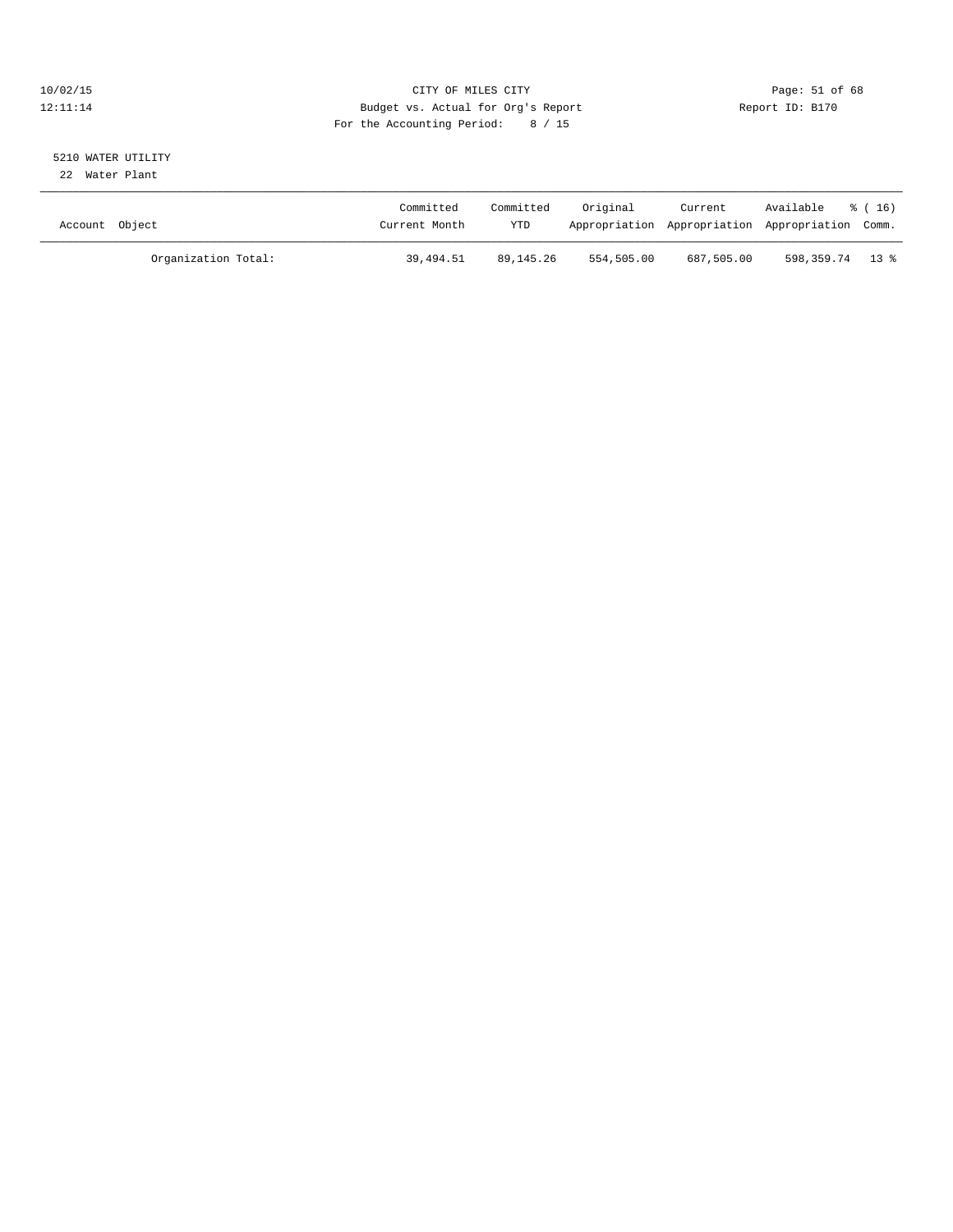CITY OF MILES CITY
Budget vs. Actual for Org's Report
For the Accounting Period: 8 / 15

10/02/15
12:11:14

Report ID: B170

5210 WATER UTILITY
22 Water Plant

| Account Object | Committed Current Month | Committed YTD | Original Appropriation | Current Appropriation | Available Appropriation | % ( 16) Comm. |
|---|---|---|---|---|---|---|
| Organization Total: | 39,494.51 | 89,145.26 | 554,505.00 | 687,505.00 | 598,359.74 | 13 % |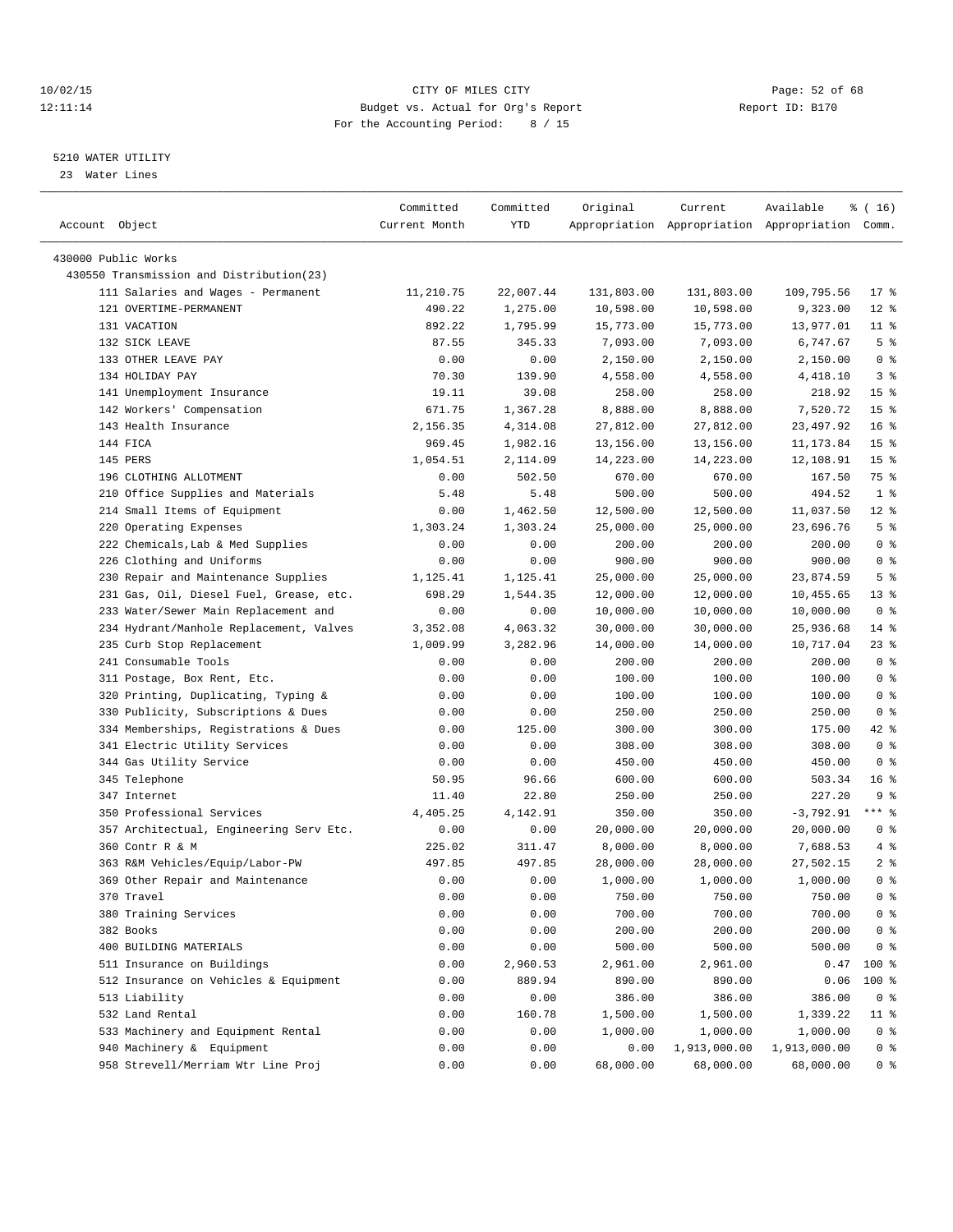10/02/15 CITY OF MILES CITY
12:11:14 Budget vs. Actual for Org's Report Report ID: B170
For the Accounting Period: 8 / 15

5210 WATER UTILITY
23 Water Lines

| Account Object | Committed Current Month | Committed YTD | Original Appropriation | Current Appropriation | Available Appropriation | % ( 16) Comm. |
|---|---|---|---|---|---|---|
| 430000 Public Works | | | | | | |
| 430550 Transmission and Distribution(23) | | | | | | |
| 111 Salaries and Wages - Permanent | 11,210.75 | 22,007.44 | 131,803.00 | 131,803.00 | 109,795.56 | 17 % |
| 121 OVERTIME-PERMANENT | 490.22 | 1,275.00 | 10,598.00 | 10,598.00 | 9,323.00 | 12 % |
| 131 VACATION | 892.22 | 1,795.99 | 15,773.00 | 15,773.00 | 13,977.01 | 11 % |
| 132 SICK LEAVE | 87.55 | 345.33 | 7,093.00 | 7,093.00 | 6,747.67 | 5 % |
| 133 OTHER LEAVE PAY | 0.00 | 0.00 | 2,150.00 | 2,150.00 | 2,150.00 | 0 % |
| 134 HOLIDAY PAY | 70.30 | 139.90 | 4,558.00 | 4,558.00 | 4,418.10 | 3 % |
| 141 Unemployment Insurance | 19.11 | 39.08 | 258.00 | 258.00 | 218.92 | 15 % |
| 142 Workers' Compensation | 671.75 | 1,367.28 | 8,888.00 | 8,888.00 | 7,520.72 | 15 % |
| 143 Health Insurance | 2,156.35 | 4,314.08 | 27,812.00 | 27,812.00 | 23,497.92 | 16 % |
| 144 FICA | 969.45 | 1,982.16 | 13,156.00 | 13,156.00 | 11,173.84 | 15 % |
| 145 PERS | 1,054.51 | 2,114.09 | 14,223.00 | 14,223.00 | 12,108.91 | 15 % |
| 196 CLOTHING ALLOTMENT | 0.00 | 502.50 | 670.00 | 670.00 | 167.50 | 75 % |
| 210 Office Supplies and Materials | 5.48 | 5.48 | 500.00 | 500.00 | 494.52 | 1 % |
| 214 Small Items of Equipment | 0.00 | 1,462.50 | 12,500.00 | 12,500.00 | 11,037.50 | 12 % |
| 220 Operating Expenses | 1,303.24 | 1,303.24 | 25,000.00 | 25,000.00 | 23,696.76 | 5 % |
| 222 Chemicals,Lab & Med Supplies | 0.00 | 0.00 | 200.00 | 200.00 | 200.00 | 0 % |
| 226 Clothing and Uniforms | 0.00 | 0.00 | 900.00 | 900.00 | 900.00 | 0 % |
| 230 Repair and Maintenance Supplies | 1,125.41 | 1,125.41 | 25,000.00 | 25,000.00 | 23,874.59 | 5 % |
| 231 Gas, Oil, Diesel Fuel, Grease, etc. | 698.29 | 1,544.35 | 12,000.00 | 12,000.00 | 10,455.65 | 13 % |
| 233 Water/Sewer Main Replacement and | 0.00 | 0.00 | 10,000.00 | 10,000.00 | 10,000.00 | 0 % |
| 234 Hydrant/Manhole Replacement, Valves | 3,352.08 | 4,063.32 | 30,000.00 | 30,000.00 | 25,936.68 | 14 % |
| 235 Curb Stop Replacement | 1,009.99 | 3,282.96 | 14,000.00 | 14,000.00 | 10,717.04 | 23 % |
| 241 Consumable Tools | 0.00 | 0.00 | 200.00 | 200.00 | 200.00 | 0 % |
| 311 Postage, Box Rent, Etc. | 0.00 | 0.00 | 100.00 | 100.00 | 100.00 | 0 % |
| 320 Printing, Duplicating, Typing & | 0.00 | 0.00 | 100.00 | 100.00 | 100.00 | 0 % |
| 330 Publicity, Subscriptions & Dues | 0.00 | 0.00 | 250.00 | 250.00 | 250.00 | 0 % |
| 334 Memberships, Registrations & Dues | 0.00 | 125.00 | 300.00 | 300.00 | 175.00 | 42 % |
| 341 Electric Utility Services | 0.00 | 0.00 | 308.00 | 308.00 | 308.00 | 0 % |
| 344 Gas Utility Service | 0.00 | 0.00 | 450.00 | 450.00 | 450.00 | 0 % |
| 345 Telephone | 50.95 | 96.66 | 600.00 | 600.00 | 503.34 | 16 % |
| 347 Internet | 11.40 | 22.80 | 250.00 | 250.00 | 227.20 | 9 % |
| 350 Professional Services | 4,405.25 | 4,142.91 | 350.00 | 350.00 | -3,792.91 | *** % |
| 357 Architectual, Engineering Serv Etc. | 0.00 | 0.00 | 20,000.00 | 20,000.00 | 20,000.00 | 0 % |
| 360 Contr R & M | 225.02 | 311.47 | 8,000.00 | 8,000.00 | 7,688.53 | 4 % |
| 363 R&M Vehicles/Equip/Labor-PW | 497.85 | 497.85 | 28,000.00 | 28,000.00 | 27,502.15 | 2 % |
| 369 Other Repair and Maintenance | 0.00 | 0.00 | 1,000.00 | 1,000.00 | 1,000.00 | 0 % |
| 370 Travel | 0.00 | 0.00 | 750.00 | 750.00 | 750.00 | 0 % |
| 380 Training Services | 0.00 | 0.00 | 700.00 | 700.00 | 700.00 | 0 % |
| 382 Books | 0.00 | 0.00 | 200.00 | 200.00 | 200.00 | 0 % |
| 400 BUILDING MATERIALS | 0.00 | 0.00 | 500.00 | 500.00 | 500.00 | 0 % |
| 511 Insurance on Buildings | 0.00 | 2,960.53 | 2,961.00 | 2,961.00 | 0.47 | 100 % |
| 512 Insurance on Vehicles & Equipment | 0.00 | 889.94 | 890.00 | 890.00 | 0.06 | 100 % |
| 513 Liability | 0.00 | 0.00 | 386.00 | 386.00 | 386.00 | 0 % |
| 532 Land Rental | 0.00 | 160.78 | 1,500.00 | 1,500.00 | 1,339.22 | 11 % |
| 533 Machinery and Equipment Rental | 0.00 | 0.00 | 1,000.00 | 1,000.00 | 1,000.00 | 0 % |
| 940 Machinery & Equipment | 0.00 | 0.00 | 0.00 | 1,913,000.00 | 1,913,000.00 | 0 % |
| 958 Strevell/Merriam Wtr Line Proj | 0.00 | 0.00 | 68,000.00 | 68,000.00 | 68,000.00 | 0 % |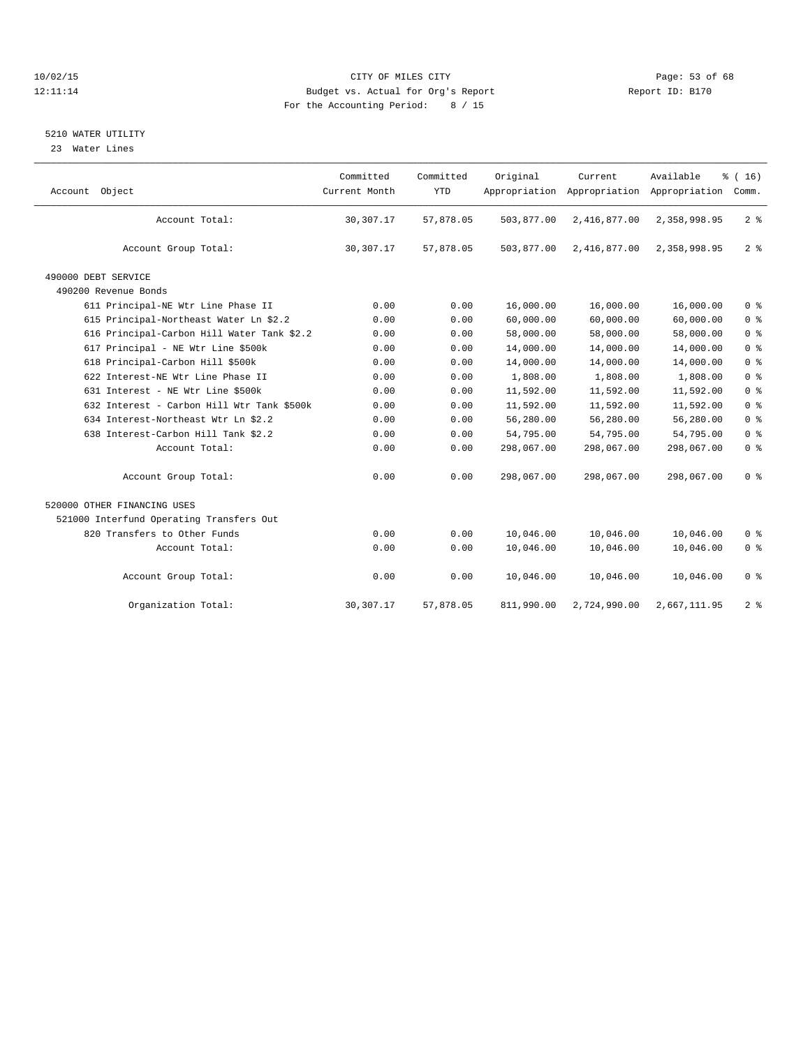10/02/15 CITY OF MILES CITY
12:11:14 Budget vs. Actual for Org's Report Report ID: B170
For the Accounting Period: 8 / 15

## 5210 WATER UTILITY

23 Water Lines

| Account Object | Committed Current Month | Committed YTD | Original Appropriation | Current Appropriation | Available Appropriation | % ( 16) Comm. |
|---|---|---|---|---|---|---|
| Account Total: | 30,307.17 | 57,878.05 | 503,877.00 | 2,416,877.00 | 2,358,998.95 | 2 % |
| Account Group Total: | 30,307.17 | 57,878.05 | 503,877.00 | 2,416,877.00 | 2,358,998.95 | 2 % |
| 490000 DEBT SERVICE | | | | | | |
| 490200 Revenue Bonds | | | | | | |
| 611 Principal-NE Wtr Line Phase II | 0.00 | 0.00 | 16,000.00 | 16,000.00 | 16,000.00 | 0 % |
| 615 Principal-Northeast Water Ln $2.2 | 0.00 | 0.00 | 60,000.00 | 60,000.00 | 60,000.00 | 0 % |
| 616 Principal-Carbon Hill Water Tank $2.2 | 0.00 | 0.00 | 58,000.00 | 58,000.00 | 58,000.00 | 0 % |
| 617 Principal - NE Wtr Line $500k | 0.00 | 0.00 | 14,000.00 | 14,000.00 | 14,000.00 | 0 % |
| 618 Principal-Carbon Hill $500k | 0.00 | 0.00 | 14,000.00 | 14,000.00 | 14,000.00 | 0 % |
| 622 Interest-NE Wtr Line Phase II | 0.00 | 0.00 | 1,808.00 | 1,808.00 | 1,808.00 | 0 % |
| 631 Interest - NE Wtr Line $500k | 0.00 | 0.00 | 11,592.00 | 11,592.00 | 11,592.00 | 0 % |
| 632 Interest - Carbon Hill Wtr Tank $500k | 0.00 | 0.00 | 11,592.00 | 11,592.00 | 11,592.00 | 0 % |
| 634 Interest-Northeast Wtr Ln $2.2 | 0.00 | 0.00 | 56,280.00 | 56,280.00 | 56,280.00 | 0 % |
| 638 Interest-Carbon Hill Tank $2.2 | 0.00 | 0.00 | 54,795.00 | 54,795.00 | 54,795.00 | 0 % |
| Account Total: | 0.00 | 0.00 | 298,067.00 | 298,067.00 | 298,067.00 | 0 % |
| Account Group Total: | 0.00 | 0.00 | 298,067.00 | 298,067.00 | 298,067.00 | 0 % |
| 520000 OTHER FINANCING USES | | | | | | |
| 521000 Interfund Operating Transfers Out | | | | | | |
| 820 Transfers to Other Funds | 0.00 | 0.00 | 10,046.00 | 10,046.00 | 10,046.00 | 0 % |
| Account Total: | 0.00 | 0.00 | 10,046.00 | 10,046.00 | 10,046.00 | 0 % |
| Account Group Total: | 0.00 | 0.00 | 10,046.00 | 10,046.00 | 10,046.00 | 0 % |
| Organization Total: | 30,307.17 | 57,878.05 | 811,990.00 | 2,724,990.00 | 2,667,111.95 | 2 % |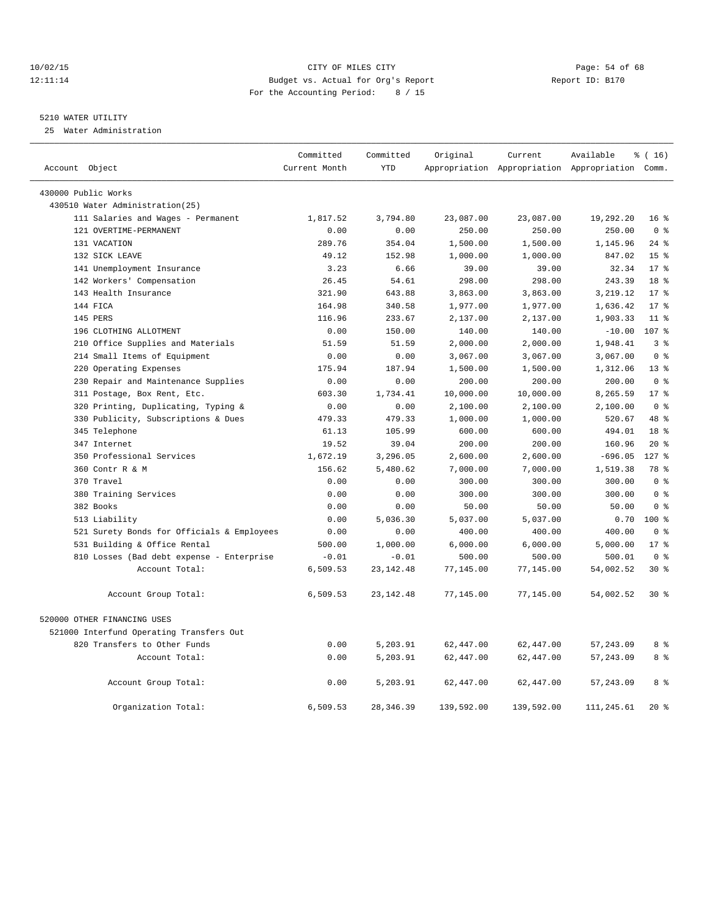CITY OF MILES CITY

Budget vs. Actual for Org's Report

For the Accounting Period: 8 / 15

10/02/15 12:11:14 — Report ID: B170

## 5210 WATER UTILITY

25 Water Administration

| Account Object | Committed Current Month | Committed YTD | Original Appropriation | Current Appropriation | Available Appropriation | % ( 16) Comm. |
|---|---|---|---|---|---|---|
| 430000 Public Works | | | | | | |
| 430510 Water Administration(25) | | | | | | |
| 111 Salaries and Wages - Permanent | 1,817.52 | 3,794.80 | 23,087.00 | 23,087.00 | 19,292.20 | 16 % |
| 121 OVERTIME-PERMANENT | 0.00 | 0.00 | 250.00 | 250.00 | 250.00 | 0 % |
| 131 VACATION | 289.76 | 354.04 | 1,500.00 | 1,500.00 | 1,145.96 | 24 % |
| 132 SICK LEAVE | 49.12 | 152.98 | 1,000.00 | 1,000.00 | 847.02 | 15 % |
| 141 Unemployment Insurance | 3.23 | 6.66 | 39.00 | 39.00 | 32.34 | 17 % |
| 142 Workers' Compensation | 26.45 | 54.61 | 298.00 | 298.00 | 243.39 | 18 % |
| 143 Health Insurance | 321.90 | 643.88 | 3,863.00 | 3,863.00 | 3,219.12 | 17 % |
| 144 FICA | 164.98 | 340.58 | 1,977.00 | 1,977.00 | 1,636.42 | 17 % |
| 145 PERS | 116.96 | 233.67 | 2,137.00 | 2,137.00 | 1,903.33 | 11 % |
| 196 CLOTHING ALLOTMENT | 0.00 | 150.00 | 140.00 | 140.00 | -10.00 | 107 % |
| 210 Office Supplies and Materials | 51.59 | 51.59 | 2,000.00 | 2,000.00 | 1,948.41 | 3 % |
| 214 Small Items of Equipment | 0.00 | 0.00 | 3,067.00 | 3,067.00 | 3,067.00 | 0 % |
| 220 Operating Expenses | 175.94 | 187.94 | 1,500.00 | 1,500.00 | 1,312.06 | 13 % |
| 230 Repair and Maintenance Supplies | 0.00 | 0.00 | 200.00 | 200.00 | 200.00 | 0 % |
| 311 Postage, Box Rent, Etc. | 603.30 | 1,734.41 | 10,000.00 | 10,000.00 | 8,265.59 | 17 % |
| 320 Printing, Duplicating, Typing & | 0.00 | 0.00 | 2,100.00 | 2,100.00 | 2,100.00 | 0 % |
| 330 Publicity, Subscriptions & Dues | 479.33 | 479.33 | 1,000.00 | 1,000.00 | 520.67 | 48 % |
| 345 Telephone | 61.13 | 105.99 | 600.00 | 600.00 | 494.01 | 18 % |
| 347 Internet | 19.52 | 39.04 | 200.00 | 200.00 | 160.96 | 20 % |
| 350 Professional Services | 1,672.19 | 3,296.05 | 2,600.00 | 2,600.00 | -696.05 | 127 % |
| 360 Contr R & M | 156.62 | 5,480.62 | 7,000.00 | 7,000.00 | 1,519.38 | 78 % |
| 370 Travel | 0.00 | 0.00 | 300.00 | 300.00 | 300.00 | 0 % |
| 380 Training Services | 0.00 | 0.00 | 300.00 | 300.00 | 300.00 | 0 % |
| 382 Books | 0.00 | 0.00 | 50.00 | 50.00 | 50.00 | 0 % |
| 513 Liability | 0.00 | 5,036.30 | 5,037.00 | 5,037.00 | 0.70 | 100 % |
| 521 Surety Bonds for Officials & Employees | 0.00 | 0.00 | 400.00 | 400.00 | 400.00 | 0 % |
| 531 Building & Office Rental | 500.00 | 1,000.00 | 6,000.00 | 6,000.00 | 5,000.00 | 17 % |
| 810 Losses (Bad debt expense - Enterprise | -0.01 | -0.01 | 500.00 | 500.00 | 500.01 | 0 % |
| Account Total: | 6,509.53 | 23,142.48 | 77,145.00 | 77,145.00 | 54,002.52 | 30 % |
| Account Group Total: | 6,509.53 | 23,142.48 | 77,145.00 | 77,145.00 | 54,002.52 | 30 % |
| 520000 OTHER FINANCING USES | | | | | | |
| 521000 Interfund Operating Transfers Out | | | | | | |
| 820 Transfers to Other Funds | 0.00 | 5,203.91 | 62,447.00 | 62,447.00 | 57,243.09 | 8 % |
| Account Total: | 0.00 | 5,203.91 | 62,447.00 | 62,447.00 | 57,243.09 | 8 % |
| Account Group Total: | 0.00 | 5,203.91 | 62,447.00 | 62,447.00 | 57,243.09 | 8 % |
| Organization Total: | 6,509.53 | 28,346.39 | 139,592.00 | 139,592.00 | 111,245.61 | 20 % |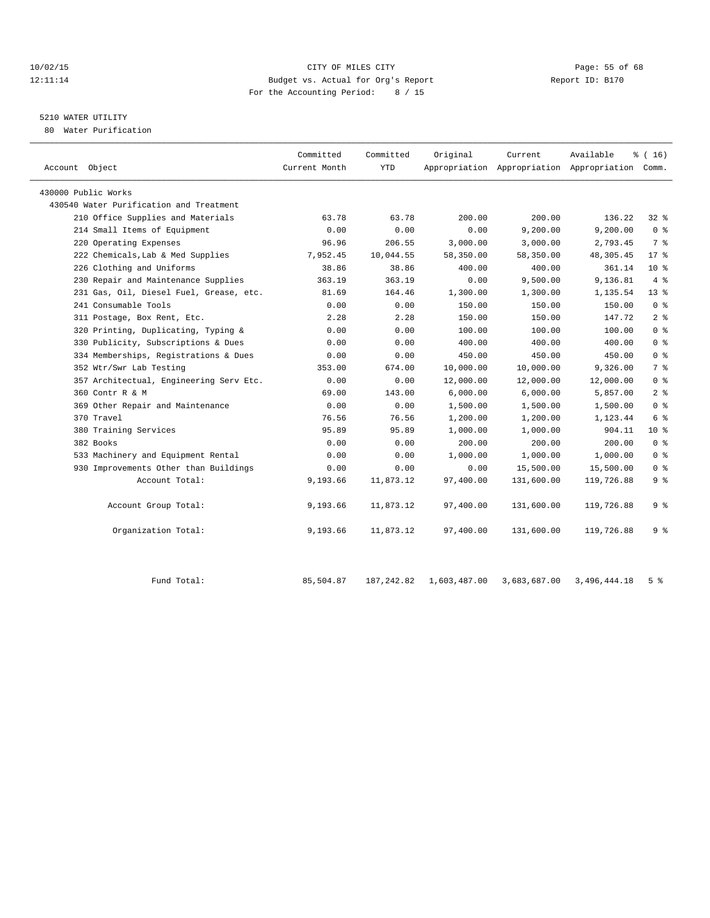10/02/15 CITY OF MILES CITY
12:11:14 Budget vs. Actual for Org's Report Report ID: B170
For the Accounting Period: 8 / 15

5210 WATER UTILITY
80 Water Purification

| Account Object | Committed Current Month | Committed YTD | Original Appropriation | Current Appropriation | Available Appropriation | % ( 16) Comm. |
|---|---|---|---|---|---|---|
| 430000 Public Works | | | | | | |
| 430540 Water Purification and Treatment | | | | | | |
| 210 Office Supplies and Materials | 63.78 | 63.78 | 200.00 | 200.00 | 136.22 | 32 % |
| 214 Small Items of Equipment | 0.00 | 0.00 | 0.00 | 9,200.00 | 9,200.00 | 0 % |
| 220 Operating Expenses | 96.96 | 206.55 | 3,000.00 | 3,000.00 | 2,793.45 | 7 % |
| 222 Chemicals,Lab & Med Supplies | 7,952.45 | 10,044.55 | 58,350.00 | 58,350.00 | 48,305.45 | 17 % |
| 226 Clothing and Uniforms | 38.86 | 38.86 | 400.00 | 400.00 | 361.14 | 10 % |
| 230 Repair and Maintenance Supplies | 363.19 | 363.19 | 0.00 | 9,500.00 | 9,136.81 | 4 % |
| 231 Gas, Oil, Diesel Fuel, Grease, etc. | 81.69 | 164.46 | 1,300.00 | 1,300.00 | 1,135.54 | 13 % |
| 241 Consumable Tools | 0.00 | 0.00 | 150.00 | 150.00 | 150.00 | 0 % |
| 311 Postage, Box Rent, Etc. | 2.28 | 2.28 | 150.00 | 150.00 | 147.72 | 2 % |
| 320 Printing, Duplicating, Typing & | 0.00 | 0.00 | 100.00 | 100.00 | 100.00 | 0 % |
| 330 Publicity, Subscriptions & Dues | 0.00 | 0.00 | 400.00 | 400.00 | 400.00 | 0 % |
| 334 Memberships, Registrations & Dues | 0.00 | 0.00 | 450.00 | 450.00 | 450.00 | 0 % |
| 352 Wtr/Swr Lab Testing | 353.00 | 674.00 | 10,000.00 | 10,000.00 | 9,326.00 | 7 % |
| 357 Architectual, Engineering Serv Etc. | 0.00 | 0.00 | 12,000.00 | 12,000.00 | 12,000.00 | 0 % |
| 360 Contr R & M | 69.00 | 143.00 | 6,000.00 | 6,000.00 | 5,857.00 | 2 % |
| 369 Other Repair and Maintenance | 0.00 | 0.00 | 1,500.00 | 1,500.00 | 1,500.00 | 0 % |
| 370 Travel | 76.56 | 76.56 | 1,200.00 | 1,200.00 | 1,123.44 | 6 % |
| 380 Training Services | 95.89 | 95.89 | 1,000.00 | 1,000.00 | 904.11 | 10 % |
| 382 Books | 0.00 | 0.00 | 200.00 | 200.00 | 200.00 | 0 % |
| 533 Machinery and Equipment Rental | 0.00 | 0.00 | 1,000.00 | 1,000.00 | 1,000.00 | 0 % |
| 930 Improvements Other than Buildings | 0.00 | 0.00 | 0.00 | 15,500.00 | 15,500.00 | 0 % |
| Account Total: | 9,193.66 | 11,873.12 | 97,400.00 | 131,600.00 | 119,726.88 | 9 % |
| Account Group Total: | 9,193.66 | 11,873.12 | 97,400.00 | 131,600.00 | 119,726.88 | 9 % |
| Organization Total: | 9,193.66 | 11,873.12 | 97,400.00 | 131,600.00 | 119,726.88 | 9 % |
| Fund Total: | 85,504.87 | 187,242.82 | 1,603,487.00 | 3,683,687.00 | 3,496,444.18 | 5 % |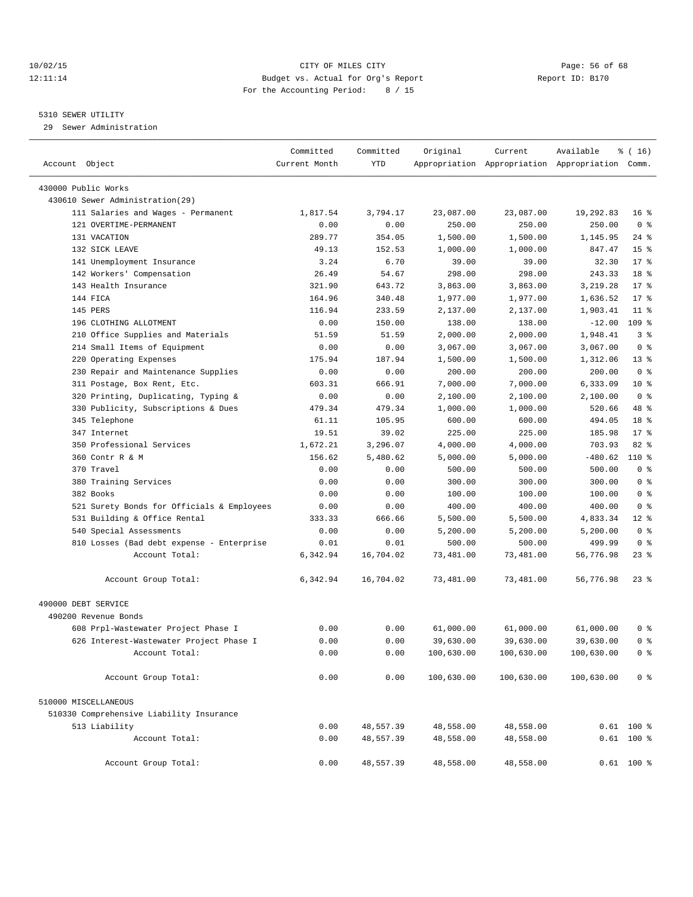10/02/15 CITY OF MILES CITY
12:11:14 Budget vs. Actual for Org's Report Report ID: B170
For the Accounting Period: 8 / 15

5310 SEWER UTILITY
29 Sewer Administration

| Account Object | Committed Current Month | Committed YTD | Original Appropriation | Current Appropriation | Available Appropriation | % ( 16) Comm. |
|---|---|---|---|---|---|---|
| 430000 Public Works | | | | | | |
| 430610 Sewer Administration(29) | | | | | | |
| 111 Salaries and Wages - Permanent | 1,817.54 | 3,794.17 | 23,087.00 | 23,087.00 | 19,292.83 | 16 % |
| 121 OVERTIME-PERMANENT | 0.00 | 0.00 | 250.00 | 250.00 | 250.00 | 0 % |
| 131 VACATION | 289.77 | 354.05 | 1,500.00 | 1,500.00 | 1,145.95 | 24 % |
| 132 SICK LEAVE | 49.13 | 152.53 | 1,000.00 | 1,000.00 | 847.47 | 15 % |
| 141 Unemployment Insurance | 3.24 | 6.70 | 39.00 | 39.00 | 32.30 | 17 % |
| 142 Workers' Compensation | 26.49 | 54.67 | 298.00 | 298.00 | 243.33 | 18 % |
| 143 Health Insurance | 321.90 | 643.72 | 3,863.00 | 3,863.00 | 3,219.28 | 17 % |
| 144 FICA | 164.96 | 340.48 | 1,977.00 | 1,977.00 | 1,636.52 | 17 % |
| 145 PERS | 116.94 | 233.59 | 2,137.00 | 2,137.00 | 1,903.41 | 11 % |
| 196 CLOTHING ALLOTMENT | 0.00 | 150.00 | 138.00 | 138.00 | -12.00 | 109 % |
| 210 Office Supplies and Materials | 51.59 | 51.59 | 2,000.00 | 2,000.00 | 1,948.41 | 3 % |
| 214 Small Items of Equipment | 0.00 | 0.00 | 3,067.00 | 3,067.00 | 3,067.00 | 0 % |
| 220 Operating Expenses | 175.94 | 187.94 | 1,500.00 | 1,500.00 | 1,312.06 | 13 % |
| 230 Repair and Maintenance Supplies | 0.00 | 0.00 | 200.00 | 200.00 | 200.00 | 0 % |
| 311 Postage, Box Rent, Etc. | 603.31 | 666.91 | 7,000.00 | 7,000.00 | 6,333.09 | 10 % |
| 320 Printing, Duplicating, Typing & | 0.00 | 0.00 | 2,100.00 | 2,100.00 | 2,100.00 | 0 % |
| 330 Publicity, Subscriptions & Dues | 479.34 | 479.34 | 1,000.00 | 1,000.00 | 520.66 | 48 % |
| 345 Telephone | 61.11 | 105.95 | 600.00 | 600.00 | 494.05 | 18 % |
| 347 Internet | 19.51 | 39.02 | 225.00 | 225.00 | 185.98 | 17 % |
| 350 Professional Services | 1,672.21 | 3,296.07 | 4,000.00 | 4,000.00 | 703.93 | 82 % |
| 360 Contr R & M | 156.62 | 5,480.62 | 5,000.00 | 5,000.00 | -480.62 | 110 % |
| 370 Travel | 0.00 | 0.00 | 500.00 | 500.00 | 500.00 | 0 % |
| 380 Training Services | 0.00 | 0.00 | 300.00 | 300.00 | 300.00 | 0 % |
| 382 Books | 0.00 | 0.00 | 100.00 | 100.00 | 100.00 | 0 % |
| 521 Surety Bonds for Officials & Employees | 0.00 | 0.00 | 400.00 | 400.00 | 400.00 | 0 % |
| 531 Building & Office Rental | 333.33 | 666.66 | 5,500.00 | 5,500.00 | 4,833.34 | 12 % |
| 540 Special Assessments | 0.00 | 0.00 | 5,200.00 | 5,200.00 | 5,200.00 | 0 % |
| 810 Losses (Bad debt expense - Enterprise | 0.01 | 0.01 | 500.00 | 500.00 | 499.99 | 0 % |
| Account Total: | 6,342.94 | 16,704.02 | 73,481.00 | 73,481.00 | 56,776.98 | 23 % |
| Account Group Total: | 6,342.94 | 16,704.02 | 73,481.00 | 73,481.00 | 56,776.98 | 23 % |
| 490000 DEBT SERVICE | | | | | | |
| 490200 Revenue Bonds | | | | | | |
| 608 Prpl-Wastewater Project Phase I | 0.00 | 0.00 | 61,000.00 | 61,000.00 | 61,000.00 | 0 % |
| 626 Interest-Wastewater Project Phase I | 0.00 | 0.00 | 39,630.00 | 39,630.00 | 39,630.00 | 0 % |
| Account Total: | 0.00 | 0.00 | 100,630.00 | 100,630.00 | 100,630.00 | 0 % |
| Account Group Total: | 0.00 | 0.00 | 100,630.00 | 100,630.00 | 100,630.00 | 0 % |
| 510000 MISCELLANEOUS | | | | | | |
| 510330 Comprehensive Liability Insurance | | | | | | |
| 513 Liability | 0.00 | 48,557.39 | 48,558.00 | 48,558.00 | 0.61 | 100 % |
| Account Total: | 0.00 | 48,557.39 | 48,558.00 | 48,558.00 | 0.61 | 100 % |
| Account Group Total: | 0.00 | 48,557.39 | 48,558.00 | 48,558.00 | 0.61 | 100 % |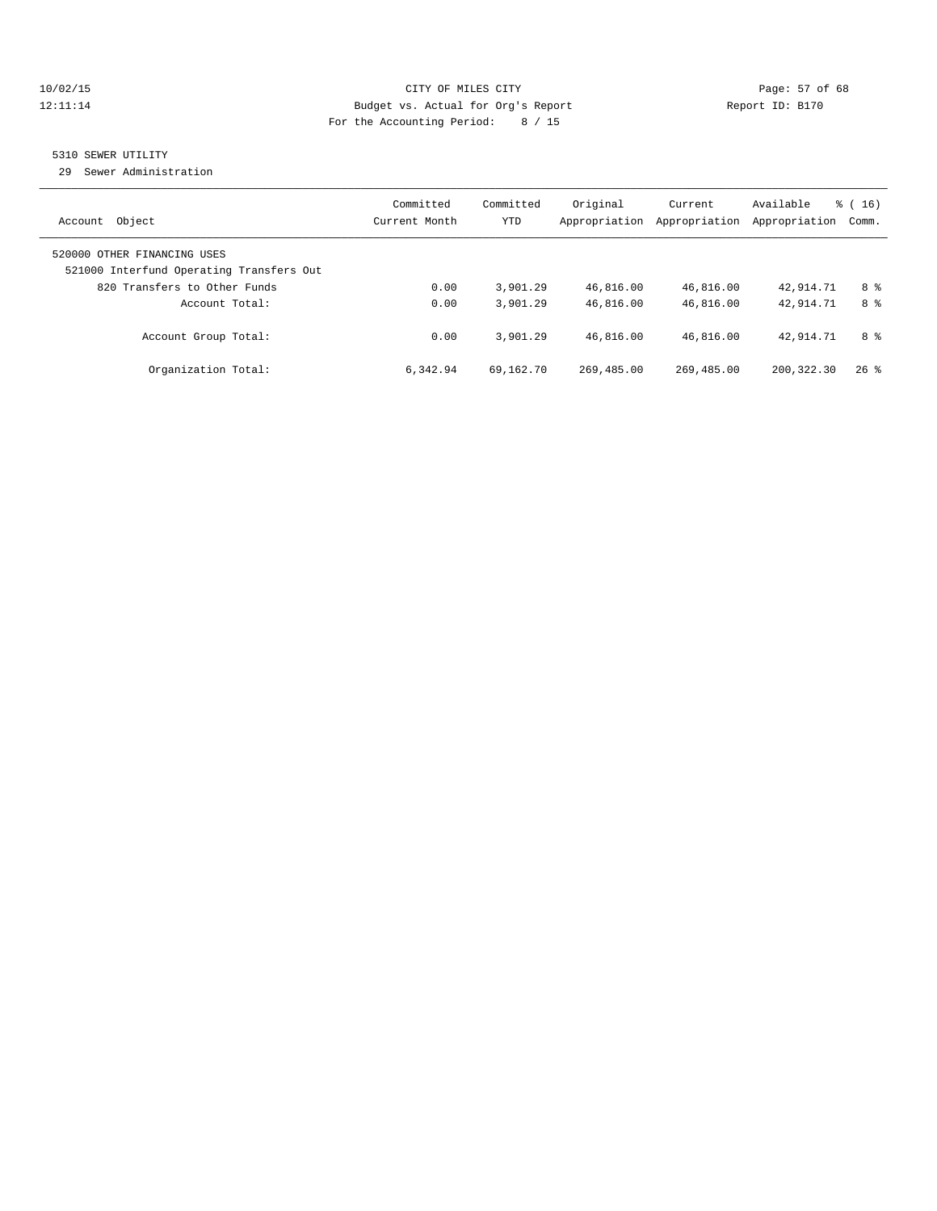CITY OF MILES CITY

Budget vs. Actual for Org's Report

For the Accounting Period: 8 / 15

5310 SEWER UTILITY

29 Sewer Administration

| Account Object | Committed Current Month | Committed YTD | Original Appropriation | Current Appropriation | Available Appropriation | % ( 16) Comm. |
|---|---|---|---|---|---|---|
| 520000 OTHER FINANCING USES | | | | | | |
| 521000 Interfund Operating Transfers Out | | | | | | |
| 820 Transfers to Other Funds | 0.00 | 3,901.29 | 46,816.00 | 46,816.00 | 42,914.71 | 8 % |
| Account Total: | 0.00 | 3,901.29 | 46,816.00 | 46,816.00 | 42,914.71 | 8 % |
| Account Group Total: | 0.00 | 3,901.29 | 46,816.00 | 46,816.00 | 42,914.71 | 8 % |
| Organization Total: | 6,342.94 | 69,162.70 | 269,485.00 | 269,485.00 | 200,322.30 | 26 % |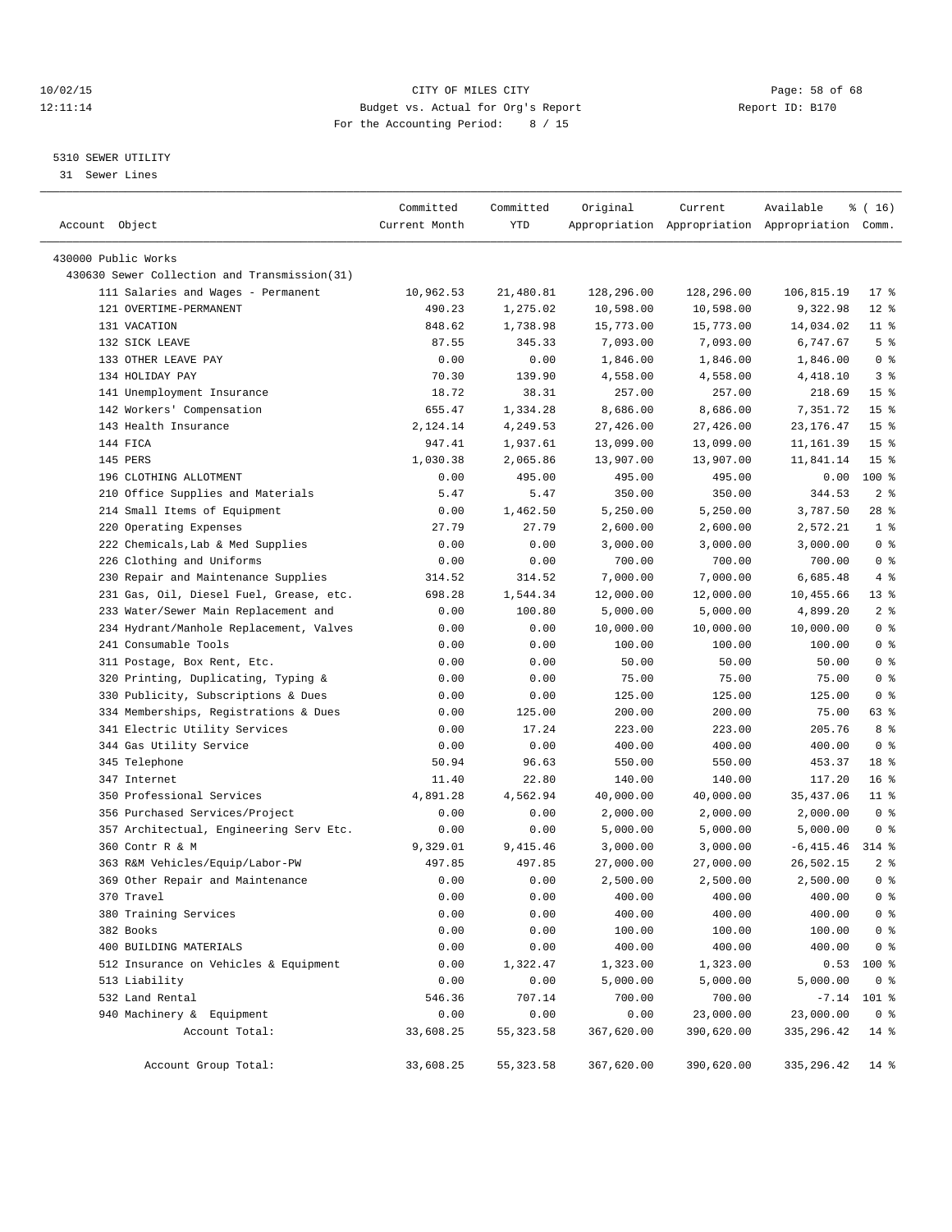CITY OF MILES CITY
Budget vs. Actual for Org's Report
For the Accounting Period: 8 / 15

## 5310 SEWER UTILITY
31 Sewer Lines

| Account Object | Committed Current Month | Committed YTD | Original Appropriation | Current Appropriation | Available Appropriation | % ( 16) Comm. |
|---|---|---|---|---|---|---|
| 430000 Public Works | | | | | | |
| 430630 Sewer Collection and Transmission(31) | | | | | | |
| 111 Salaries and Wages - Permanent | 10,962.53 | 21,480.81 | 128,296.00 | 128,296.00 | 106,815.19 | 17 % |
| 121 OVERTIME-PERMANENT | 490.23 | 1,275.02 | 10,598.00 | 10,598.00 | 9,322.98 | 12 % |
| 131 VACATION | 848.62 | 1,738.98 | 15,773.00 | 15,773.00 | 14,034.02 | 11 % |
| 132 SICK LEAVE | 87.55 | 345.33 | 7,093.00 | 7,093.00 | 6,747.67 | 5 % |
| 133 OTHER LEAVE PAY | 0.00 | 0.00 | 1,846.00 | 1,846.00 | 1,846.00 | 0 % |
| 134 HOLIDAY PAY | 70.30 | 139.90 | 4,558.00 | 4,558.00 | 4,418.10 | 3 % |
| 141 Unemployment Insurance | 18.72 | 38.31 | 257.00 | 257.00 | 218.69 | 15 % |
| 142 Workers' Compensation | 655.47 | 1,334.28 | 8,686.00 | 8,686.00 | 7,351.72 | 15 % |
| 143 Health Insurance | 2,124.14 | 4,249.53 | 27,426.00 | 27,426.00 | 23,176.47 | 15 % |
| 144 FICA | 947.41 | 1,937.61 | 13,099.00 | 13,099.00 | 11,161.39 | 15 % |
| 145 PERS | 1,030.38 | 2,065.86 | 13,907.00 | 13,907.00 | 11,841.14 | 15 % |
| 196 CLOTHING ALLOTMENT | 0.00 | 495.00 | 495.00 | 495.00 | 0.00 | 100 % |
| 210 Office Supplies and Materials | 5.47 | 5.47 | 350.00 | 350.00 | 344.53 | 2 % |
| 214 Small Items of Equipment | 0.00 | 1,462.50 | 5,250.00 | 5,250.00 | 3,787.50 | 28 % |
| 220 Operating Expenses | 27.79 | 27.79 | 2,600.00 | 2,600.00 | 2,572.21 | 1 % |
| 222 Chemicals,Lab & Med Supplies | 0.00 | 0.00 | 3,000.00 | 3,000.00 | 3,000.00 | 0 % |
| 226 Clothing and Uniforms | 0.00 | 0.00 | 700.00 | 700.00 | 700.00 | 0 % |
| 230 Repair and Maintenance Supplies | 314.52 | 314.52 | 7,000.00 | 7,000.00 | 6,685.48 | 4 % |
| 231 Gas, Oil, Diesel Fuel, Grease, etc. | 698.28 | 1,544.34 | 12,000.00 | 12,000.00 | 10,455.66 | 13 % |
| 233 Water/Sewer Main Replacement and | 0.00 | 100.80 | 5,000.00 | 5,000.00 | 4,899.20 | 2 % |
| 234 Hydrant/Manhole Replacement, Valves | 0.00 | 0.00 | 10,000.00 | 10,000.00 | 10,000.00 | 0 % |
| 241 Consumable Tools | 0.00 | 0.00 | 100.00 | 100.00 | 100.00 | 0 % |
| 311 Postage, Box Rent, Etc. | 0.00 | 0.00 | 50.00 | 50.00 | 50.00 | 0 % |
| 320 Printing, Duplicating, Typing & | 0.00 | 0.00 | 75.00 | 75.00 | 75.00 | 0 % |
| 330 Publicity, Subscriptions & Dues | 0.00 | 0.00 | 125.00 | 125.00 | 125.00 | 0 % |
| 334 Memberships, Registrations & Dues | 0.00 | 125.00 | 200.00 | 200.00 | 75.00 | 63 % |
| 341 Electric Utility Services | 0.00 | 17.24 | 223.00 | 223.00 | 205.76 | 8 % |
| 344 Gas Utility Service | 0.00 | 0.00 | 400.00 | 400.00 | 400.00 | 0 % |
| 345 Telephone | 50.94 | 96.63 | 550.00 | 550.00 | 453.37 | 18 % |
| 347 Internet | 11.40 | 22.80 | 140.00 | 140.00 | 117.20 | 16 % |
| 350 Professional Services | 4,891.28 | 4,562.94 | 40,000.00 | 40,000.00 | 35,437.06 | 11 % |
| 356 Purchased Services/Project | 0.00 | 0.00 | 2,000.00 | 2,000.00 | 2,000.00 | 0 % |
| 357 Architectual, Engineering Serv Etc. | 0.00 | 0.00 | 5,000.00 | 5,000.00 | 5,000.00 | 0 % |
| 360 Contr R & M | 9,329.01 | 9,415.46 | 3,000.00 | 3,000.00 | -6,415.46 | 314 % |
| 363 R&M Vehicles/Equip/Labor-PW | 497.85 | 497.85 | 27,000.00 | 27,000.00 | 26,502.15 | 2 % |
| 369 Other Repair and Maintenance | 0.00 | 0.00 | 2,500.00 | 2,500.00 | 2,500.00 | 0 % |
| 370 Travel | 0.00 | 0.00 | 400.00 | 400.00 | 400.00 | 0 % |
| 380 Training Services | 0.00 | 0.00 | 400.00 | 400.00 | 400.00 | 0 % |
| 382 Books | 0.00 | 0.00 | 100.00 | 100.00 | 100.00 | 0 % |
| 400 BUILDING MATERIALS | 0.00 | 0.00 | 400.00 | 400.00 | 400.00 | 0 % |
| 512 Insurance on Vehicles & Equipment | 0.00 | 1,322.47 | 1,323.00 | 1,323.00 | 0.53 | 100 % |
| 513 Liability | 0.00 | 0.00 | 5,000.00 | 5,000.00 | 5,000.00 | 0 % |
| 532 Land Rental | 546.36 | 707.14 | 700.00 | 700.00 | -7.14 | 101 % |
| 940 Machinery & Equipment | 0.00 | 0.00 | 0.00 | 23,000.00 | 23,000.00 | 0 % |
| Account Total: | 33,608.25 | 55,323.58 | 367,620.00 | 390,620.00 | 335,296.42 | 14 % |
| Account Group Total: | 33,608.25 | 55,323.58 | 367,620.00 | 390,620.00 | 335,296.42 | 14 % |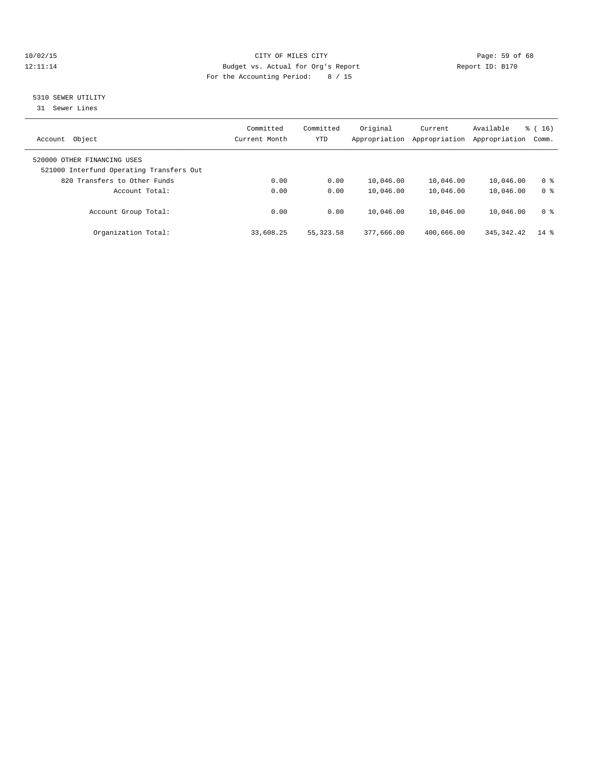CITY OF MILES CITY

Budget vs. Actual for Org's Report

For the Accounting Period: 8 / 15

10/02/15
12:11:14

Report ID: B170

## 5310 SEWER UTILITY

31 Sewer Lines

| Account Object | Committed Current Month | Committed YTD | Original Appropriation | Current Appropriation | Available Appropriation | % ( 16) Comm. |
|---|---|---|---|---|---|---|
| 520000 OTHER FINANCING USES | | | | | | |
| 521000 Interfund Operating Transfers Out | | | | | | |
| 820 Transfers to Other Funds | 0.00 | 0.00 | 10,046.00 | 10,046.00 | 10,046.00 | 0 % |
| Account Total: | 0.00 | 0.00 | 10,046.00 | 10,046.00 | 10,046.00 | 0 % |
| Account Group Total: | 0.00 | 0.00 | 10,046.00 | 10,046.00 | 10,046.00 | 0 % |
| Organization Total: | 33,608.25 | 55,323.58 | 377,666.00 | 400,666.00 | 345,342.42 | 14 % |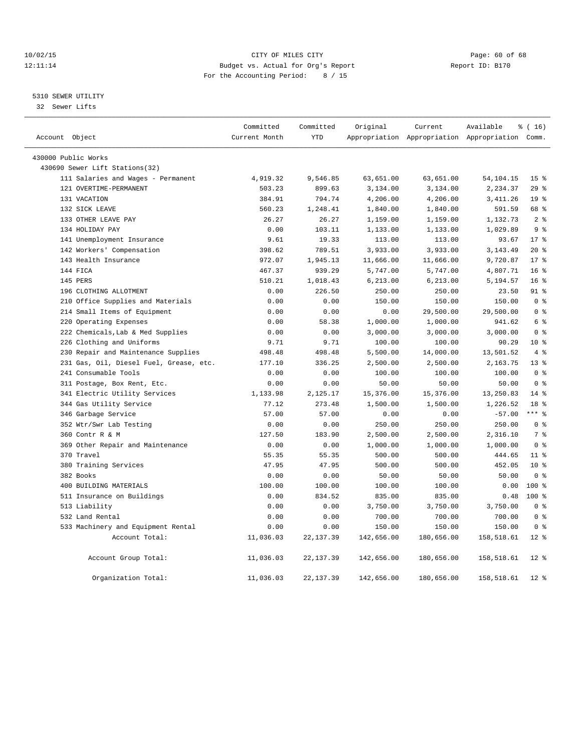CITY OF MILES CITY
Budget vs. Actual for Org's Report
For the Accounting Period: 8 / 15

5310 SEWER UTILITY
32 Sewer Lifts

| Account Object | Committed Current Month | Committed YTD | Original Appropriation | Current Appropriation | Available Appropriation | % ( 16) Comm. |
|---|---|---|---|---|---|---|
| 430000 Public Works | | | | | | |
| 430690 Sewer Lift Stations(32) | | | | | | |
| 111 Salaries and Wages - Permanent | 4,919.32 | 9,546.85 | 63,651.00 | 63,651.00 | 54,104.15 | 15 % |
| 121 OVERTIME-PERMANENT | 503.23 | 899.63 | 3,134.00 | 3,134.00 | 2,234.37 | 29 % |
| 131 VACATION | 384.91 | 794.74 | 4,206.00 | 4,206.00 | 3,411.26 | 19 % |
| 132 SICK LEAVE | 560.23 | 1,248.41 | 1,840.00 | 1,840.00 | 591.59 | 68 % |
| 133 OTHER LEAVE PAY | 26.27 | 26.27 | 1,159.00 | 1,159.00 | 1,132.73 | 2 % |
| 134 HOLIDAY PAY | 0.00 | 103.11 | 1,133.00 | 1,133.00 | 1,029.89 | 9 % |
| 141 Unemployment Insurance | 9.61 | 19.33 | 113.00 | 113.00 | 93.67 | 17 % |
| 142 Workers' Compensation | 398.62 | 789.51 | 3,933.00 | 3,933.00 | 3,143.49 | 20 % |
| 143 Health Insurance | 972.07 | 1,945.13 | 11,666.00 | 11,666.00 | 9,720.87 | 17 % |
| 144 FICA | 467.37 | 939.29 | 5,747.00 | 5,747.00 | 4,807.71 | 16 % |
| 145 PERS | 510.21 | 1,018.43 | 6,213.00 | 6,213.00 | 5,194.57 | 16 % |
| 196 CLOTHING ALLOTMENT | 0.00 | 226.50 | 250.00 | 250.00 | 23.50 | 91 % |
| 210 Office Supplies and Materials | 0.00 | 0.00 | 150.00 | 150.00 | 150.00 | 0 % |
| 214 Small Items of Equipment | 0.00 | 0.00 | 0.00 | 29,500.00 | 29,500.00 | 0 % |
| 220 Operating Expenses | 0.00 | 58.38 | 1,000.00 | 1,000.00 | 941.62 | 6 % |
| 222 Chemicals,Lab & Med Supplies | 0.00 | 0.00 | 3,000.00 | 3,000.00 | 3,000.00 | 0 % |
| 226 Clothing and Uniforms | 9.71 | 9.71 | 100.00 | 100.00 | 90.29 | 10 % |
| 230 Repair and Maintenance Supplies | 498.48 | 498.48 | 5,500.00 | 14,000.00 | 13,501.52 | 4 % |
| 231 Gas, Oil, Diesel Fuel, Grease, etc. | 177.10 | 336.25 | 2,500.00 | 2,500.00 | 2,163.75 | 13 % |
| 241 Consumable Tools | 0.00 | 0.00 | 100.00 | 100.00 | 100.00 | 0 % |
| 311 Postage, Box Rent, Etc. | 0.00 | 0.00 | 50.00 | 50.00 | 50.00 | 0 % |
| 341 Electric Utility Services | 1,133.98 | 2,125.17 | 15,376.00 | 15,376.00 | 13,250.83 | 14 % |
| 344 Gas Utility Service | 77.12 | 273.48 | 1,500.00 | 1,500.00 | 1,226.52 | 18 % |
| 346 Garbage Service | 57.00 | 57.00 | 0.00 | 0.00 | -57.00 | *** % |
| 352 Wtr/Swr Lab Testing | 0.00 | 0.00 | 250.00 | 250.00 | 250.00 | 0 % |
| 360 Contr R & M | 127.50 | 183.90 | 2,500.00 | 2,500.00 | 2,316.10 | 7 % |
| 369 Other Repair and Maintenance | 0.00 | 0.00 | 1,000.00 | 1,000.00 | 1,000.00 | 0 % |
| 370 Travel | 55.35 | 55.35 | 500.00 | 500.00 | 444.65 | 11 % |
| 380 Training Services | 47.95 | 47.95 | 500.00 | 500.00 | 452.05 | 10 % |
| 382 Books | 0.00 | 0.00 | 50.00 | 50.00 | 50.00 | 0 % |
| 400 BUILDING MATERIALS | 100.00 | 100.00 | 100.00 | 100.00 | 0.00 | 100 % |
| 511 Insurance on Buildings | 0.00 | 834.52 | 835.00 | 835.00 | 0.48 | 100 % |
| 513 Liability | 0.00 | 0.00 | 3,750.00 | 3,750.00 | 3,750.00 | 0 % |
| 532 Land Rental | 0.00 | 0.00 | 700.00 | 700.00 | 700.00 | 0 % |
| 533 Machinery and Equipment Rental | 0.00 | 0.00 | 150.00 | 150.00 | 150.00 | 0 % |
| Account Total: | 11,036.03 | 22,137.39 | 142,656.00 | 180,656.00 | 158,518.61 | 12 % |
| Account Group Total: | 11,036.03 | 22,137.39 | 142,656.00 | 180,656.00 | 158,518.61 | 12 % |
| Organization Total: | 11,036.03 | 22,137.39 | 142,656.00 | 180,656.00 | 158,518.61 | 12 % |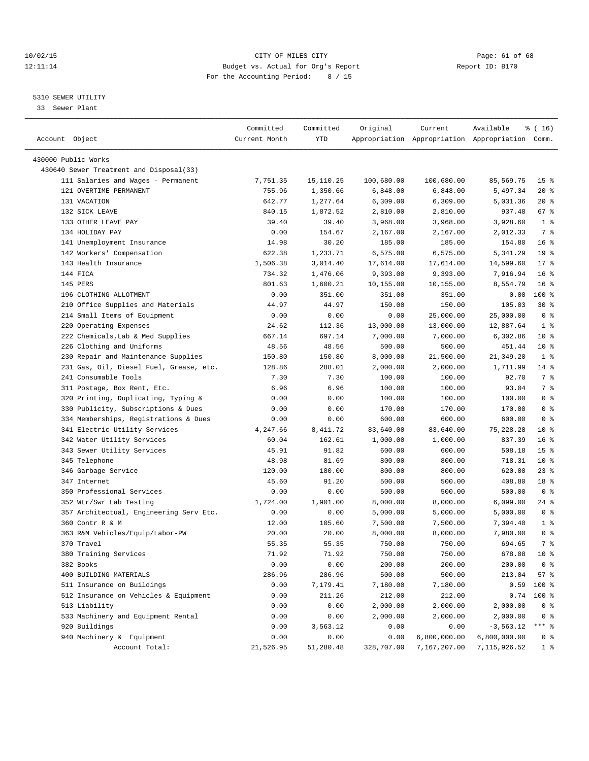CITY OF MILES CITY
Budget vs. Actual for Org's Report
For the Accounting Period: 8 / 15

Report ID: B170

10/02/15
12:11:14

5310 SEWER UTILITY
33 Sewer Plant

| Account Object | Committed Current Month | Committed YTD | Original Appropriation | Current Appropriation | Available Appropriation | % ( 16) Comm. |
|---|---|---|---|---|---|---|
| 430000 Public Works | | | | | | |
| 430640 Sewer Treatment and Disposal(33) | | | | | | |
| 111 Salaries and Wages - Permanent | 7,751.35 | 15,110.25 | 100,680.00 | 100,680.00 | 85,569.75 | 15 % |
| 121 OVERTIME-PERMANENT | 755.96 | 1,350.66 | 6,848.00 | 6,848.00 | 5,497.34 | 20 % |
| 131 VACATION | 642.77 | 1,277.64 | 6,309.00 | 6,309.00 | 5,031.36 | 20 % |
| 132 SICK LEAVE | 840.15 | 1,872.52 | 2,810.00 | 2,810.00 | 937.48 | 67 % |
| 133 OTHER LEAVE PAY | 39.40 | 39.40 | 3,968.00 | 3,968.00 | 3,928.60 | 1 % |
| 134 HOLIDAY PAY | 0.00 | 154.67 | 2,167.00 | 2,167.00 | 2,012.33 | 7 % |
| 141 Unemployment Insurance | 14.98 | 30.20 | 185.00 | 185.00 | 154.80 | 16 % |
| 142 Workers' Compensation | 622.38 | 1,233.71 | 6,575.00 | 6,575.00 | 5,341.29 | 19 % |
| 143 Health Insurance | 1,506.38 | 3,014.40 | 17,614.00 | 17,614.00 | 14,599.60 | 17 % |
| 144 FICA | 734.32 | 1,476.06 | 9,393.00 | 9,393.00 | 7,916.94 | 16 % |
| 145 PERS | 801.63 | 1,600.21 | 10,155.00 | 10,155.00 | 8,554.79 | 16 % |
| 196 CLOTHING ALLOTMENT | 0.00 | 351.00 | 351.00 | 351.00 | 0.00 | 100 % |
| 210 Office Supplies and Materials | 44.97 | 44.97 | 150.00 | 150.00 | 105.03 | 30 % |
| 214 Small Items of Equipment | 0.00 | 0.00 | 0.00 | 25,000.00 | 25,000.00 | 0 % |
| 220 Operating Expenses | 24.62 | 112.36 | 13,000.00 | 13,000.00 | 12,887.64 | 1 % |
| 222 Chemicals,Lab & Med Supplies | 667.14 | 697.14 | 7,000.00 | 7,000.00 | 6,302.86 | 10 % |
| 226 Clothing and Uniforms | 48.56 | 48.56 | 500.00 | 500.00 | 451.44 | 10 % |
| 230 Repair and Maintenance Supplies | 150.80 | 150.80 | 8,000.00 | 21,500.00 | 21,349.20 | 1 % |
| 231 Gas, Oil, Diesel Fuel, Grease, etc. | 128.86 | 288.01 | 2,000.00 | 2,000.00 | 1,711.99 | 14 % |
| 241 Consumable Tools | 7.30 | 7.30 | 100.00 | 100.00 | 92.70 | 7 % |
| 311 Postage, Box Rent, Etc. | 6.96 | 6.96 | 100.00 | 100.00 | 93.04 | 7 % |
| 320 Printing, Duplicating, Typing & | 0.00 | 0.00 | 100.00 | 100.00 | 100.00 | 0 % |
| 330 Publicity, Subscriptions & Dues | 0.00 | 0.00 | 170.00 | 170.00 | 170.00 | 0 % |
| 334 Memberships, Registrations & Dues | 0.00 | 0.00 | 600.00 | 600.00 | 600.00 | 0 % |
| 341 Electric Utility Services | 4,247.66 | 8,411.72 | 83,640.00 | 83,640.00 | 75,228.28 | 10 % |
| 342 Water Utility Services | 60.04 | 162.61 | 1,000.00 | 1,000.00 | 837.39 | 16 % |
| 343 Sewer Utility Services | 45.91 | 91.82 | 600.00 | 600.00 | 508.18 | 15 % |
| 345 Telephone | 48.98 | 81.69 | 800.00 | 800.00 | 718.31 | 10 % |
| 346 Garbage Service | 120.00 | 180.00 | 800.00 | 800.00 | 620.00 | 23 % |
| 347 Internet | 45.60 | 91.20 | 500.00 | 500.00 | 408.80 | 18 % |
| 350 Professional Services | 0.00 | 0.00 | 500.00 | 500.00 | 500.00 | 0 % |
| 352 Wtr/Swr Lab Testing | 1,724.00 | 1,901.00 | 8,000.00 | 8,000.00 | 6,099.00 | 24 % |
| 357 Architectual, Engineering Serv Etc. | 0.00 | 0.00 | 5,000.00 | 5,000.00 | 5,000.00 | 0 % |
| 360 Contr R & M | 12.00 | 105.60 | 7,500.00 | 7,500.00 | 7,394.40 | 1 % |
| 363 R&M Vehicles/Equip/Labor-PW | 20.00 | 20.00 | 8,000.00 | 8,000.00 | 7,980.00 | 0 % |
| 370 Travel | 55.35 | 55.35 | 750.00 | 750.00 | 694.65 | 7 % |
| 380 Training Services | 71.92 | 71.92 | 750.00 | 750.00 | 678.08 | 10 % |
| 382 Books | 0.00 | 0.00 | 200.00 | 200.00 | 200.00 | 0 % |
| 400 BUILDING MATERIALS | 286.96 | 286.96 | 500.00 | 500.00 | 213.04 | 57 % |
| 511 Insurance on Buildings | 0.00 | 7,179.41 | 7,180.00 | 7,180.00 | 0.59 | 100 % |
| 512 Insurance on Vehicles & Equipment | 0.00 | 211.26 | 212.00 | 212.00 | 0.74 | 100 % |
| 513 Liability | 0.00 | 0.00 | 2,000.00 | 2,000.00 | 2,000.00 | 0 % |
| 533 Machinery and Equipment Rental | 0.00 | 0.00 | 2,000.00 | 2,000.00 | 2,000.00 | 0 % |
| 920 Buildings | 0.00 | 3,563.12 | 0.00 | 0.00 | -3,563.12 | *** % |
| 940 Machinery & Equipment | 0.00 | 0.00 | 0.00 | 6,800,000.00 | 6,800,000.00 | 0 % |
| Account Total: | 21,526.95 | 51,280.48 | 328,707.00 | 7,167,207.00 | 7,115,926.52 | 1 % |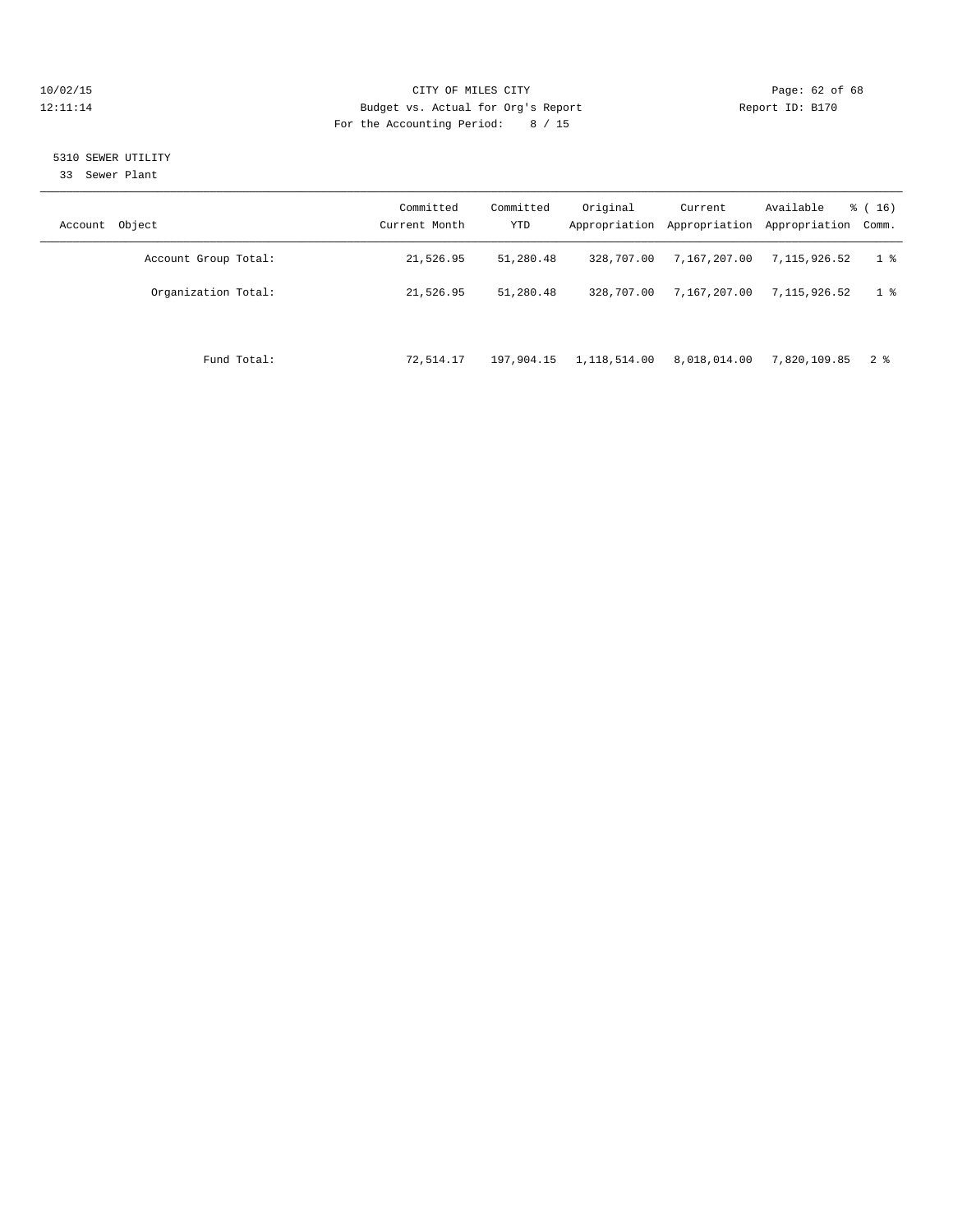CITY OF MILES CITY

Budget vs. Actual for Org's Report

For the Accounting Period: 8 / 15

## 5310 SEWER UTILITY

33 Sewer Plant

| Account Object | Committed Current Month | Committed YTD | Original Appropriation | Current Appropriation | Available Appropriation | % ( 16) Comm. |
|---|---|---|---|---|---|---|
| Account Group Total: | 21,526.95 | 51,280.48 | 328,707.00 | 7,167,207.00 | 7,115,926.52 | 1 % |
| Organization Total: | 21,526.95 | 51,280.48 | 328,707.00 | 7,167,207.00 | 7,115,926.52 | 1 % |
| Fund Total: | 72,514.17 | 197,904.15 | 1,118,514.00 | 8,018,014.00 | 7,820,109.85 | 2 % |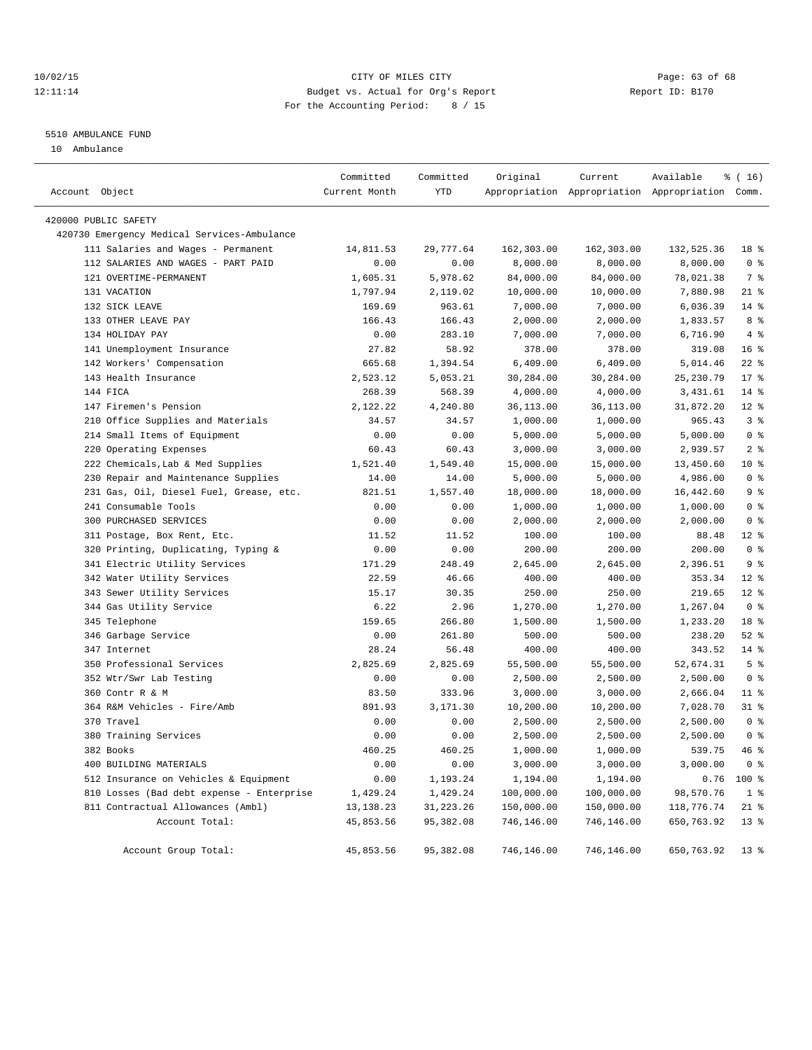CITY OF MILES CITY
Budget vs. Actual for Org's Report
For the Accounting Period: 8 / 15

10/02/15
12:11:14

Report ID: B170

5510 AMBULANCE FUND
10 Ambulance

| Account Object | Committed Current Month | Committed YTD | Original Appropriation | Current Appropriation | Available Appropriation | % ( 16) Comm. |
|---|---|---|---|---|---|---|
| 420000 PUBLIC SAFETY | | | | | | |
| 420730 Emergency Medical Services-Ambulance | | | | | | |
| 111 Salaries and Wages - Permanent | 14,811.53 | 29,777.64 | 162,303.00 | 162,303.00 | 132,525.36 | 18 % |
| 112 SALARIES AND WAGES - PART PAID | 0.00 | 0.00 | 8,000.00 | 8,000.00 | 8,000.00 | 0 % |
| 121 OVERTIME-PERMANENT | 1,605.31 | 5,978.62 | 84,000.00 | 84,000.00 | 78,021.38 | 7 % |
| 131 VACATION | 1,797.94 | 2,119.02 | 10,000.00 | 10,000.00 | 7,880.98 | 21 % |
| 132 SICK LEAVE | 169.69 | 963.61 | 7,000.00 | 7,000.00 | 6,036.39 | 14 % |
| 133 OTHER LEAVE PAY | 166.43 | 166.43 | 2,000.00 | 2,000.00 | 1,833.57 | 8 % |
| 134 HOLIDAY PAY | 0.00 | 283.10 | 7,000.00 | 7,000.00 | 6,716.90 | 4 % |
| 141 Unemployment Insurance | 27.82 | 58.92 | 378.00 | 378.00 | 319.08 | 16 % |
| 142 Workers' Compensation | 665.68 | 1,394.54 | 6,409.00 | 6,409.00 | 5,014.46 | 22 % |
| 143 Health Insurance | 2,523.12 | 5,053.21 | 30,284.00 | 30,284.00 | 25,230.79 | 17 % |
| 144 FICA | 268.39 | 568.39 | 4,000.00 | 4,000.00 | 3,431.61 | 14 % |
| 147 Firemen's Pension | 2,122.22 | 4,240.80 | 36,113.00 | 36,113.00 | 31,872.20 | 12 % |
| 210 Office Supplies and Materials | 34.57 | 34.57 | 1,000.00 | 1,000.00 | 965.43 | 3 % |
| 214 Small Items of Equipment | 0.00 | 0.00 | 5,000.00 | 5,000.00 | 5,000.00 | 0 % |
| 220 Operating Expenses | 60.43 | 60.43 | 3,000.00 | 3,000.00 | 2,939.57 | 2 % |
| 222 Chemicals,Lab & Med Supplies | 1,521.40 | 1,549.40 | 15,000.00 | 15,000.00 | 13,450.60 | 10 % |
| 230 Repair and Maintenance Supplies | 14.00 | 14.00 | 5,000.00 | 5,000.00 | 4,986.00 | 0 % |
| 231 Gas, Oil, Diesel Fuel, Grease, etc. | 821.51 | 1,557.40 | 18,000.00 | 18,000.00 | 16,442.60 | 9 % |
| 241 Consumable Tools | 0.00 | 0.00 | 1,000.00 | 1,000.00 | 1,000.00 | 0 % |
| 300 PURCHASED SERVICES | 0.00 | 0.00 | 2,000.00 | 2,000.00 | 2,000.00 | 0 % |
| 311 Postage, Box Rent, Etc. | 11.52 | 11.52 | 100.00 | 100.00 | 88.48 | 12 % |
| 320 Printing, Duplicating, Typing & | 0.00 | 0.00 | 200.00 | 200.00 | 200.00 | 0 % |
| 341 Electric Utility Services | 171.29 | 248.49 | 2,645.00 | 2,645.00 | 2,396.51 | 9 % |
| 342 Water Utility Services | 22.59 | 46.66 | 400.00 | 400.00 | 353.34 | 12 % |
| 343 Sewer Utility Services | 15.17 | 30.35 | 250.00 | 250.00 | 219.65 | 12 % |
| 344 Gas Utility Service | 6.22 | 2.96 | 1,270.00 | 1,270.00 | 1,267.04 | 0 % |
| 345 Telephone | 159.65 | 266.80 | 1,500.00 | 1,500.00 | 1,233.20 | 18 % |
| 346 Garbage Service | 0.00 | 261.80 | 500.00 | 500.00 | 238.20 | 52 % |
| 347 Internet | 28.24 | 56.48 | 400.00 | 400.00 | 343.52 | 14 % |
| 350 Professional Services | 2,825.69 | 2,825.69 | 55,500.00 | 55,500.00 | 52,674.31 | 5 % |
| 352 Wtr/Swr Lab Testing | 0.00 | 0.00 | 2,500.00 | 2,500.00 | 2,500.00 | 0 % |
| 360 Contr R & M | 83.50 | 333.96 | 3,000.00 | 3,000.00 | 2,666.04 | 11 % |
| 364 R&M Vehicles - Fire/Amb | 891.93 | 3,171.30 | 10,200.00 | 10,200.00 | 7,028.70 | 31 % |
| 370 Travel | 0.00 | 0.00 | 2,500.00 | 2,500.00 | 2,500.00 | 0 % |
| 380 Training Services | 0.00 | 0.00 | 2,500.00 | 2,500.00 | 2,500.00 | 0 % |
| 382 Books | 460.25 | 460.25 | 1,000.00 | 1,000.00 | 539.75 | 46 % |
| 400 BUILDING MATERIALS | 0.00 | 0.00 | 3,000.00 | 3,000.00 | 3,000.00 | 0 % |
| 512 Insurance on Vehicles & Equipment | 0.00 | 1,193.24 | 1,194.00 | 1,194.00 | 0.76 | 100 % |
| 810 Losses (Bad debt expense - Enterprise | 1,429.24 | 1,429.24 | 100,000.00 | 100,000.00 | 98,570.76 | 1 % |
| 811 Contractual Allowances (Ambl) | 13,138.23 | 31,223.26 | 150,000.00 | 150,000.00 | 118,776.74 | 21 % |
| Account Total: | 45,853.56 | 95,382.08 | 746,146.00 | 746,146.00 | 650,763.92 | 13 % |
| Account Group Total: | 45,853.56 | 95,382.08 | 746,146.00 | 746,146.00 | 650,763.92 | 13 % |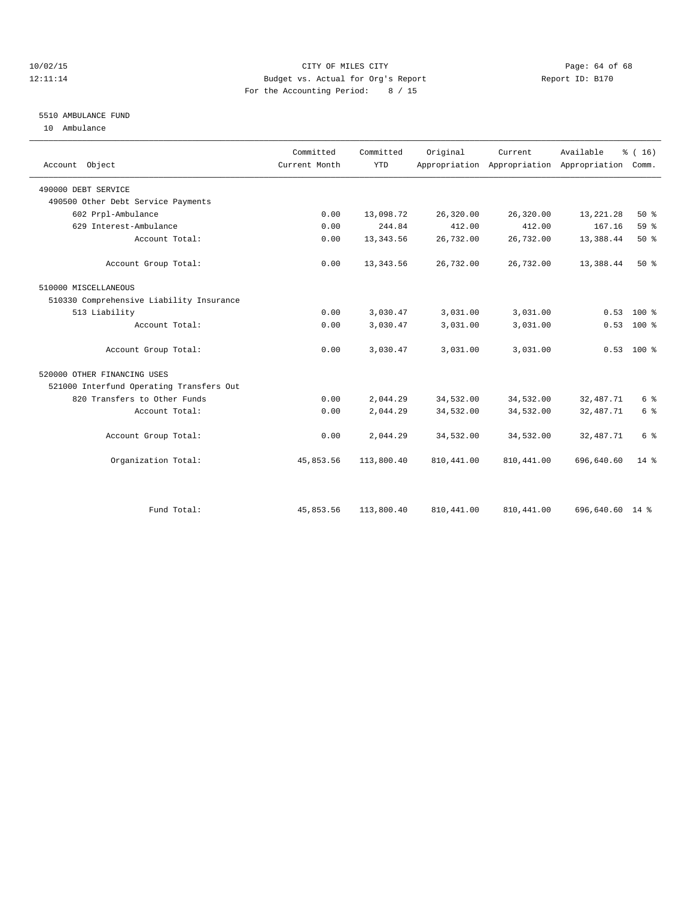CITY OF MILES CITY

Budget vs. Actual for Org's Report

For the Accounting Period: 8 / 15

10/02/15
12:11:14

Report ID: B170

## 5510 AMBULANCE FUND

10 Ambulance

| Account Object | Committed Current Month | Committed YTD | Original Appropriation | Current Appropriation | Available Appropriation | % ( 16) Comm. |
|---|---|---|---|---|---|---|
| 490000 DEBT SERVICE | | | | | | |
| 490500 Other Debt Service Payments | | | | | | |
| 602 Prpl-Ambulance | 0.00 | 13,098.72 | 26,320.00 | 26,320.00 | 13,221.28 | 50 % |
| 629 Interest-Ambulance | 0.00 | 244.84 | 412.00 | 412.00 | 167.16 | 59 % |
| Account Total: | 0.00 | 13,343.56 | 26,732.00 | 26,732.00 | 13,388.44 | 50 % |
| Account Group Total: | 0.00 | 13,343.56 | 26,732.00 | 26,732.00 | 13,388.44 | 50 % |
| 510000 MISCELLANEOUS | | | | | | |
| 510330 Comprehensive Liability Insurance | | | | | | |
| 513 Liability | 0.00 | 3,030.47 | 3,031.00 | 3,031.00 | 0.53 | 100 % |
| Account Total: | 0.00 | 3,030.47 | 3,031.00 | 3,031.00 | 0.53 | 100 % |
| Account Group Total: | 0.00 | 3,030.47 | 3,031.00 | 3,031.00 | 0.53 | 100 % |
| 520000 OTHER FINANCING USES | | | | | | |
| 521000 Interfund Operating Transfers Out | | | | | | |
| 820 Transfers to Other Funds | 0.00 | 2,044.29 | 34,532.00 | 34,532.00 | 32,487.71 | 6 % |
| Account Total: | 0.00 | 2,044.29 | 34,532.00 | 34,532.00 | 32,487.71 | 6 % |
| Account Group Total: | 0.00 | 2,044.29 | 34,532.00 | 34,532.00 | 32,487.71 | 6 % |
| Organization Total: | 45,853.56 | 113,800.40 | 810,441.00 | 810,441.00 | 696,640.60 | 14 % |
| Fund Total: | 45,853.56 | 113,800.40 | 810,441.00 | 810,441.00 | 696,640.60 | 14 % |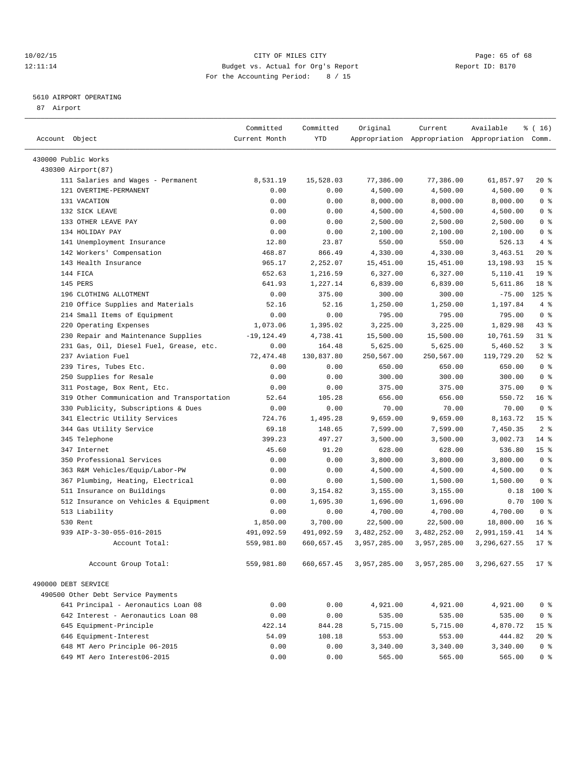CITY OF MILES CITY
Budget vs. Actual for Org's Report
For the Accounting Period: 8 / 15

10/02/15
12:11:14

Report ID: B170

## 5610 AIRPORT OPERATING

87 Airport

| Account Object | Committed Current Month | Committed YTD | Original Appropriation | Current Appropriation | Available Appropriation | % ( 16) Comm. |
|---|---|---|---|---|---|---|
| 430000 Public Works | | | | | | |
| 430300 Airport(87) | | | | | | |
| 111 Salaries and Wages - Permanent | 8,531.19 | 15,528.03 | 77,386.00 | 77,386.00 | 61,857.97 | 20 % |
| 121 OVERTIME-PERMANENT | 0.00 | 0.00 | 4,500.00 | 4,500.00 | 4,500.00 | 0 % |
| 131 VACATION | 0.00 | 0.00 | 8,000.00 | 8,000.00 | 8,000.00 | 0 % |
| 132 SICK LEAVE | 0.00 | 0.00 | 4,500.00 | 4,500.00 | 4,500.00 | 0 % |
| 133 OTHER LEAVE PAY | 0.00 | 0.00 | 2,500.00 | 2,500.00 | 2,500.00 | 0 % |
| 134 HOLIDAY PAY | 0.00 | 0.00 | 2,100.00 | 2,100.00 | 2,100.00 | 0 % |
| 141 Unemployment Insurance | 12.80 | 23.87 | 550.00 | 550.00 | 526.13 | 4 % |
| 142 Workers' Compensation | 468.87 | 866.49 | 4,330.00 | 4,330.00 | 3,463.51 | 20 % |
| 143 Health Insurance | 965.17 | 2,252.07 | 15,451.00 | 15,451.00 | 13,198.93 | 15 % |
| 144 FICA | 652.63 | 1,216.59 | 6,327.00 | 6,327.00 | 5,110.41 | 19 % |
| 145 PERS | 641.93 | 1,227.14 | 6,839.00 | 6,839.00 | 5,611.86 | 18 % |
| 196 CLOTHING ALLOTMENT | 0.00 | 375.00 | 300.00 | 300.00 | -75.00 | 125 % |
| 210 Office Supplies and Materials | 52.16 | 52.16 | 1,250.00 | 1,250.00 | 1,197.84 | 4 % |
| 214 Small Items of Equipment | 0.00 | 0.00 | 795.00 | 795.00 | 795.00 | 0 % |
| 220 Operating Expenses | 1,073.06 | 1,395.02 | 3,225.00 | 3,225.00 | 1,829.98 | 43 % |
| 230 Repair and Maintenance Supplies | -19,124.49 | 4,738.41 | 15,500.00 | 15,500.00 | 10,761.59 | 31 % |
| 231 Gas, Oil, Diesel Fuel, Grease, etc. | 0.00 | 164.48 | 5,625.00 | 5,625.00 | 5,460.52 | 3 % |
| 237 Aviation Fuel | 72,474.48 | 130,837.80 | 250,567.00 | 250,567.00 | 119,729.20 | 52 % |
| 239 Tires, Tubes Etc. | 0.00 | 0.00 | 650.00 | 650.00 | 650.00 | 0 % |
| 250 Supplies for Resale | 0.00 | 0.00 | 300.00 | 300.00 | 300.00 | 0 % |
| 311 Postage, Box Rent, Etc. | 0.00 | 0.00 | 375.00 | 375.00 | 375.00 | 0 % |
| 319 Other Communication and Transportation | 52.64 | 105.28 | 656.00 | 656.00 | 550.72 | 16 % |
| 330 Publicity, Subscriptions & Dues | 0.00 | 0.00 | 70.00 | 70.00 | 70.00 | 0 % |
| 341 Electric Utility Services | 724.76 | 1,495.28 | 9,659.00 | 9,659.00 | 8,163.72 | 15 % |
| 344 Gas Utility Service | 69.18 | 148.65 | 7,599.00 | 7,599.00 | 7,450.35 | 2 % |
| 345 Telephone | 399.23 | 497.27 | 3,500.00 | 3,500.00 | 3,002.73 | 14 % |
| 347 Internet | 45.60 | 91.20 | 628.00 | 628.00 | 536.80 | 15 % |
| 350 Professional Services | 0.00 | 0.00 | 3,800.00 | 3,800.00 | 3,800.00 | 0 % |
| 363 R&M Vehicles/Equip/Labor-PW | 0.00 | 0.00 | 4,500.00 | 4,500.00 | 4,500.00 | 0 % |
| 367 Plumbing, Heating, Electrical | 0.00 | 0.00 | 1,500.00 | 1,500.00 | 1,500.00 | 0 % |
| 511 Insurance on Buildings | 0.00 | 3,154.82 | 3,155.00 | 3,155.00 | 0.18 | 100 % |
| 512 Insurance on Vehicles & Equipment | 0.00 | 1,695.30 | 1,696.00 | 1,696.00 | 0.70 | 100 % |
| 513 Liability | 0.00 | 0.00 | 4,700.00 | 4,700.00 | 4,700.00 | 0 % |
| 530 Rent | 1,850.00 | 3,700.00 | 22,500.00 | 22,500.00 | 18,800.00 | 16 % |
| 939 AIP-3-30-055-016-2015 | 491,092.59 | 491,092.59 | 3,482,252.00 | 3,482,252.00 | 2,991,159.41 | 14 % |
| Account Total: | 559,981.80 | 660,657.45 | 3,957,285.00 | 3,957,285.00 | 3,296,627.55 | 17 % |
| Account Group Total: | 559,981.80 | 660,657.45 | 3,957,285.00 | 3,957,285.00 | 3,296,627.55 | 17 % |
| 490000 DEBT SERVICE | | | | | | |
| 490500 Other Debt Service Payments | | | | | | |
| 641 Principal - Aeronautics Loan 08 | 0.00 | 0.00 | 4,921.00 | 4,921.00 | 4,921.00 | 0 % |
| 642 Interest - Aeronautics Loan 08 | 0.00 | 0.00 | 535.00 | 535.00 | 535.00 | 0 % |
| 645 Equipment-Principle | 422.14 | 844.28 | 5,715.00 | 5,715.00 | 4,870.72 | 15 % |
| 646 Equipment-Interest | 54.09 | 108.18 | 553.00 | 553.00 | 444.82 | 20 % |
| 648 MT Aero Principle 06-2015 | 0.00 | 0.00 | 3,340.00 | 3,340.00 | 3,340.00 | 0 % |
| 649 MT Aero Interest06-2015 | 0.00 | 0.00 | 565.00 | 565.00 | 565.00 | 0 % |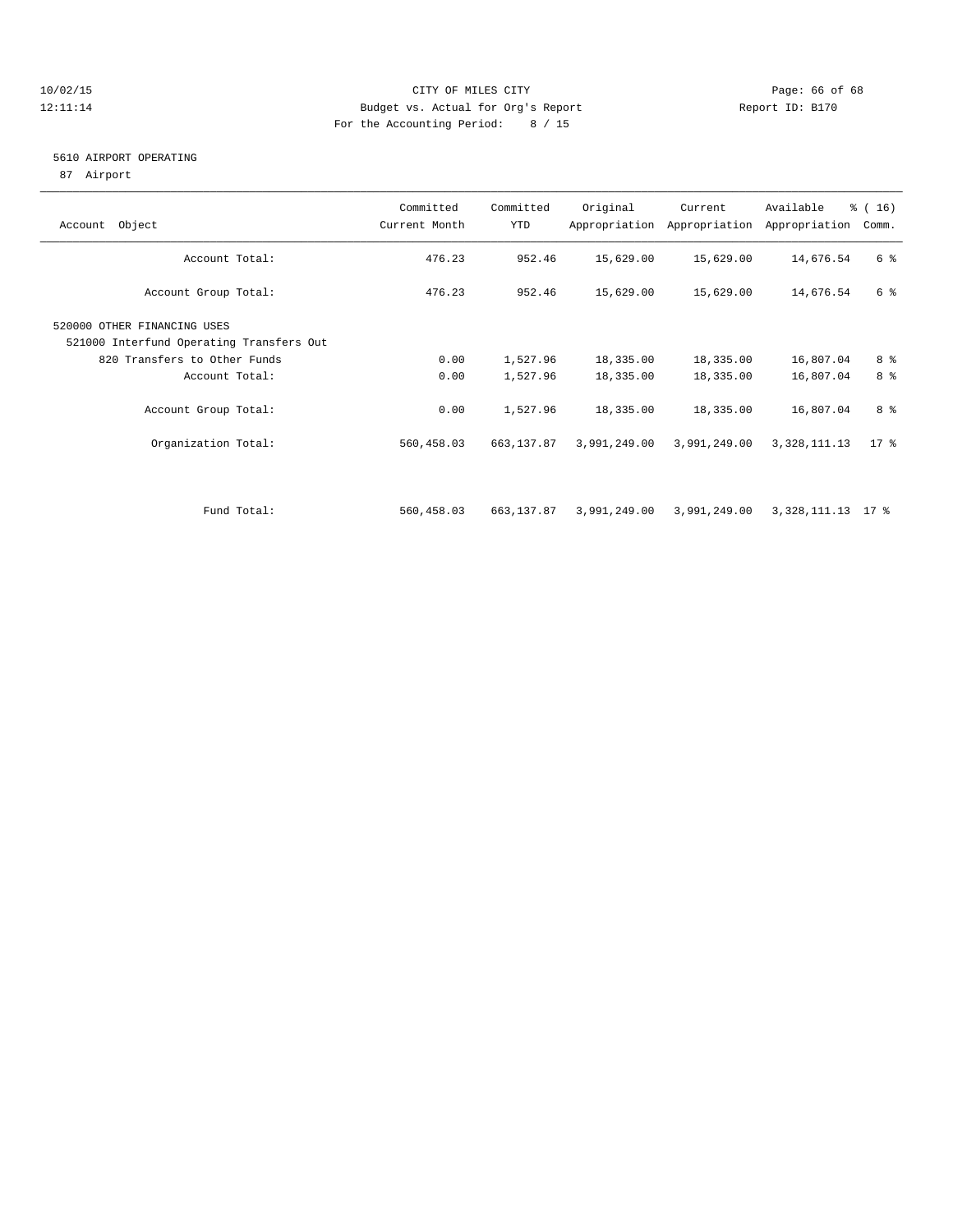CITY OF MILES CITY
Budget vs. Actual for Org's Report
For the Accounting Period: 8 / 15

10/02/15
12:11:14

Report ID: B170

## 5610 AIRPORT OPERATING

87 Airport

| Account Object | Committed Current Month | Committed YTD | Original Appropriation | Current Appropriation | Available Appropriation | % ( 16) Comm. |
|---|---|---|---|---|---|---|
| Account Total: | 476.23 | 952.46 | 15,629.00 | 15,629.00 | 14,676.54 | 6 % |
| Account Group Total: | 476.23 | 952.46 | 15,629.00 | 15,629.00 | 14,676.54 | 6 % |
| 520000 OTHER FINANCING USES | | | | | | |
| 521000 Interfund Operating Transfers Out | | | | | | |
| 820 Transfers to Other Funds | 0.00 | 1,527.96 | 18,335.00 | 18,335.00 | 16,807.04 | 8 % |
| Account Total: | 0.00 | 1,527.96 | 18,335.00 | 18,335.00 | 16,807.04 | 8 % |
| Account Group Total: | 0.00 | 1,527.96 | 18,335.00 | 18,335.00 | 16,807.04 | 8 % |
| Organization Total: | 560,458.03 | 663,137.87 | 3,991,249.00 | 3,991,249.00 | 3,328,111.13 | 17 % |
| Fund Total: | 560,458.03 | 663,137.87 | 3,991,249.00 | 3,991,249.00 | 3,328,111.13 | 17 % |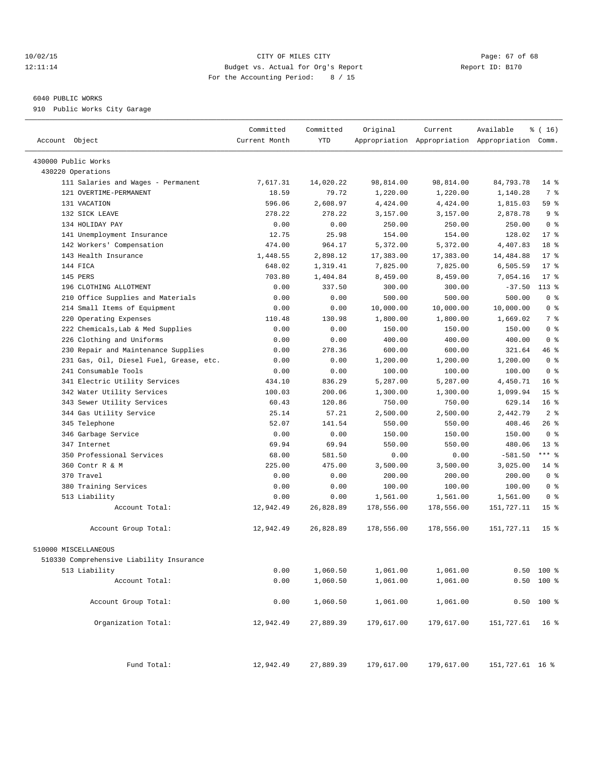10/02/15 CITY OF MILES CITY
12:11:14 Budget vs. Actual for Org's Report Report ID: B170
For the Accounting Period: 8 / 15

6040 PUBLIC WORKS
910 Public Works City Garage

| Account Object | Committed Current Month | Committed YTD | Original Appropriation | Current Appropriation | Available Appropriation | % ( 16) Comm. |
|---|---|---|---|---|---|---|
| 430000 Public Works | | | | | | |
| 430220 Operations | | | | | | |
| 111 Salaries and Wages - Permanent | 7,617.31 | 14,020.22 | 98,814.00 | 98,814.00 | 84,793.78 | 14 % |
| 121 OVERTIME-PERMANENT | 18.59 | 79.72 | 1,220.00 | 1,220.00 | 1,140.28 | 7 % |
| 131 VACATION | 596.06 | 2,608.97 | 4,424.00 | 4,424.00 | 1,815.03 | 59 % |
| 132 SICK LEAVE | 278.22 | 278.22 | 3,157.00 | 3,157.00 | 2,878.78 | 9 % |
| 134 HOLIDAY PAY | 0.00 | 0.00 | 250.00 | 250.00 | 250.00 | 0 % |
| 141 Unemployment Insurance | 12.75 | 25.98 | 154.00 | 154.00 | 128.02 | 17 % |
| 142 Workers' Compensation | 474.00 | 964.17 | 5,372.00 | 5,372.00 | 4,407.83 | 18 % |
| 143 Health Insurance | 1,448.55 | 2,898.12 | 17,383.00 | 17,383.00 | 14,484.88 | 17 % |
| 144 FICA | 648.02 | 1,319.41 | 7,825.00 | 7,825.00 | 6,505.59 | 17 % |
| 145 PERS | 703.80 | 1,404.84 | 8,459.00 | 8,459.00 | 7,054.16 | 17 % |
| 196 CLOTHING ALLOTMENT | 0.00 | 337.50 | 300.00 | 300.00 | -37.50 | 113 % |
| 210 Office Supplies and Materials | 0.00 | 0.00 | 500.00 | 500.00 | 500.00 | 0 % |
| 214 Small Items of Equipment | 0.00 | 0.00 | 10,000.00 | 10,000.00 | 10,000.00 | 0 % |
| 220 Operating Expenses | 110.48 | 130.98 | 1,800.00 | 1,800.00 | 1,669.02 | 7 % |
| 222 Chemicals,Lab & Med Supplies | 0.00 | 0.00 | 150.00 | 150.00 | 150.00 | 0 % |
| 226 Clothing and Uniforms | 0.00 | 0.00 | 400.00 | 400.00 | 400.00 | 0 % |
| 230 Repair and Maintenance Supplies | 0.00 | 278.36 | 600.00 | 600.00 | 321.64 | 46 % |
| 231 Gas, Oil, Diesel Fuel, Grease, etc. | 0.00 | 0.00 | 1,200.00 | 1,200.00 | 1,200.00 | 0 % |
| 241 Consumable Tools | 0.00 | 0.00 | 100.00 | 100.00 | 100.00 | 0 % |
| 341 Electric Utility Services | 434.10 | 836.29 | 5,287.00 | 5,287.00 | 4,450.71 | 16 % |
| 342 Water Utility Services | 100.03 | 200.06 | 1,300.00 | 1,300.00 | 1,099.94 | 15 % |
| 343 Sewer Utility Services | 60.43 | 120.86 | 750.00 | 750.00 | 629.14 | 16 % |
| 344 Gas Utility Service | 25.14 | 57.21 | 2,500.00 | 2,500.00 | 2,442.79 | 2 % |
| 345 Telephone | 52.07 | 141.54 | 550.00 | 550.00 | 408.46 | 26 % |
| 346 Garbage Service | 0.00 | 0.00 | 150.00 | 150.00 | 150.00 | 0 % |
| 347 Internet | 69.94 | 69.94 | 550.00 | 550.00 | 480.06 | 13 % |
| 350 Professional Services | 68.00 | 581.50 | 0.00 | 0.00 | -581.50 | *** % |
| 360 Contr R & M | 225.00 | 475.00 | 3,500.00 | 3,500.00 | 3,025.00 | 14 % |
| 370 Travel | 0.00 | 0.00 | 200.00 | 200.00 | 200.00 | 0 % |
| 380 Training Services | 0.00 | 0.00 | 100.00 | 100.00 | 100.00 | 0 % |
| 513 Liability | 0.00 | 0.00 | 1,561.00 | 1,561.00 | 1,561.00 | 0 % |
| Account Total: | 12,942.49 | 26,828.89 | 178,556.00 | 178,556.00 | 151,727.11 | 15 % |
| Account Group Total: | 12,942.49 | 26,828.89 | 178,556.00 | 178,556.00 | 151,727.11 | 15 % |
| 510000 MISCELLANEOUS | | | | | | |
| 510330 Comprehensive Liability Insurance | | | | | | |
| 513 Liability | 0.00 | 1,060.50 | 1,061.00 | 1,061.00 | 0.50 | 100 % |
| Account Total: | 0.00 | 1,060.50 | 1,061.00 | 1,061.00 | 0.50 | 100 % |
| Account Group Total: | 0.00 | 1,060.50 | 1,061.00 | 1,061.00 | 0.50 | 100 % |
| Organization Total: | 12,942.49 | 27,889.39 | 179,617.00 | 179,617.00 | 151,727.61 | 16 % |
| Fund Total: | 12,942.49 | 27,889.39 | 179,617.00 | 179,617.00 | 151,727.61 | 16 % |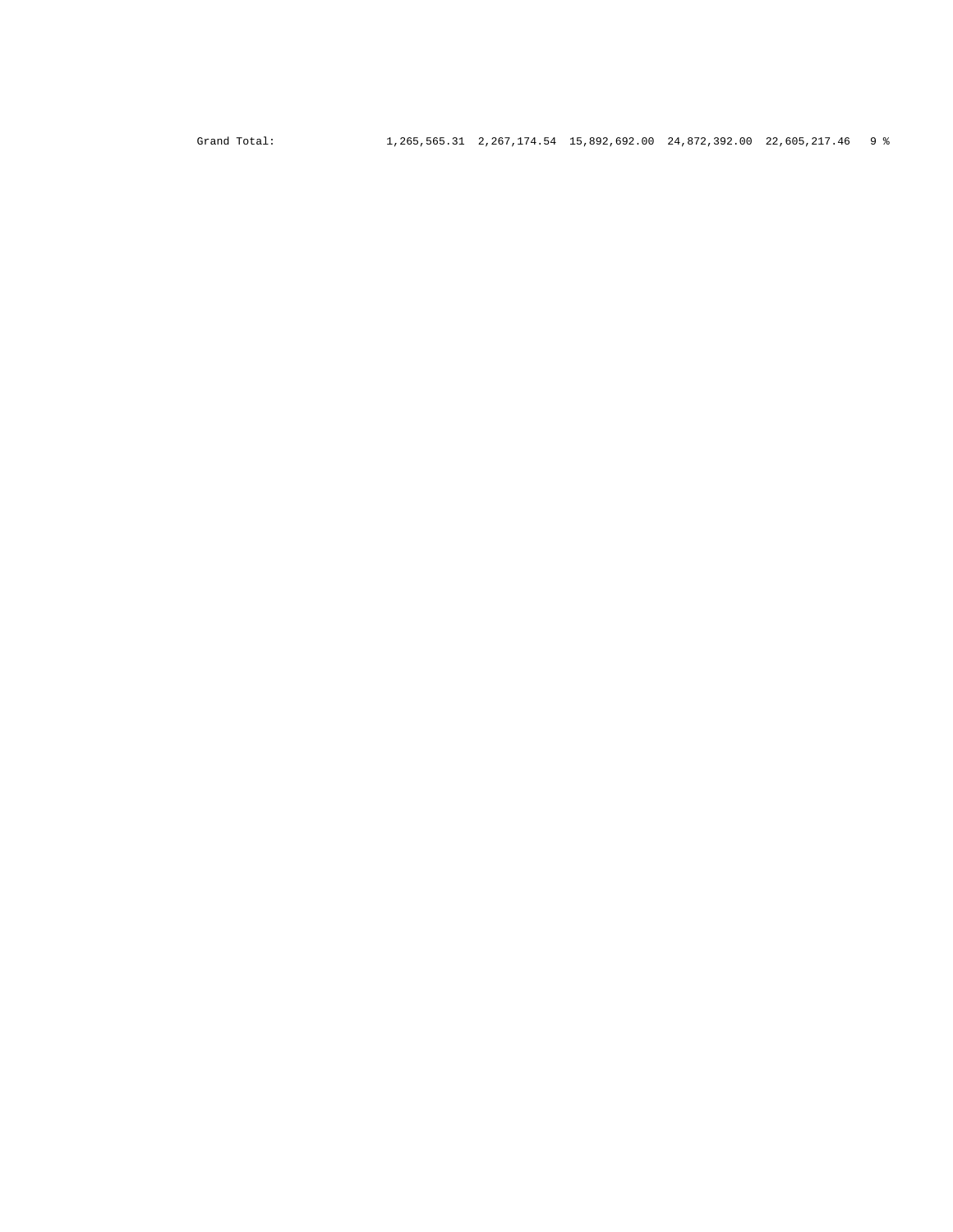| | | | | | | |
|---|---|---|---|---|---|---|
| Grand Total: | 1,265,565.31 | 2,267,174.54 | 15,892,692.00 | 24,872,392.00 | 22,605,217.46 | 9 % |